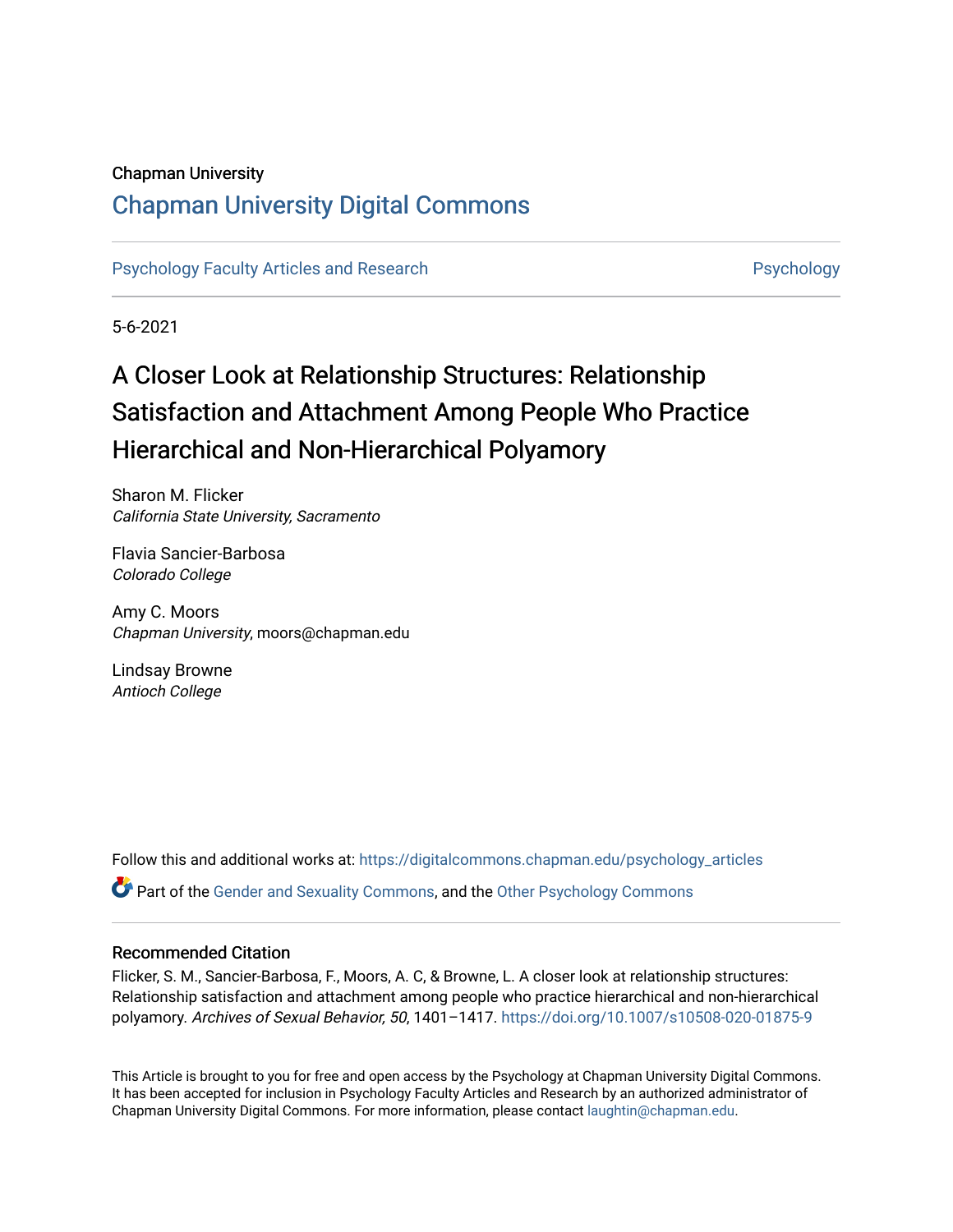Chapman University

# Chapman University Digital Commons

Psychology Faculty Articles and Research

Psychology

5-6-2021

# A Closer Look at Relationship Structures: Relationship Satisfaction and Attachment Among People Who Practice Hierarchical and Non-Hierarchical Polyamory

Sharon M. Flicker
*California State University, Sacramento*

Flavia Sancier-Barbosa
*Colorado College*

Amy C. Moors
*Chapman University*, moors@chapman.edu

Lindsay Browne
*Antioch College*

Follow this and additional works at: https://digitalcommons.chapman.edu/psychology_articles

Part of the Gender and Sexuality Commons, and the Other Psychology Commons

### Recommended Citation

Flicker, S. M., Sancier-Barbosa, F., Moors, A. C, & Browne, L. A closer look at relationship structures: Relationship satisfaction and attachment among people who practice hierarchical and non-hierarchical polyamory. *Archives of Sexual Behavior, 50*, 1401–1417. https://doi.org/10.1007/s10508-020-01875-9

This Article is brought to you for free and open access by the Psychology at Chapman University Digital Commons. It has been accepted for inclusion in Psychology Faculty Articles and Research by an authorized administrator of Chapman University Digital Commons. For more information, please contact laughtin@chapman.edu.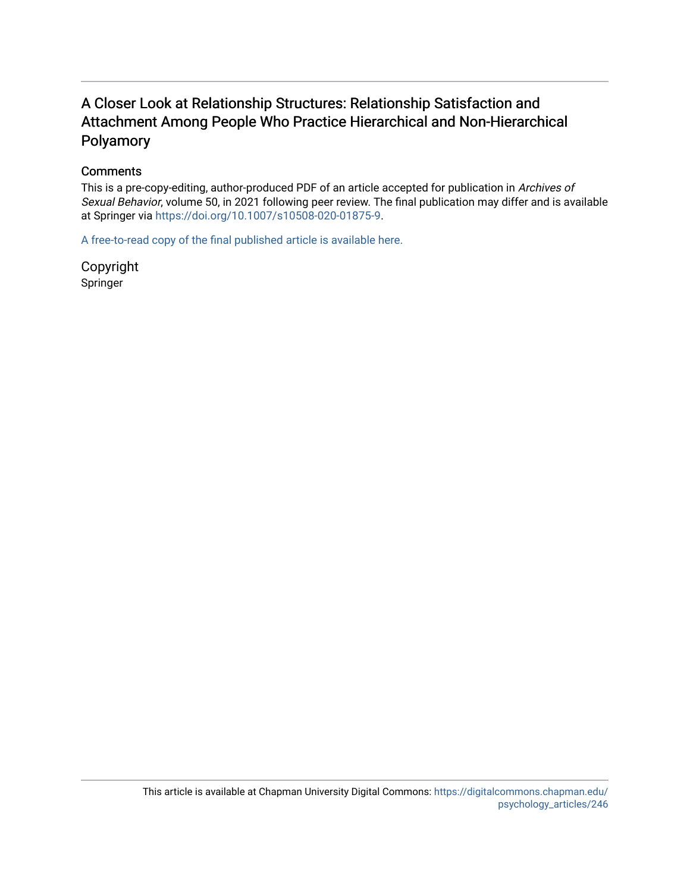# A Closer Look at Relationship Structures: Relationship Satisfaction and Attachment Among People Who Practice Hierarchical and Non-Hierarchical Polyamory

## Comments

This is a pre-copy-editing, author-produced PDF of an article accepted for publication in *Archives of Sexual Behavior*, volume 50, in 2021 following peer review. The final publication may differ and is available at Springer via https://doi.org/10.1007/s10508-020-01875-9.

A free-to-read copy of the final published article is available here.

## Copyright

Springer

This article is available at Chapman University Digital Commons: https://digitalcommons.chapman.edu/psychology_articles/246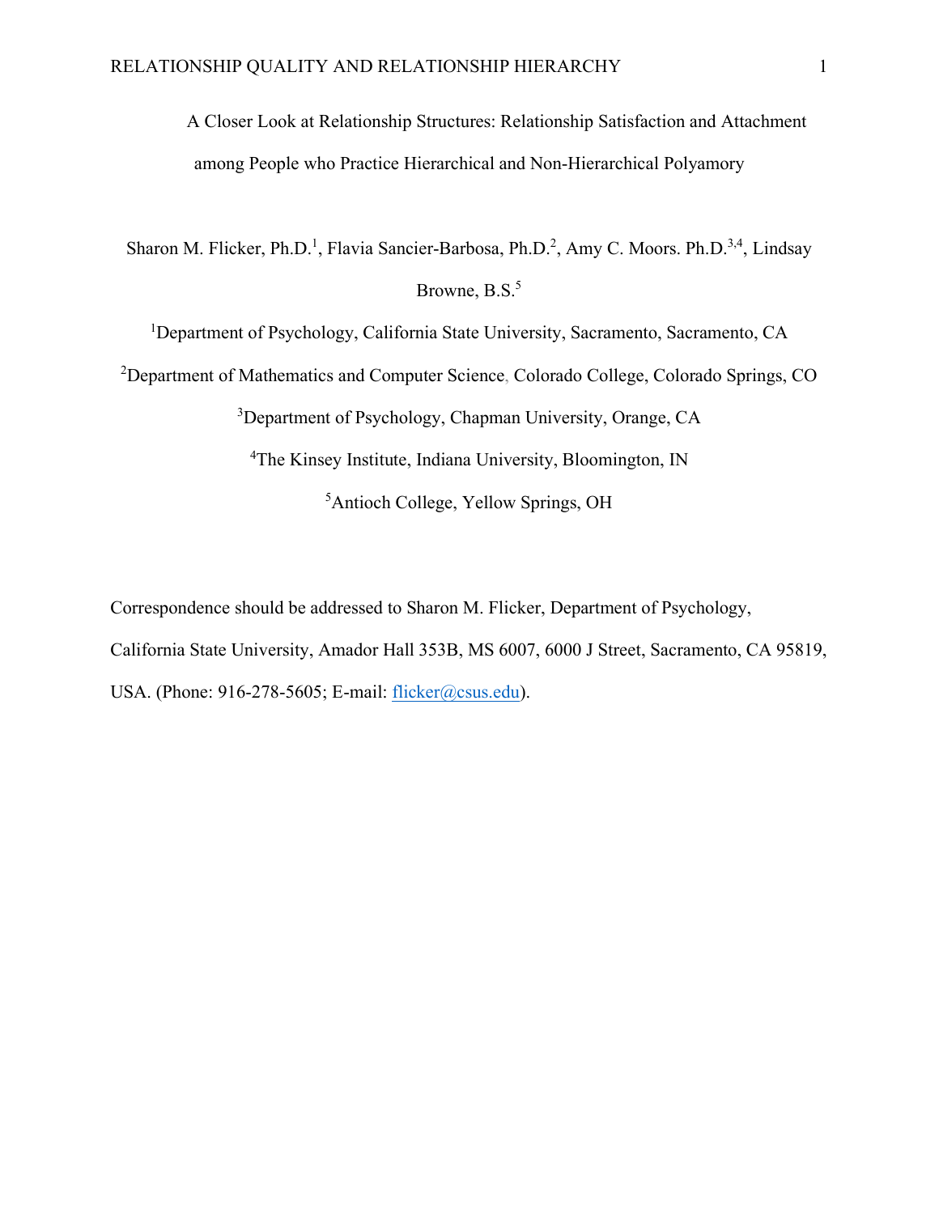# A Closer Look at Relationship Structures: Relationship Satisfaction and Attachment among People who Practice Hierarchical and Non-Hierarchical Polyamory

Sharon M. Flicker, Ph.D.[1], Flavia Sancier-Barbosa, Ph.D.[2], Amy C. Moors. Ph.D.[3,4], Lindsay Browne, B.S.[5]

[1]Department of Psychology, California State University, Sacramento, Sacramento, CA

[2]Department of Mathematics and Computer Science, Colorado College, Colorado Springs, CO

[3]Department of Psychology, Chapman University, Orange, CA

[4]The Kinsey Institute, Indiana University, Bloomington, IN

[5]Antioch College, Yellow Springs, OH

Correspondence should be addressed to Sharon M. Flicker, Department of Psychology, California State University, Amador Hall 353B, MS 6007, 6000 J Street, Sacramento, CA 95819, USA. (Phone: 916-278-5605; E-mail: flicker@csus.edu).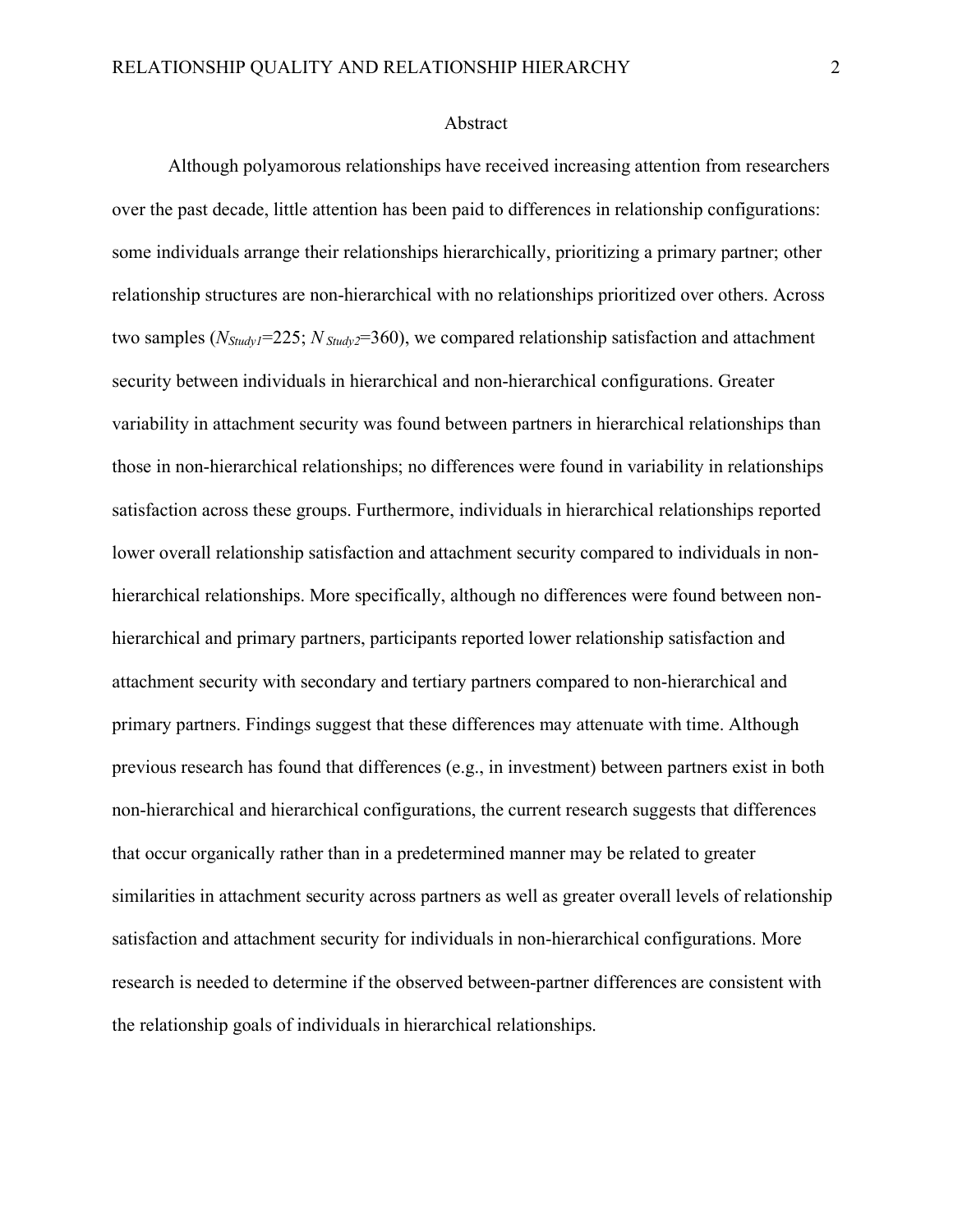# Abstract

Although polyamorous relationships have received increasing attention from researchers over the past decade, little attention has been paid to differences in relationship configurations: some individuals arrange their relationships hierarchically, prioritizing a primary partner; other relationship structures are non-hierarchical with no relationships prioritized over others. Across two samples ($N_{Study1}$=225; $N_{Study2}$=360), we compared relationship satisfaction and attachment security between individuals in hierarchical and non-hierarchical configurations. Greater variability in attachment security was found between partners in hierarchical relationships than those in non-hierarchical relationships; no differences were found in variability in relationships satisfaction across these groups. Furthermore, individuals in hierarchical relationships reported lower overall relationship satisfaction and attachment security compared to individuals in non-hierarchical relationships. More specifically, although no differences were found between non-hierarchical and primary partners, participants reported lower relationship satisfaction and attachment security with secondary and tertiary partners compared to non-hierarchical and primary partners. Findings suggest that these differences may attenuate with time. Although previous research has found that differences (e.g., in investment) between partners exist in both non-hierarchical and hierarchical configurations, the current research suggests that differences that occur organically rather than in a predetermined manner may be related to greater similarities in attachment security across partners as well as greater overall levels of relationship satisfaction and attachment security for individuals in non-hierarchical configurations. More research is needed to determine if the observed between-partner differences are consistent with the relationship goals of individuals in hierarchical relationships.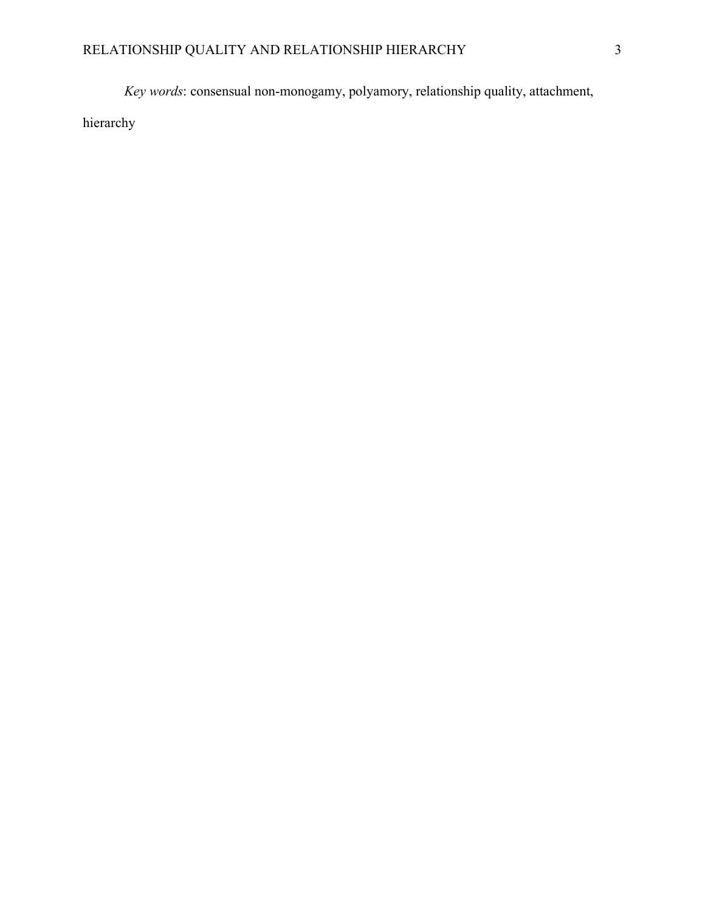*Key words*: consensual non-monogamy, polyamory, relationship quality, attachment, hierarchy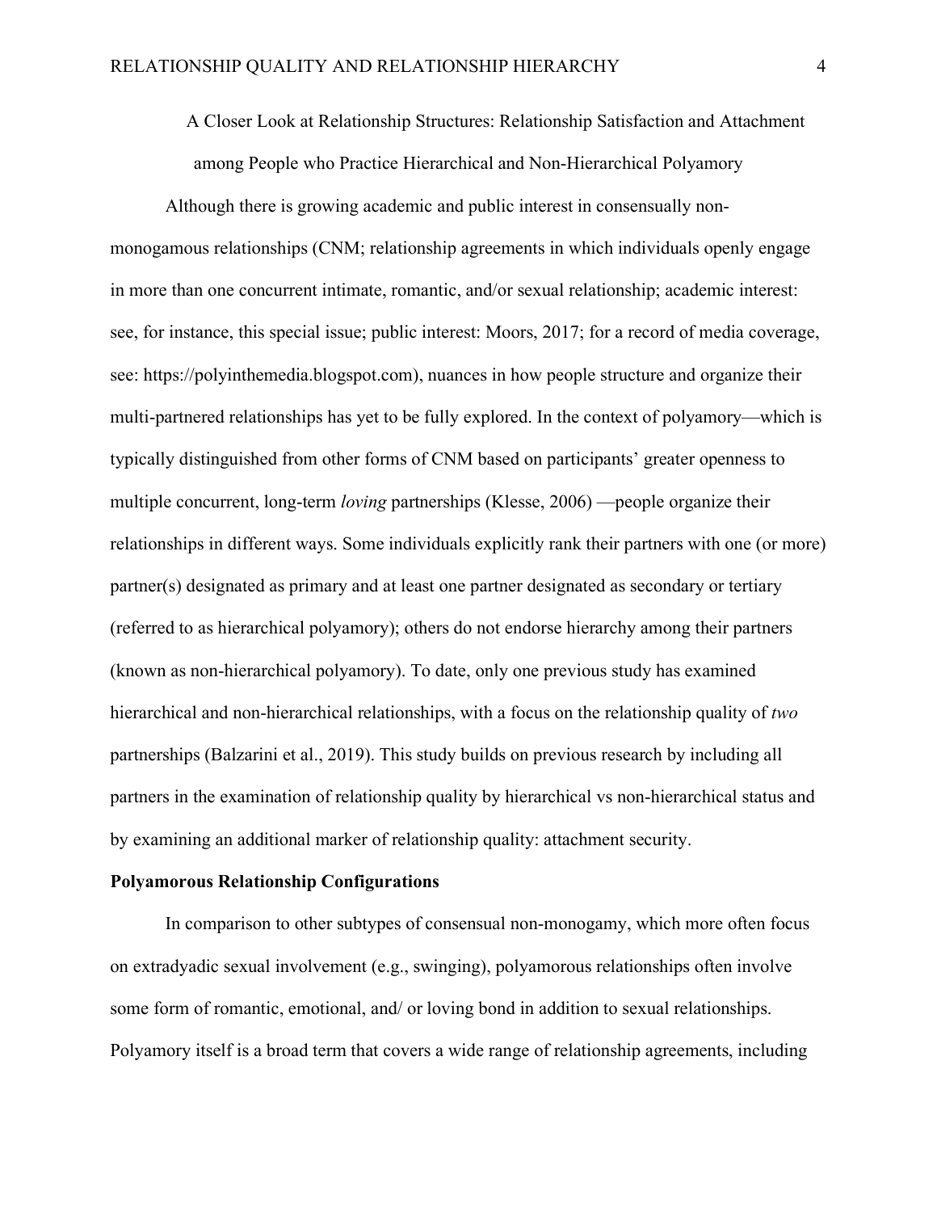A Closer Look at Relationship Structures: Relationship Satisfaction and Attachment among People who Practice Hierarchical and Non-Hierarchical Polyamory

Although there is growing academic and public interest in consensually non-monogamous relationships (CNM; relationship agreements in which individuals openly engage in more than one concurrent intimate, romantic, and/or sexual relationship; academic interest: see, for instance, this special issue; public interest: Moors, 2017; for a record of media coverage, see: https://polyinthemedia.blogspot.com), nuances in how people structure and organize their multi-partnered relationships has yet to be fully explored. In the context of polyamory—which is typically distinguished from other forms of CNM based on participants' greater openness to multiple concurrent, long-term *loving* partnerships (Klesse, 2006) —people organize their relationships in different ways. Some individuals explicitly rank their partners with one (or more) partner(s) designated as primary and at least one partner designated as secondary or tertiary (referred to as hierarchical polyamory); others do not endorse hierarchy among their partners (known as non-hierarchical polyamory). To date, only one previous study has examined hierarchical and non-hierarchical relationships, with a focus on the relationship quality of *two* partnerships (Balzarini et al., 2019). This study builds on previous research by including all partners in the examination of relationship quality by hierarchical vs non-hierarchical status and by examining an additional marker of relationship quality: attachment security.

**Polyamorous Relationship Configurations**

In comparison to other subtypes of consensual non-monogamy, which more often focus on extradyadic sexual involvement (e.g., swinging), polyamorous relationships often involve some form of romantic, emotional, and/ or loving bond in addition to sexual relationships. Polyamory itself is a broad term that covers a wide range of relationship agreements, including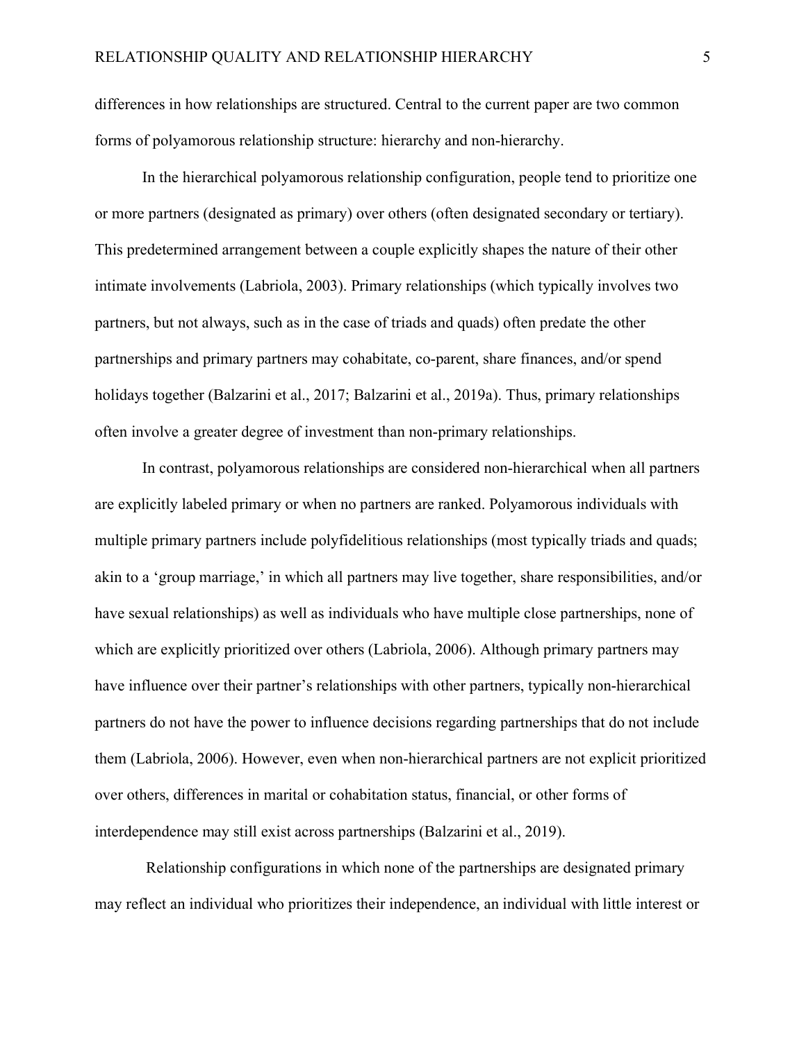differences in how relationships are structured. Central to the current paper are two common forms of polyamorous relationship structure: hierarchy and non-hierarchy.

In the hierarchical polyamorous relationship configuration, people tend to prioritize one or more partners (designated as primary) over others (often designated secondary or tertiary). This predetermined arrangement between a couple explicitly shapes the nature of their other intimate involvements (Labriola, 2003). Primary relationships (which typically involves two partners, but not always, such as in the case of triads and quads) often predate the other partnerships and primary partners may cohabitate, co-parent, share finances, and/or spend holidays together (Balzarini et al., 2017; Balzarini et al., 2019a). Thus, primary relationships often involve a greater degree of investment than non-primary relationships.

In contrast, polyamorous relationships are considered non-hierarchical when all partners are explicitly labeled primary or when no partners are ranked. Polyamorous individuals with multiple primary partners include polyfidelitious relationships (most typically triads and quads; akin to a 'group marriage,' in which all partners may live together, share responsibilities, and/or have sexual relationships) as well as individuals who have multiple close partnerships, none of which are explicitly prioritized over others (Labriola, 2006). Although primary partners may have influence over their partner's relationships with other partners, typically non-hierarchical partners do not have the power to influence decisions regarding partnerships that do not include them (Labriola, 2006). However, even when non-hierarchical partners are not explicit prioritized over others, differences in marital or cohabitation status, financial, or other forms of interdependence may still exist across partnerships (Balzarini et al., 2019).

Relationship configurations in which none of the partnerships are designated primary may reflect an individual who prioritizes their independence, an individual with little interest or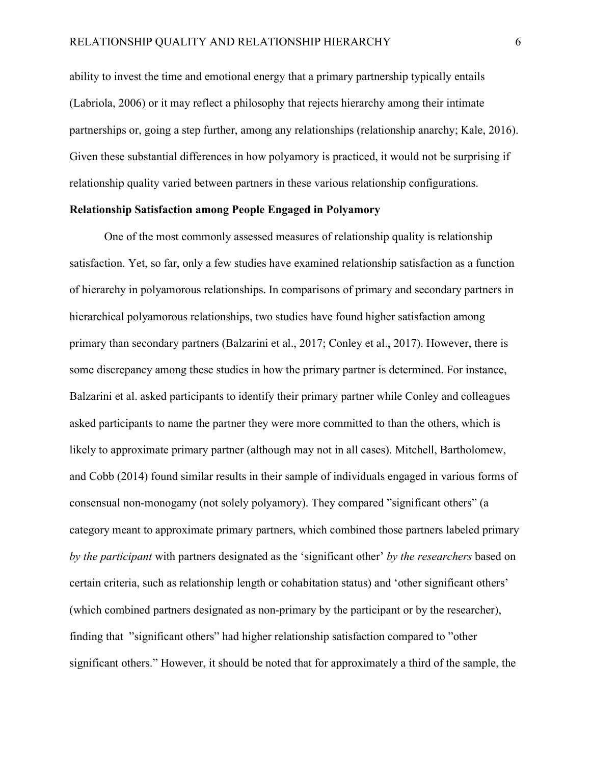ability to invest the time and emotional energy that a primary partnership typically entails (Labriola, 2006) or it may reflect a philosophy that rejects hierarchy among their intimate partnerships or, going a step further, among any relationships (relationship anarchy; Kale, 2016). Given these substantial differences in how polyamory is practiced, it would not be surprising if relationship quality varied between partners in these various relationship configurations.

**Relationship Satisfaction among People Engaged in Polyamory**

One of the most commonly assessed measures of relationship quality is relationship satisfaction. Yet, so far, only a few studies have examined relationship satisfaction as a function of hierarchy in polyamorous relationships. In comparisons of primary and secondary partners in hierarchical polyamorous relationships, two studies have found higher satisfaction among primary than secondary partners (Balzarini et al., 2017; Conley et al., 2017). However, there is some discrepancy among these studies in how the primary partner is determined. For instance, Balzarini et al. asked participants to identify their primary partner while Conley and colleagues asked participants to name the partner they were more committed to than the others, which is likely to approximate primary partner (although may not in all cases). Mitchell, Bartholomew, and Cobb (2014) found similar results in their sample of individuals engaged in various forms of consensual non-monogamy (not solely polyamory). They compared "significant others" (a category meant to approximate primary partners, which combined those partners labeled primary *by the participant* with partners designated as the 'significant other' *by the researchers* based on certain criteria, such as relationship length or cohabitation status) and 'other significant others' (which combined partners designated as non-primary by the participant or by the researcher), finding that "significant others" had higher relationship satisfaction compared to "other significant others." However, it should be noted that for approximately a third of the sample, the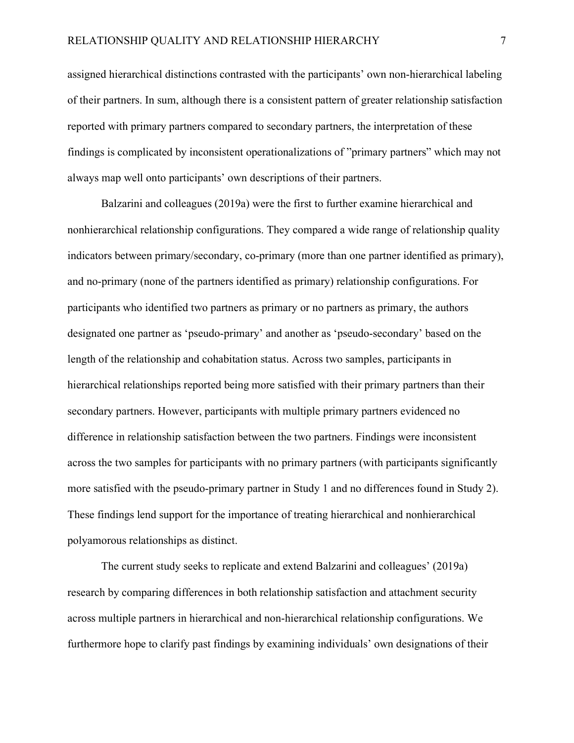assigned hierarchical distinctions contrasted with the participants' own non-hierarchical labeling of their partners. In sum, although there is a consistent pattern of greater relationship satisfaction reported with primary partners compared to secondary partners, the interpretation of these findings is complicated by inconsistent operationalizations of "primary partners" which may not always map well onto participants' own descriptions of their partners.

Balzarini and colleagues (2019a) were the first to further examine hierarchical and nonhierarchical relationship configurations. They compared a wide range of relationship quality indicators between primary/secondary, co-primary (more than one partner identified as primary), and no-primary (none of the partners identified as primary) relationship configurations. For participants who identified two partners as primary or no partners as primary, the authors designated one partner as 'pseudo-primary' and another as 'pseudo-secondary' based on the length of the relationship and cohabitation status. Across two samples, participants in hierarchical relationships reported being more satisfied with their primary partners than their secondary partners. However, participants with multiple primary partners evidenced no difference in relationship satisfaction between the two partners. Findings were inconsistent across the two samples for participants with no primary partners (with participants significantly more satisfied with the pseudo-primary partner in Study 1 and no differences found in Study 2). These findings lend support for the importance of treating hierarchical and nonhierarchical polyamorous relationships as distinct.

The current study seeks to replicate and extend Balzarini and colleagues' (2019a) research by comparing differences in both relationship satisfaction and attachment security across multiple partners in hierarchical and non-hierarchical relationship configurations. We furthermore hope to clarify past findings by examining individuals' own designations of their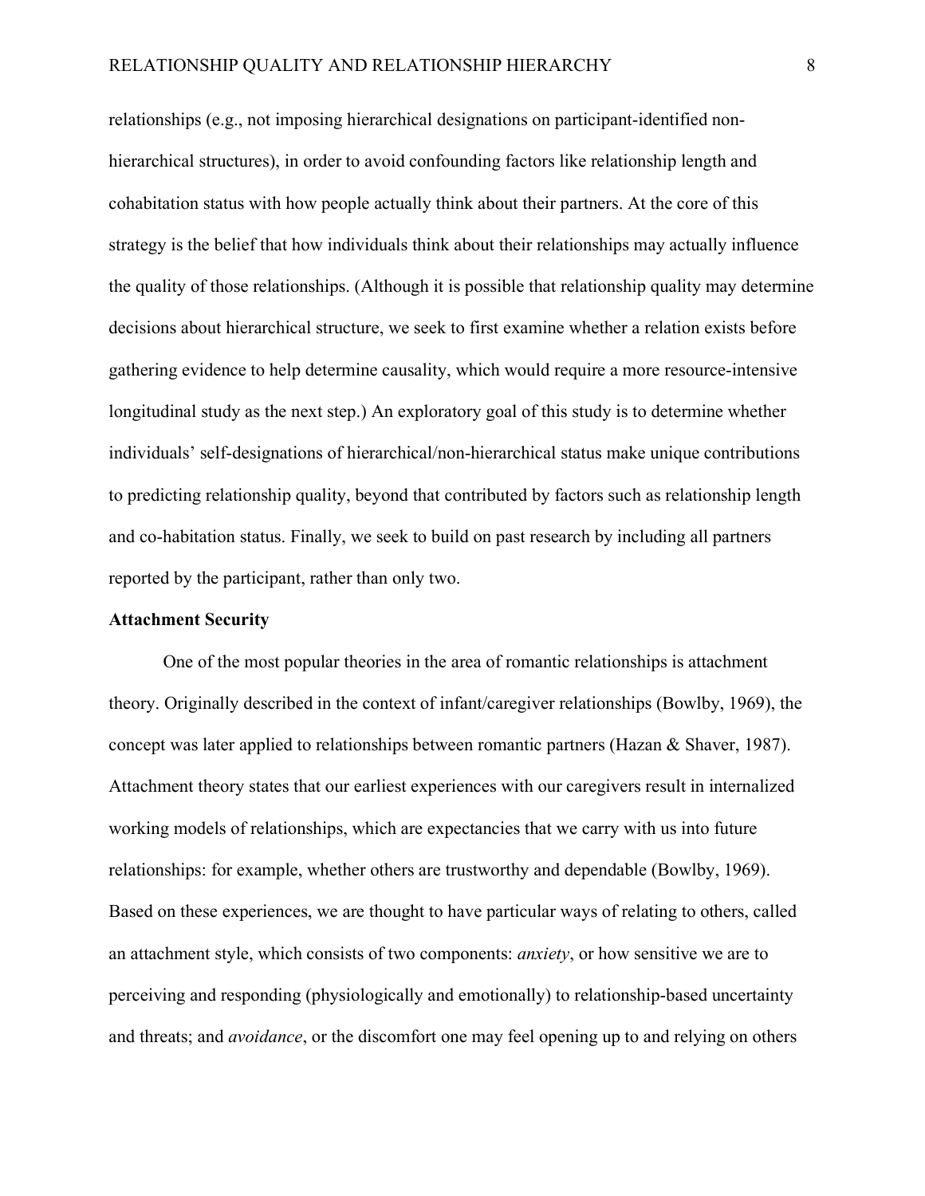relationships (e.g., not imposing hierarchical designations on participant-identified non-hierarchical structures), in order to avoid confounding factors like relationship length and cohabitation status with how people actually think about their partners. At the core of this strategy is the belief that how individuals think about their relationships may actually influence the quality of those relationships. (Although it is possible that relationship quality may determine decisions about hierarchical structure, we seek to first examine whether a relation exists before gathering evidence to help determine causality, which would require a more resource-intensive longitudinal study as the next step.) An exploratory goal of this study is to determine whether individuals' self-designations of hierarchical/non-hierarchical status make unique contributions to predicting relationship quality, beyond that contributed by factors such as relationship length and co-habitation status. Finally, we seek to build on past research by including all partners reported by the participant, rather than only two.

**Attachment Security**

One of the most popular theories in the area of romantic relationships is attachment theory. Originally described in the context of infant/caregiver relationships (Bowlby, 1969), the concept was later applied to relationships between romantic partners (Hazan & Shaver, 1987). Attachment theory states that our earliest experiences with our caregivers result in internalized working models of relationships, which are expectancies that we carry with us into future relationships: for example, whether others are trustworthy and dependable (Bowlby, 1969). Based on these experiences, we are thought to have particular ways of relating to others, called an attachment style, which consists of two components: *anxiety*, or how sensitive we are to perceiving and responding (physiologically and emotionally) to relationship-based uncertainty and threats; and *avoidance*, or the discomfort one may feel opening up to and relying on others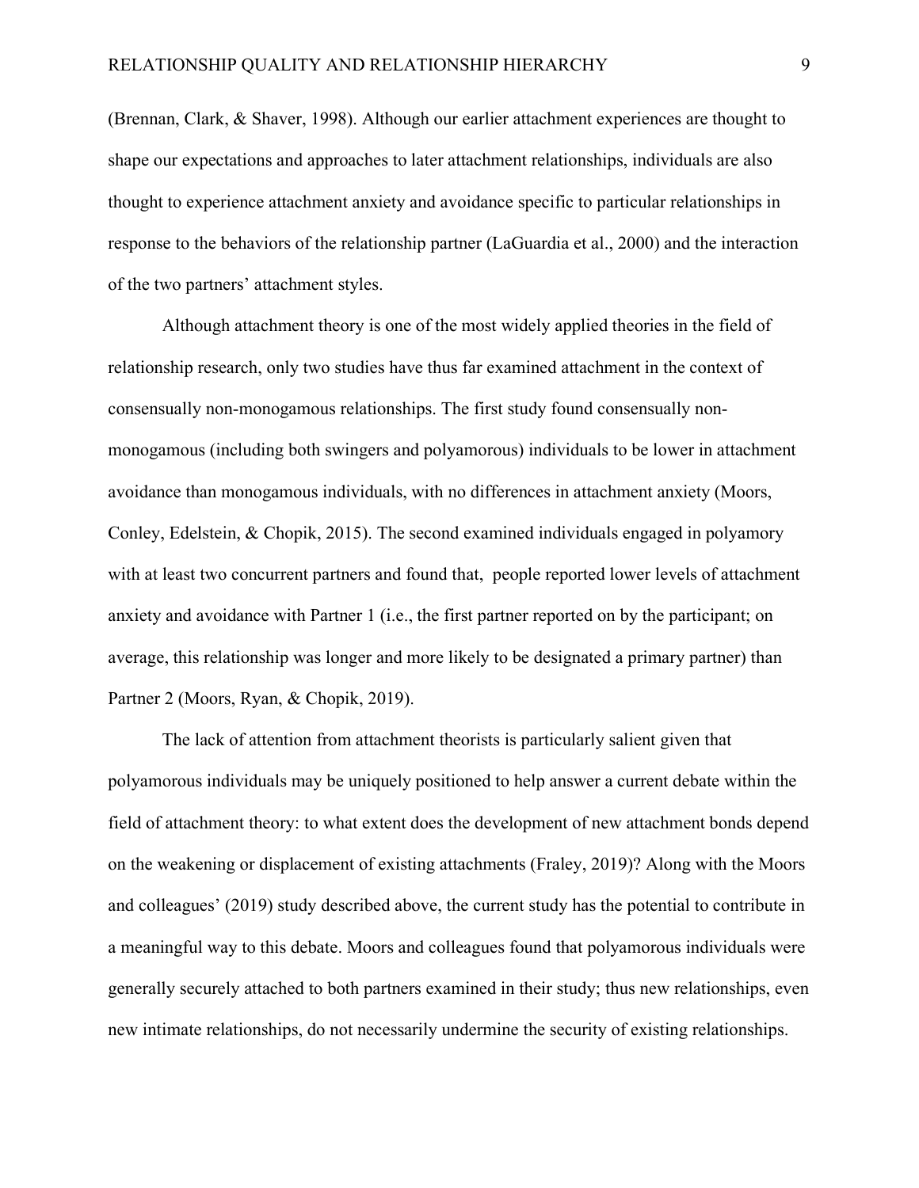(Brennan, Clark, & Shaver, 1998). Although our earlier attachment experiences are thought to shape our expectations and approaches to later attachment relationships, individuals are also thought to experience attachment anxiety and avoidance specific to particular relationships in response to the behaviors of the relationship partner (LaGuardia et al., 2000) and the interaction of the two partners' attachment styles.

Although attachment theory is one of the most widely applied theories in the field of relationship research, only two studies have thus far examined attachment in the context of consensually non-monogamous relationships. The first study found consensually non-monogamous (including both swingers and polyamorous) individuals to be lower in attachment avoidance than monogamous individuals, with no differences in attachment anxiety (Moors, Conley, Edelstein, & Chopik, 2015). The second examined individuals engaged in polyamory with at least two concurrent partners and found that, people reported lower levels of attachment anxiety and avoidance with Partner 1 (i.e., the first partner reported on by the participant; on average, this relationship was longer and more likely to be designated a primary partner) than Partner 2 (Moors, Ryan, & Chopik, 2019).

The lack of attention from attachment theorists is particularly salient given that polyamorous individuals may be uniquely positioned to help answer a current debate within the field of attachment theory: to what extent does the development of new attachment bonds depend on the weakening or displacement of existing attachments (Fraley, 2019)? Along with the Moors and colleagues' (2019) study described above, the current study has the potential to contribute in a meaningful way to this debate. Moors and colleagues found that polyamorous individuals were generally securely attached to both partners examined in their study; thus new relationships, even new intimate relationships, do not necessarily undermine the security of existing relationships.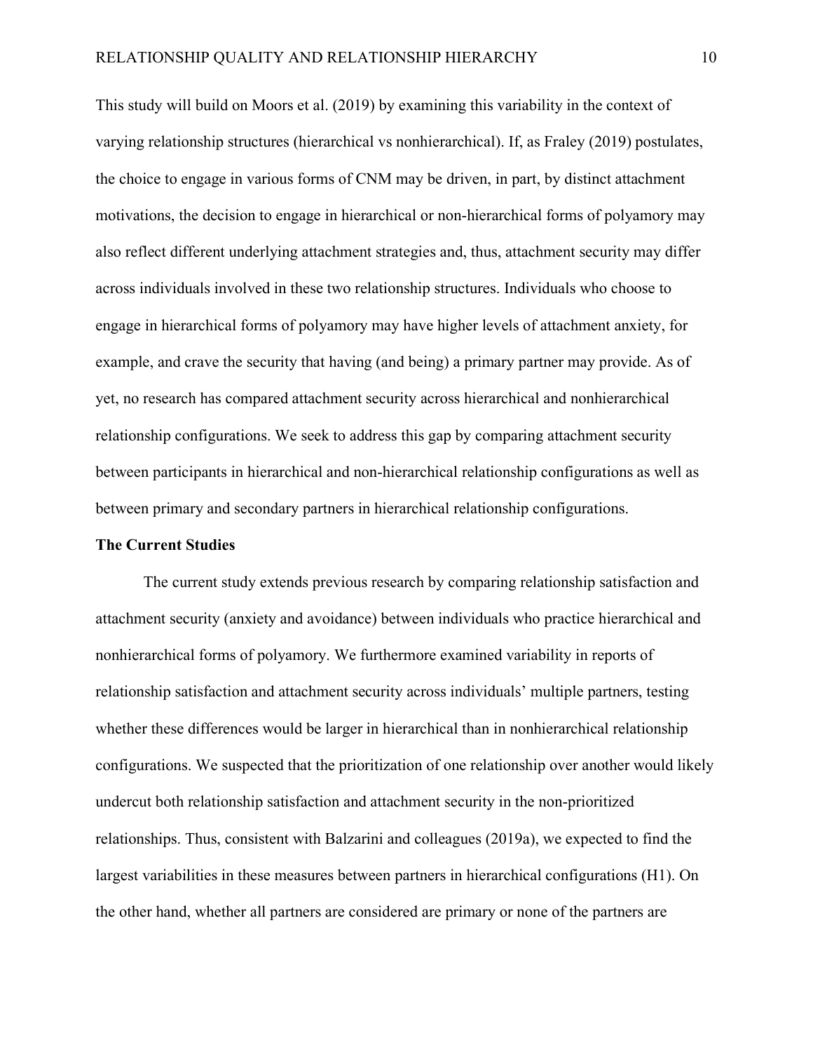This study will build on Moors et al. (2019) by examining this variability in the context of varying relationship structures (hierarchical vs nonhierarchical). If, as Fraley (2019) postulates, the choice to engage in various forms of CNM may be driven, in part, by distinct attachment motivations, the decision to engage in hierarchical or non-hierarchical forms of polyamory may also reflect different underlying attachment strategies and, thus, attachment security may differ across individuals involved in these two relationship structures. Individuals who choose to engage in hierarchical forms of polyamory may have higher levels of attachment anxiety, for example, and crave the security that having (and being) a primary partner may provide. As of yet, no research has compared attachment security across hierarchical and nonhierarchical relationship configurations. We seek to address this gap by comparing attachment security between participants in hierarchical and non-hierarchical relationship configurations as well as between primary and secondary partners in hierarchical relationship configurations.

**The Current Studies**

The current study extends previous research by comparing relationship satisfaction and attachment security (anxiety and avoidance) between individuals who practice hierarchical and nonhierarchical forms of polyamory. We furthermore examined variability in reports of relationship satisfaction and attachment security across individuals' multiple partners, testing whether these differences would be larger in hierarchical than in nonhierarchical relationship configurations. We suspected that the prioritization of one relationship over another would likely undercut both relationship satisfaction and attachment security in the non-prioritized relationships. Thus, consistent with Balzarini and colleagues (2019a), we expected to find the largest variabilities in these measures between partners in hierarchical configurations (H1). On the other hand, whether all partners are considered are primary or none of the partners are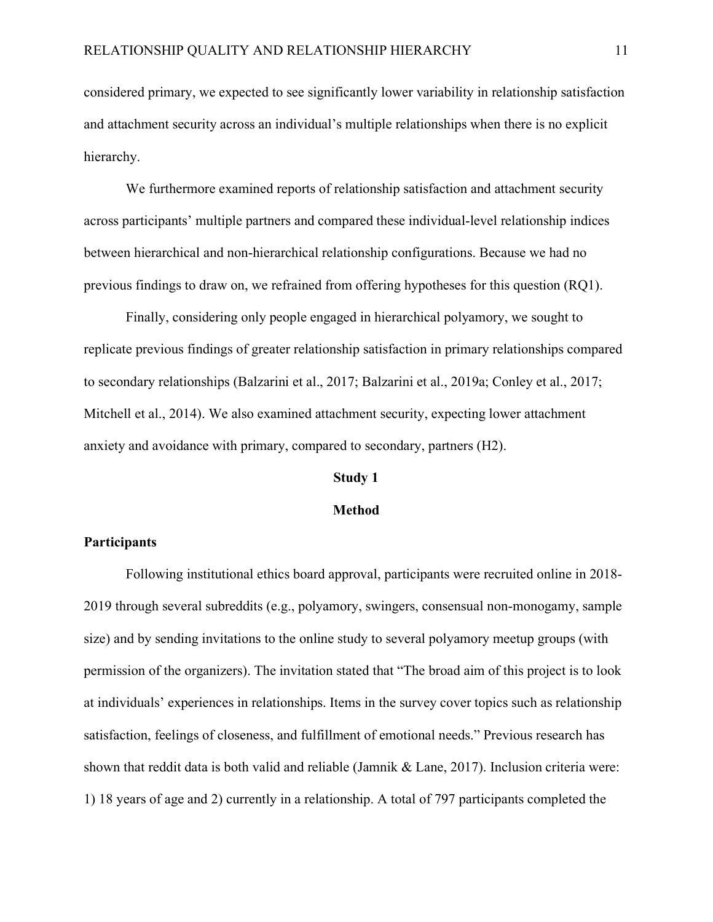considered primary, we expected to see significantly lower variability in relationship satisfaction and attachment security across an individual's multiple relationships when there is no explicit hierarchy.

We furthermore examined reports of relationship satisfaction and attachment security across participants' multiple partners and compared these individual-level relationship indices between hierarchical and non-hierarchical relationship configurations. Because we had no previous findings to draw on, we refrained from offering hypotheses for this question (RQ1).

Finally, considering only people engaged in hierarchical polyamory, we sought to replicate previous findings of greater relationship satisfaction in primary relationships compared to secondary relationships (Balzarini et al., 2017; Balzarini et al., 2019a; Conley et al., 2017; Mitchell et al., 2014). We also examined attachment security, expecting lower attachment anxiety and avoidance with primary, compared to secondary, partners (H2).

# Study 1

## Method

### Participants

Following institutional ethics board approval, participants were recruited online in 2018-2019 through several subreddits (e.g., polyamory, swingers, consensual non-monogamy, sample size) and by sending invitations to the online study to several polyamory meetup groups (with permission of the organizers). The invitation stated that "The broad aim of this project is to look at individuals' experiences in relationships. Items in the survey cover topics such as relationship satisfaction, feelings of closeness, and fulfillment of emotional needs." Previous research has shown that reddit data is both valid and reliable (Jamnik & Lane, 2017). Inclusion criteria were: 1) 18 years of age and 2) currently in a relationship. A total of 797 participants completed the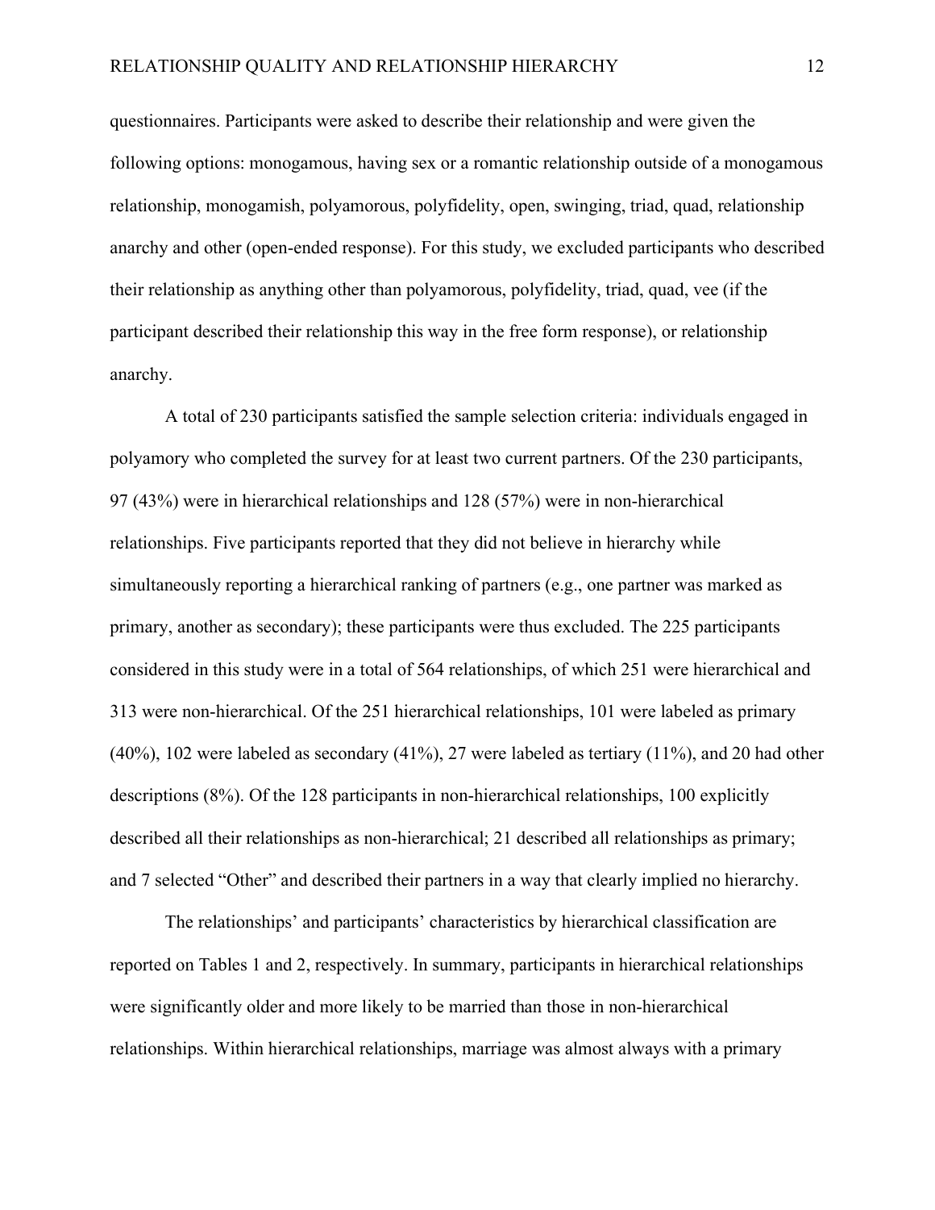questionnaires. Participants were asked to describe their relationship and were given the following options: monogamous, having sex or a romantic relationship outside of a monogamous relationship, monogamish, polyamorous, polyfidelity, open, swinging, triad, quad, relationship anarchy and other (open-ended response). For this study, we excluded participants who described their relationship as anything other than polyamorous, polyfidelity, triad, quad, vee (if the participant described their relationship this way in the free form response), or relationship anarchy.

A total of 230 participants satisfied the sample selection criteria: individuals engaged in polyamory who completed the survey for at least two current partners. Of the 230 participants, 97 (43%) were in hierarchical relationships and 128 (57%) were in non-hierarchical relationships. Five participants reported that they did not believe in hierarchy while simultaneously reporting a hierarchical ranking of partners (e.g., one partner was marked as primary, another as secondary); these participants were thus excluded. The 225 participants considered in this study were in a total of 564 relationships, of which 251 were hierarchical and 313 were non-hierarchical. Of the 251 hierarchical relationships, 101 were labeled as primary (40%), 102 were labeled as secondary (41%), 27 were labeled as tertiary (11%), and 20 had other descriptions (8%). Of the 128 participants in non-hierarchical relationships, 100 explicitly described all their relationships as non-hierarchical; 21 described all relationships as primary; and 7 selected "Other" and described their partners in a way that clearly implied no hierarchy.

The relationships' and participants' characteristics by hierarchical classification are reported on Tables 1 and 2, respectively. In summary, participants in hierarchical relationships were significantly older and more likely to be married than those in non-hierarchical relationships. Within hierarchical relationships, marriage was almost always with a primary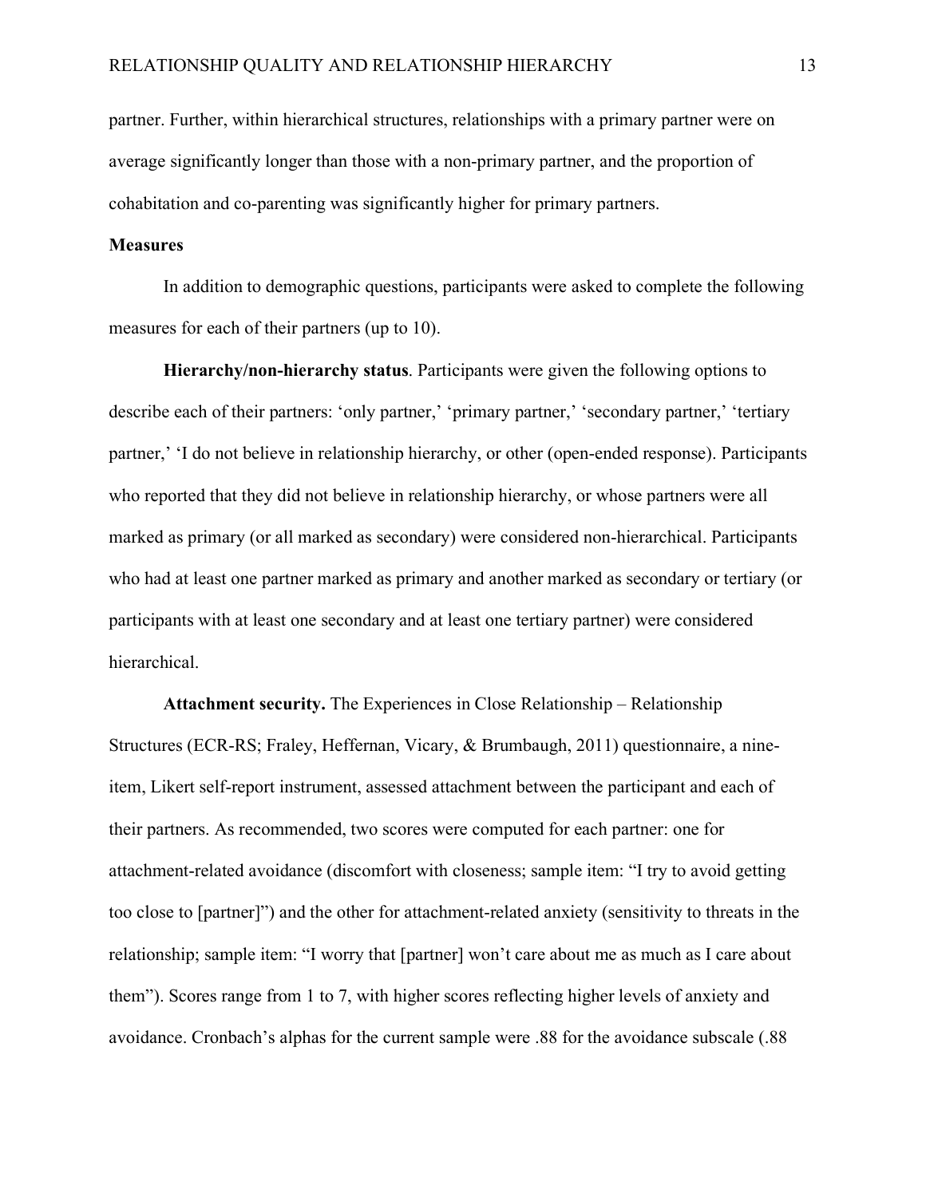partner. Further, within hierarchical structures, relationships with a primary partner were on average significantly longer than those with a non-primary partner, and the proportion of cohabitation and co-parenting was significantly higher for primary partners.

### Measures

In addition to demographic questions, participants were asked to complete the following measures for each of their partners (up to 10).

**Hierarchy/non-hierarchy status**. Participants were given the following options to describe each of their partners: 'only partner,' 'primary partner,' 'secondary partner,' 'tertiary partner,' 'I do not believe in relationship hierarchy, or other (open-ended response). Participants who reported that they did not believe in relationship hierarchy, or whose partners were all marked as primary (or all marked as secondary) were considered non-hierarchical. Participants who had at least one partner marked as primary and another marked as secondary or tertiary (or participants with at least one secondary and at least one tertiary partner) were considered hierarchical.

**Attachment security.** The Experiences in Close Relationship – Relationship Structures (ECR-RS; Fraley, Heffernan, Vicary, & Brumbaugh, 2011) questionnaire, a nine-item, Likert self-report instrument, assessed attachment between the participant and each of their partners. As recommended, two scores were computed for each partner: one for attachment-related avoidance (discomfort with closeness; sample item: "I try to avoid getting too close to [partner]") and the other for attachment-related anxiety (sensitivity to threats in the relationship; sample item: "I worry that [partner] won't care about me as much as I care about them"). Scores range from 1 to 7, with higher scores reflecting higher levels of anxiety and avoidance. Cronbach's alphas for the current sample were .88 for the avoidance subscale (.88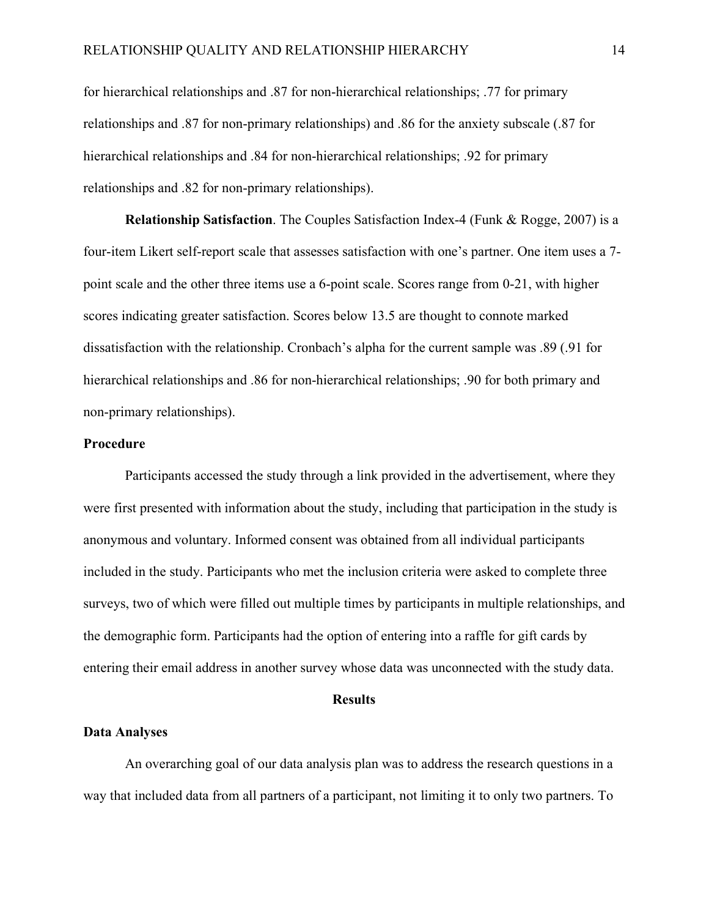for hierarchical relationships and .87 for non-hierarchical relationships; .77 for primary relationships and .87 for non-primary relationships) and .86 for the anxiety subscale (.87 for hierarchical relationships and .84 for non-hierarchical relationships; .92 for primary relationships and .82 for non-primary relationships).

**Relationship Satisfaction**. The Couples Satisfaction Index-4 (Funk & Rogge, 2007) is a four-item Likert self-report scale that assesses satisfaction with one's partner. One item uses a 7-point scale and the other three items use a 6-point scale. Scores range from 0-21, with higher scores indicating greater satisfaction. Scores below 13.5 are thought to connote marked dissatisfaction with the relationship. Cronbach's alpha for the current sample was .89 (.91 for hierarchical relationships and .86 for non-hierarchical relationships; .90 for both primary and non-primary relationships).

## Procedure

Participants accessed the study through a link provided in the advertisement, where they were first presented with information about the study, including that participation in the study is anonymous and voluntary. Informed consent was obtained from all individual participants included in the study. Participants who met the inclusion criteria were asked to complete three surveys, two of which were filled out multiple times by participants in multiple relationships, and the demographic form. Participants had the option of entering into a raffle for gift cards by entering their email address in another survey whose data was unconnected with the study data.

# Results

## Data Analyses

An overarching goal of our data analysis plan was to address the research questions in a way that included data from all partners of a participant, not limiting it to only two partners. To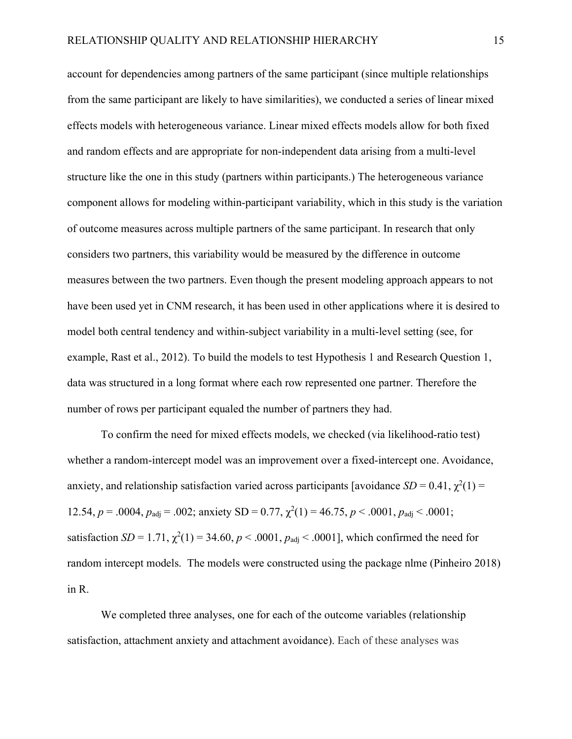account for dependencies among partners of the same participant (since multiple relationships from the same participant are likely to have similarities), we conducted a series of linear mixed effects models with heterogeneous variance. Linear mixed effects models allow for both fixed and random effects and are appropriate for non-independent data arising from a multi-level structure like the one in this study (partners within participants.) The heterogeneous variance component allows for modeling within-participant variability, which in this study is the variation of outcome measures across multiple partners of the same participant. In research that only considers two partners, this variability would be measured by the difference in outcome measures between the two partners. Even though the present modeling approach appears to not have been used yet in CNM research, it has been used in other applications where it is desired to model both central tendency and within-subject variability in a multi-level setting (see, for example, Rast et al., 2012). To build the models to test Hypothesis 1 and Research Question 1, data was structured in a long format where each row represented one partner. Therefore the number of rows per participant equaled the number of partners they had.

To confirm the need for mixed effects models, we checked (via likelihood-ratio test) whether a random-intercept model was an improvement over a fixed-intercept one. Avoidance, anxiety, and relationship satisfaction varied across participants [avoidance $SD = 0.41$, $\chi^2(1) = 12.54$, $p = .0004$, $p_{adj} = .002$; anxiety SD = 0.77, $\chi^2(1) = 46.75$, $p < .0001$, $p_{adj} < .0001$; satisfaction $SD = 1.71$, $\chi^2(1) = 34.60$, $p < .0001$, $p_{adj} < .0001$], which confirmed the need for random intercept models. The models were constructed using the package nlme (Pinheiro 2018) in R.

We completed three analyses, one for each of the outcome variables (relationship satisfaction, attachment anxiety and attachment avoidance). Each of these analyses was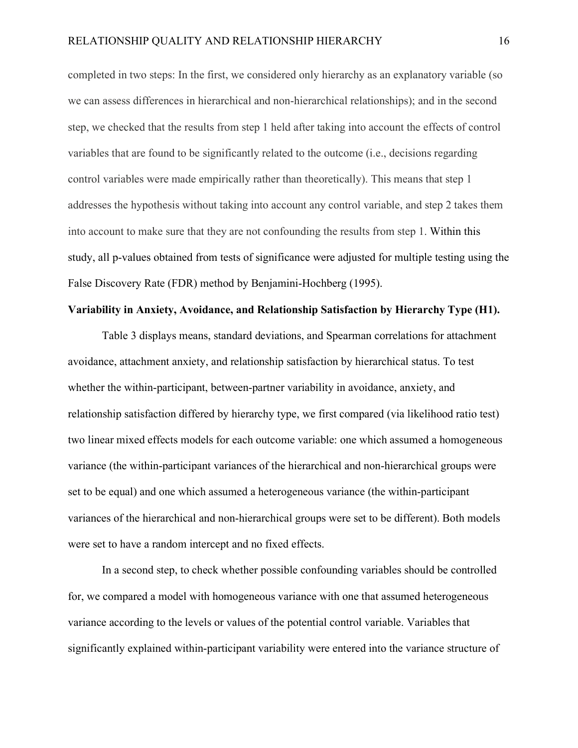completed in two steps: In the first, we considered only hierarchy as an explanatory variable (so we can assess differences in hierarchical and non-hierarchical relationships); and in the second step, we checked that the results from step 1 held after taking into account the effects of control variables that are found to be significantly related to the outcome (i.e., decisions regarding control variables were made empirically rather than theoretically). This means that step 1 addresses the hypothesis without taking into account any control variable, and step 2 takes them into account to make sure that they are not confounding the results from step 1. Within this study, all p-values obtained from tests of significance were adjusted for multiple testing using the False Discovery Rate (FDR) method by Benjamini-Hochberg (1995).

**Variability in Anxiety, Avoidance, and Relationship Satisfaction by Hierarchy Type (H1).**

Table 3 displays means, standard deviations, and Spearman correlations for attachment avoidance, attachment anxiety, and relationship satisfaction by hierarchical status. To test whether the within-participant, between-partner variability in avoidance, anxiety, and relationship satisfaction differed by hierarchy type, we first compared (via likelihood ratio test) two linear mixed effects models for each outcome variable: one which assumed a homogeneous variance (the within-participant variances of the hierarchical and non-hierarchical groups were set to be equal) and one which assumed a heterogeneous variance (the within-participant variances of the hierarchical and non-hierarchical groups were set to be different). Both models were set to have a random intercept and no fixed effects.

In a second step, to check whether possible confounding variables should be controlled for, we compared a model with homogeneous variance with one that assumed heterogeneous variance according to the levels or values of the potential control variable. Variables that significantly explained within-participant variability were entered into the variance structure of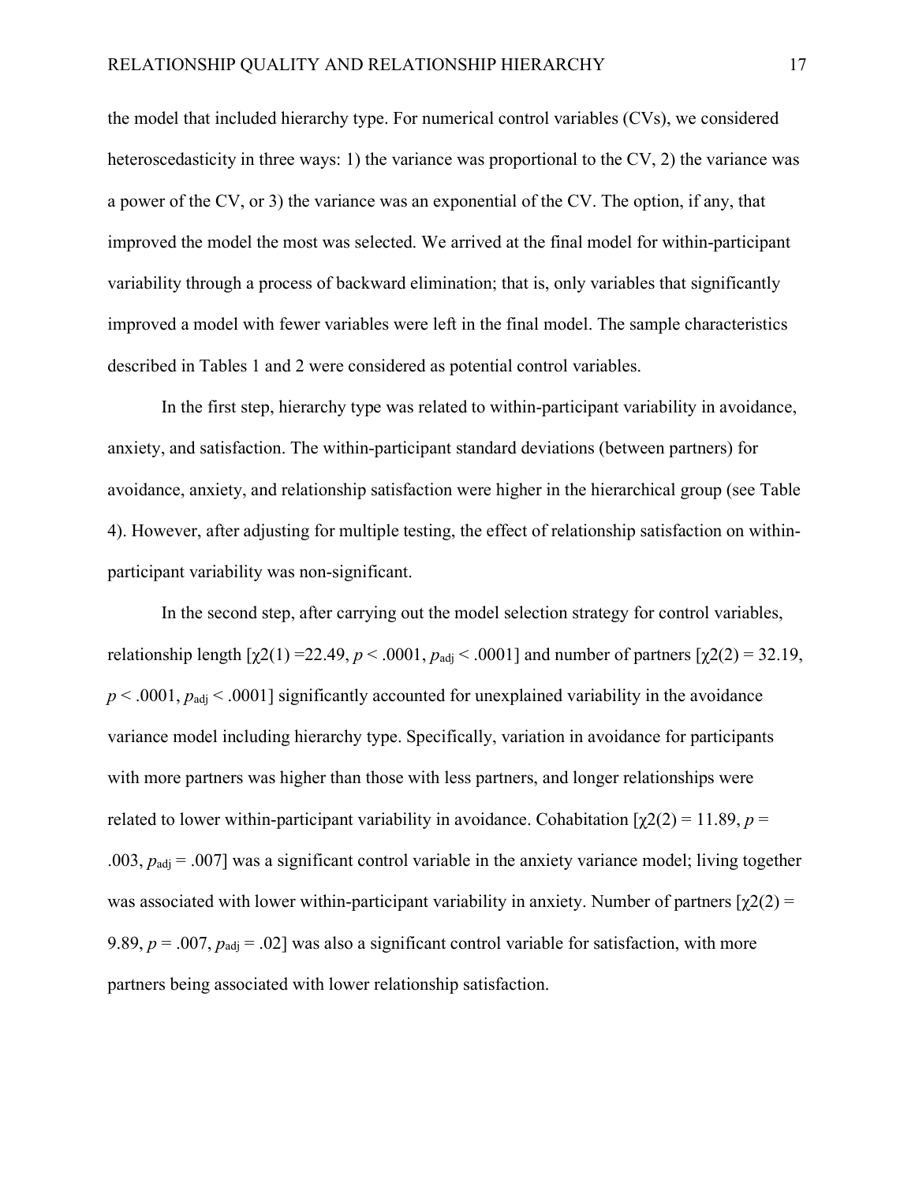the model that included hierarchy type. For numerical control variables (CVs), we considered heteroscedasticity in three ways: 1) the variance was proportional to the CV, 2) the variance was a power of the CV, or 3) the variance was an exponential of the CV. The option, if any, that improved the model the most was selected. We arrived at the final model for within-participant variability through a process of backward elimination; that is, only variables that significantly improved a model with fewer variables were left in the final model. The sample characteristics described in Tables 1 and 2 were considered as potential control variables.

In the first step, hierarchy type was related to within-participant variability in avoidance, anxiety, and satisfaction. The within-participant standard deviations (between partners) for avoidance, anxiety, and relationship satisfaction were higher in the hierarchical group (see Table 4). However, after adjusting for multiple testing, the effect of relationship satisfaction on within-participant variability was non-significant.

In the second step, after carrying out the model selection strategy for control variables, relationship length [$\chi2(1) = 22.49$, $p < .0001$, $p_{adj} < .0001$] and number of partners [$\chi2(2) = 32.19$, $p < .0001$, $p_{adj} < .0001$] significantly accounted for unexplained variability in the avoidance variance model including hierarchy type. Specifically, variation in avoidance for participants with more partners was higher than those with less partners, and longer relationships were related to lower within-participant variability in avoidance. Cohabitation [$\chi2(2) = 11.89$, $p = .003$, $p_{adj} = .007$] was a significant control variable in the anxiety variance model; living together was associated with lower within-participant variability in anxiety. Number of partners [$\chi2(2) = 9.89$, $p = .007$, $p_{adj} = .02$] was also a significant control variable for satisfaction, with more partners being associated with lower relationship satisfaction.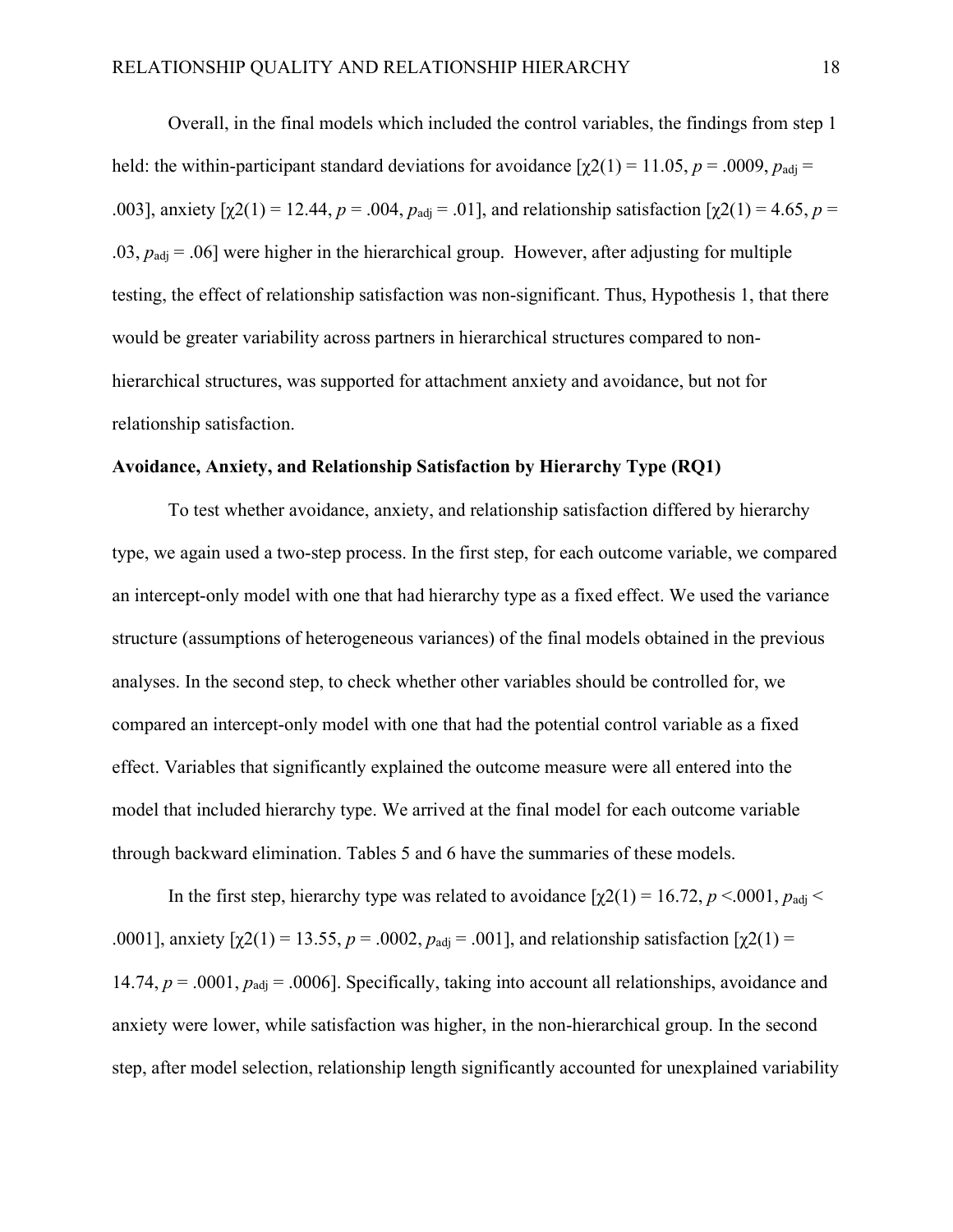Overall, in the final models which included the control variables, the findings from step 1 held: the within-participant standard deviations for avoidance [$\chi 2(1) = 11.05$, $p = .0009$, $p_{adj} = .003$], anxiety [$\chi 2(1) = 12.44$, $p = .004$, $p_{adj} = .01$], and relationship satisfaction [$\chi 2(1) = 4.65$, $p = .03$, $p_{adj} = .06$] were higher in the hierarchical group. However, after adjusting for multiple testing, the effect of relationship satisfaction was non-significant. Thus, Hypothesis 1, that there would be greater variability across partners in hierarchical structures compared to non-hierarchical structures, was supported for attachment anxiety and avoidance, but not for relationship satisfaction.

**Avoidance, Anxiety, and Relationship Satisfaction by Hierarchy Type (RQ1)**

To test whether avoidance, anxiety, and relationship satisfaction differed by hierarchy type, we again used a two-step process. In the first step, for each outcome variable, we compared an intercept-only model with one that had hierarchy type as a fixed effect. We used the variance structure (assumptions of heterogeneous variances) of the final models obtained in the previous analyses. In the second step, to check whether other variables should be controlled for, we compared an intercept-only model with one that had the potential control variable as a fixed effect. Variables that significantly explained the outcome measure were all entered into the model that included hierarchy type. We arrived at the final model for each outcome variable through backward elimination. Tables 5 and 6 have the summaries of these models.

In the first step, hierarchy type was related to avoidance [$\chi 2(1) = 16.72$, $p < .0001$, $p_{adj} < .0001$], anxiety [$\chi 2(1) = 13.55$, $p = .0002$, $p_{adj} = .001$], and relationship satisfaction [$\chi 2(1) = 14.74$, $p = .0001$, $p_{adj} = .0006$]. Specifically, taking into account all relationships, avoidance and anxiety were lower, while satisfaction was higher, in the non-hierarchical group. In the second step, after model selection, relationship length significantly accounted for unexplained variability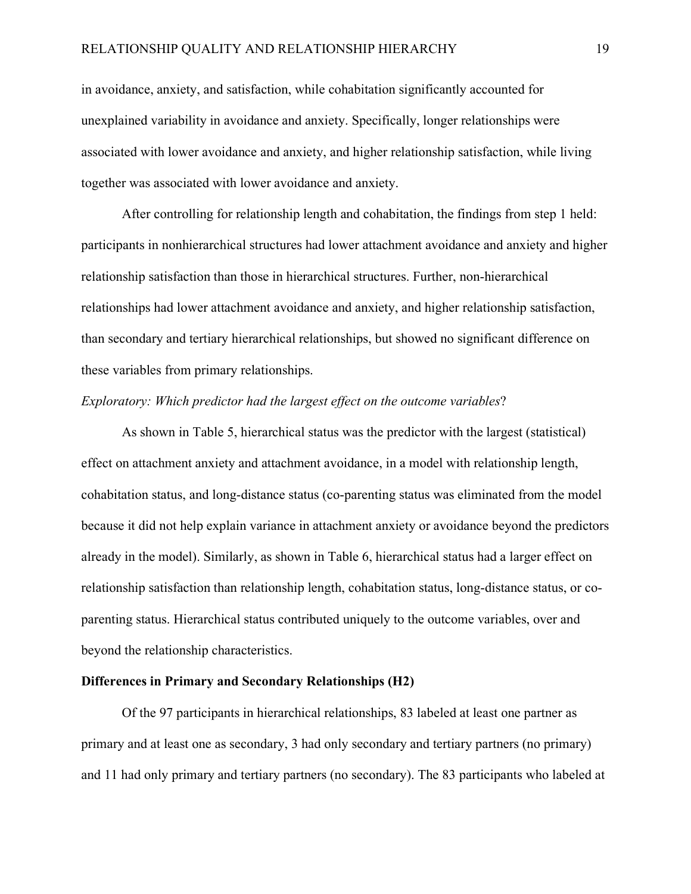in avoidance, anxiety, and satisfaction, while cohabitation significantly accounted for unexplained variability in avoidance and anxiety. Specifically, longer relationships were associated with lower avoidance and anxiety, and higher relationship satisfaction, while living together was associated with lower avoidance and anxiety.

After controlling for relationship length and cohabitation, the findings from step 1 held: participants in nonhierarchical structures had lower attachment avoidance and anxiety and higher relationship satisfaction than those in hierarchical structures. Further, non-hierarchical relationships had lower attachment avoidance and anxiety, and higher relationship satisfaction, than secondary and tertiary hierarchical relationships, but showed no significant difference on these variables from primary relationships.

*Exploratory: Which predictor had the largest effect on the outcome variables*?

As shown in Table 5, hierarchical status was the predictor with the largest (statistical) effect on attachment anxiety and attachment avoidance, in a model with relationship length, cohabitation status, and long-distance status (co-parenting status was eliminated from the model because it did not help explain variance in attachment anxiety or avoidance beyond the predictors already in the model). Similarly, as shown in Table 6, hierarchical status had a larger effect on relationship satisfaction than relationship length, cohabitation status, long-distance status, or co-parenting status. Hierarchical status contributed uniquely to the outcome variables, over and beyond the relationship characteristics.

**Differences in Primary and Secondary Relationships (H2)**

Of the 97 participants in hierarchical relationships, 83 labeled at least one partner as primary and at least one as secondary, 3 had only secondary and tertiary partners (no primary) and 11 had only primary and tertiary partners (no secondary). The 83 participants who labeled at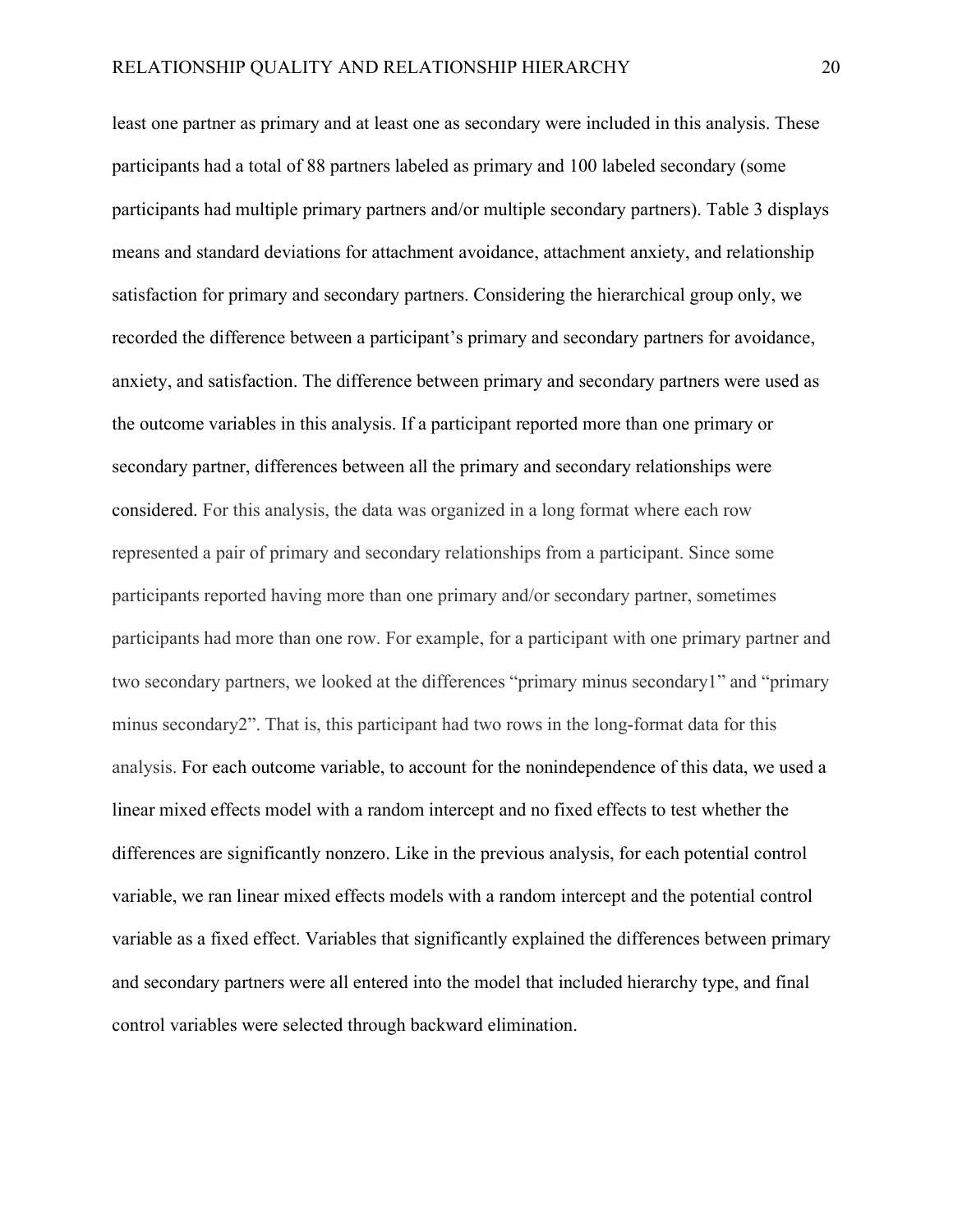least one partner as primary and at least one as secondary were included in this analysis. These participants had a total of 88 partners labeled as primary and 100 labeled secondary (some participants had multiple primary partners and/or multiple secondary partners). Table 3 displays means and standard deviations for attachment avoidance, attachment anxiety, and relationship satisfaction for primary and secondary partners. Considering the hierarchical group only, we recorded the difference between a participant's primary and secondary partners for avoidance, anxiety, and satisfaction. The difference between primary and secondary partners were used as the outcome variables in this analysis. If a participant reported more than one primary or secondary partner, differences between all the primary and secondary relationships were considered. For this analysis, the data was organized in a long format where each row represented a pair of primary and secondary relationships from a participant. Since some participants reported having more than one primary and/or secondary partner, sometimes participants had more than one row. For example, for a participant with one primary partner and two secondary partners, we looked at the differences "primary minus secondary1" and "primary minus secondary2". That is, this participant had two rows in the long-format data for this analysis. For each outcome variable, to account for the nonindependence of this data, we used a linear mixed effects model with a random intercept and no fixed effects to test whether the differences are significantly nonzero. Like in the previous analysis, for each potential control variable, we ran linear mixed effects models with a random intercept and the potential control variable as a fixed effect. Variables that significantly explained the differences between primary and secondary partners were all entered into the model that included hierarchy type, and final control variables were selected through backward elimination.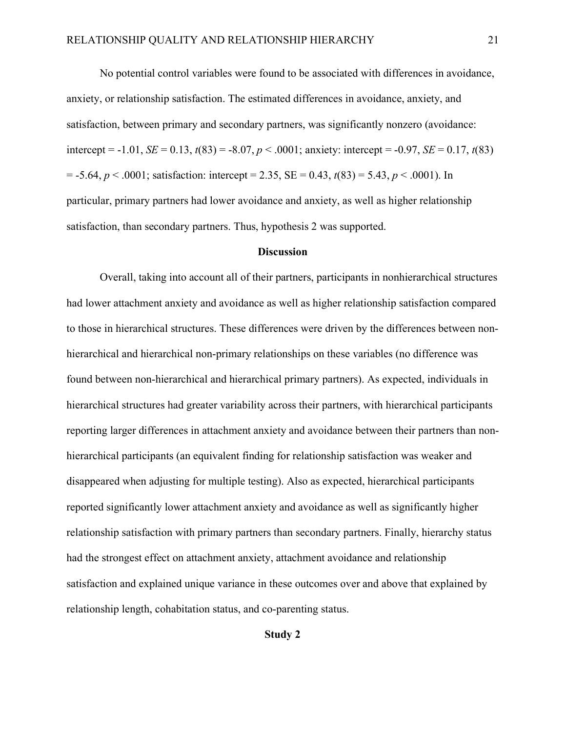No potential control variables were found to be associated with differences in avoidance, anxiety, or relationship satisfaction. The estimated differences in avoidance, anxiety, and satisfaction, between primary and secondary partners, was significantly nonzero (avoidance: intercept = -1.01, *SE* = 0.13, $t(83) = -8.07$, $p < .0001$; anxiety: intercept = -0.97, *SE* = 0.17, $t(83) = -5.64$, $p < .0001$; satisfaction: intercept = 2.35, SE = 0.43, $t(83) = 5.43$, $p < .0001$). In particular, primary partners had lower avoidance and anxiety, as well as higher relationship satisfaction, than secondary partners. Thus, hypothesis 2 was supported.

## Discussion

Overall, taking into account all of their partners, participants in nonhierarchical structures had lower attachment anxiety and avoidance as well as higher relationship satisfaction compared to those in hierarchical structures. These differences were driven by the differences between non-hierarchical and hierarchical non-primary relationships on these variables (no difference was found between non-hierarchical and hierarchical primary partners). As expected, individuals in hierarchical structures had greater variability across their partners, with hierarchical participants reporting larger differences in attachment anxiety and avoidance between their partners than non-hierarchical participants (an equivalent finding for relationship satisfaction was weaker and disappeared when adjusting for multiple testing). Also as expected, hierarchical participants reported significantly lower attachment anxiety and avoidance as well as significantly higher relationship satisfaction with primary partners than secondary partners. Finally, hierarchy status had the strongest effect on attachment anxiety, attachment avoidance and relationship satisfaction and explained unique variance in these outcomes over and above that explained by relationship length, cohabitation status, and co-parenting status.

## Study 2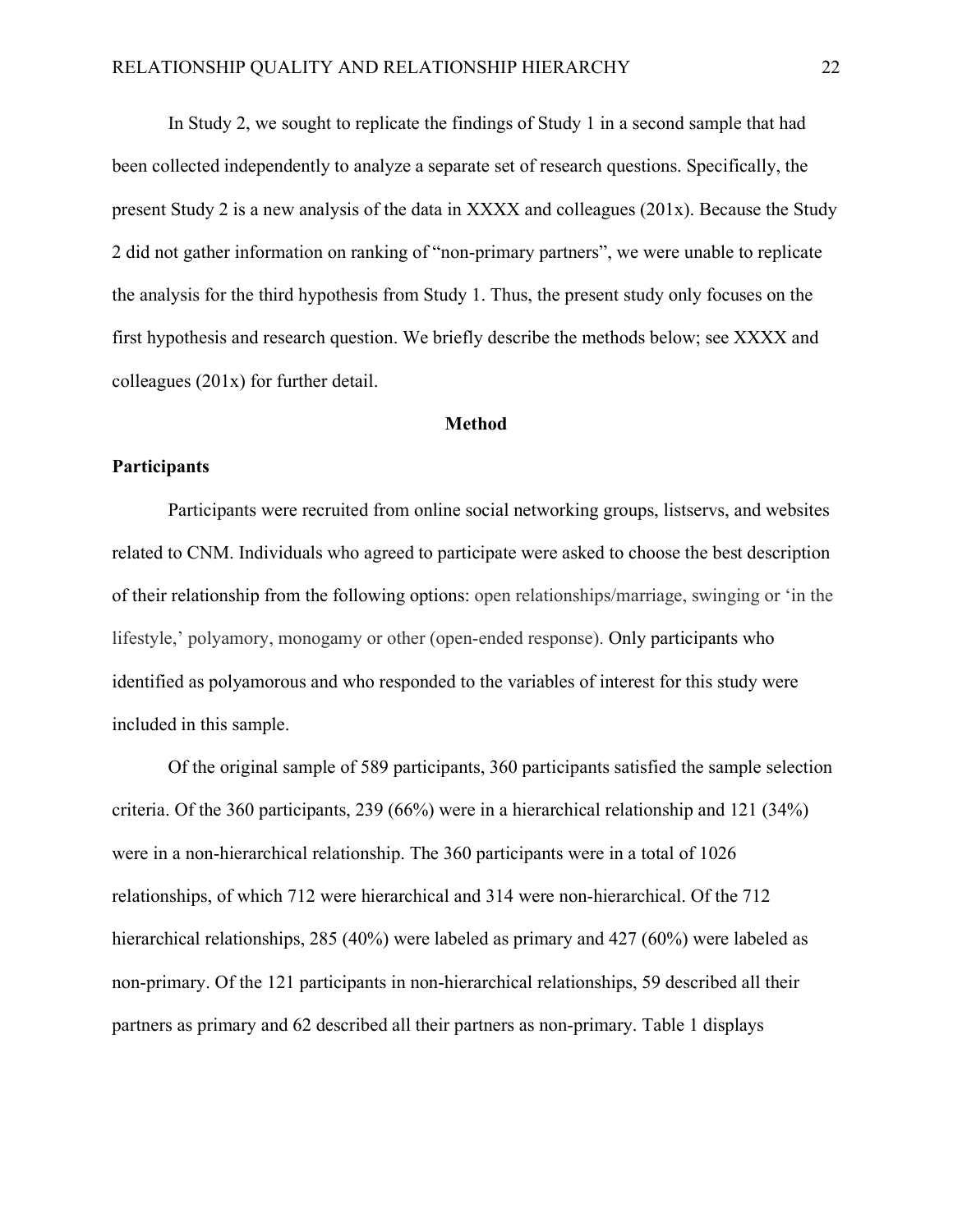In Study 2, we sought to replicate the findings of Study 1 in a second sample that had been collected independently to analyze a separate set of research questions. Specifically, the present Study 2 is a new analysis of the data in XXXX and colleagues (201x). Because the Study 2 did not gather information on ranking of "non-primary partners", we were unable to replicate the analysis for the third hypothesis from Study 1. Thus, the present study only focuses on the first hypothesis and research question. We briefly describe the methods below; see XXXX and colleagues (201x) for further detail.

## Method

### Participants

Participants were recruited from online social networking groups, listservs, and websites related to CNM. Individuals who agreed to participate were asked to choose the best description of their relationship from the following options: open relationships/marriage, swinging or 'in the lifestyle,' polyamory, monogamy or other (open-ended response). Only participants who identified as polyamorous and who responded to the variables of interest for this study were included in this sample.

Of the original sample of 589 participants, 360 participants satisfied the sample selection criteria. Of the 360 participants, 239 (66%) were in a hierarchical relationship and 121 (34%) were in a non-hierarchical relationship. The 360 participants were in a total of 1026 relationships, of which 712 were hierarchical and 314 were non-hierarchical. Of the 712 hierarchical relationships, 285 (40%) were labeled as primary and 427 (60%) were labeled as non-primary. Of the 121 participants in non-hierarchical relationships, 59 described all their partners as primary and 62 described all their partners as non-primary. Table 1 displays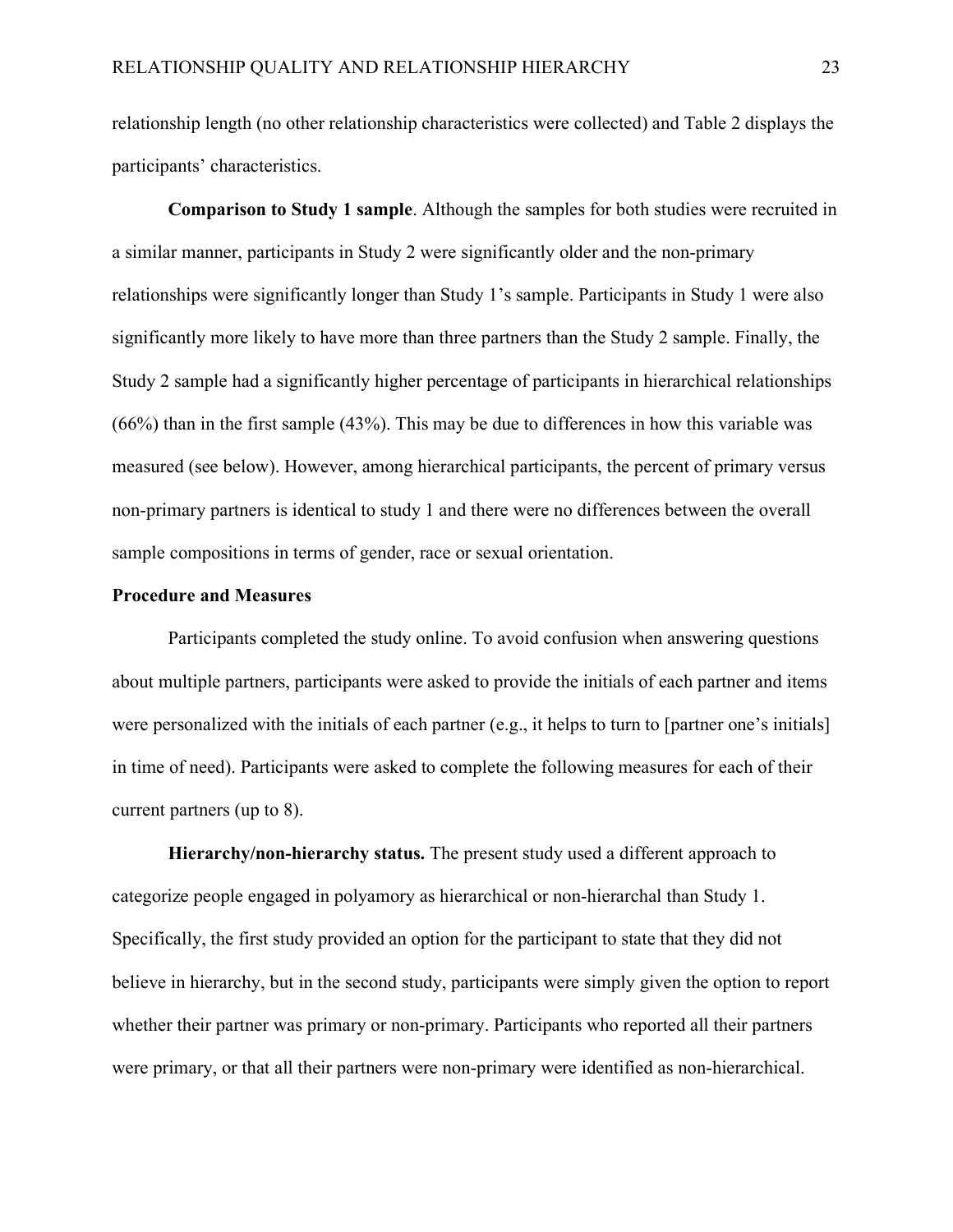relationship length (no other relationship characteristics were collected) and Table 2 displays the participants' characteristics.

**Comparison to Study 1 sample**. Although the samples for both studies were recruited in a similar manner, participants in Study 2 were significantly older and the non-primary relationships were significantly longer than Study 1's sample. Participants in Study 1 were also significantly more likely to have more than three partners than the Study 2 sample. Finally, the Study 2 sample had a significantly higher percentage of participants in hierarchical relationships (66%) than in the first sample (43%). This may be due to differences in how this variable was measured (see below). However, among hierarchical participants, the percent of primary versus non-primary partners is identical to study 1 and there were no differences between the overall sample compositions in terms of gender, race or sexual orientation.

**Procedure and Measures**

Participants completed the study online. To avoid confusion when answering questions about multiple partners, participants were asked to provide the initials of each partner and items were personalized with the initials of each partner (e.g., it helps to turn to [partner one's initials] in time of need). Participants were asked to complete the following measures for each of their current partners (up to 8).

**Hierarchy/non-hierarchy status.** The present study used a different approach to categorize people engaged in polyamory as hierarchical or non-hierarchal than Study 1. Specifically, the first study provided an option for the participant to state that they did not believe in hierarchy, but in the second study, participants were simply given the option to report whether their partner was primary or non-primary. Participants who reported all their partners were primary, or that all their partners were non-primary were identified as non-hierarchical.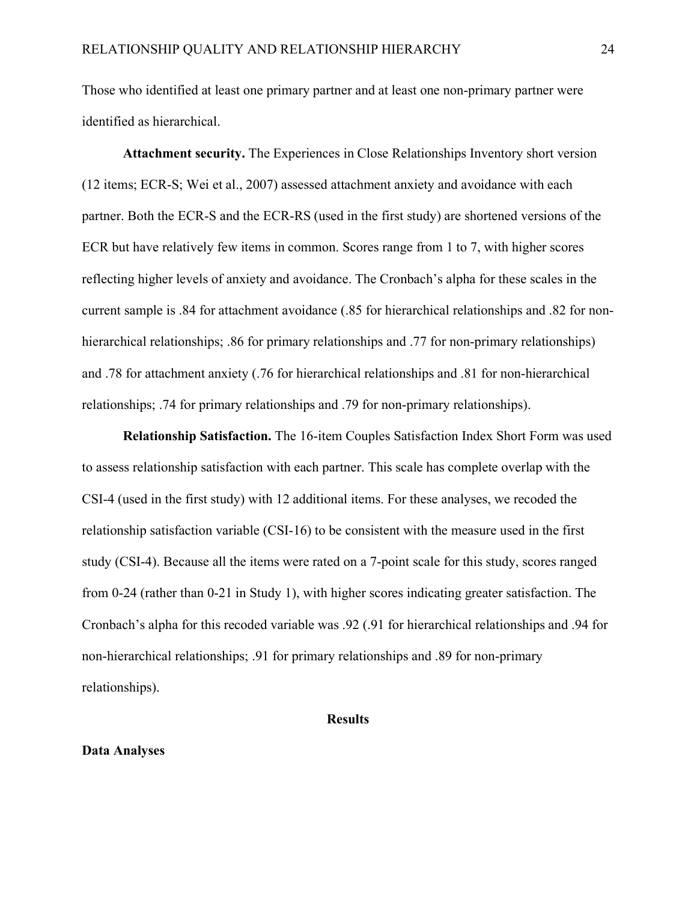Those who identified at least one primary partner and at least one non-primary partner were identified as hierarchical.

**Attachment security.** The Experiences in Close Relationships Inventory short version (12 items; ECR-S; Wei et al., 2007) assessed attachment anxiety and avoidance with each partner. Both the ECR-S and the ECR-RS (used in the first study) are shortened versions of the ECR but have relatively few items in common. Scores range from 1 to 7, with higher scores reflecting higher levels of anxiety and avoidance. The Cronbach's alpha for these scales in the current sample is .84 for attachment avoidance (.85 for hierarchical relationships and .82 for non-hierarchical relationships; .86 for primary relationships and .77 for non-primary relationships) and .78 for attachment anxiety (.76 for hierarchical relationships and .81 for non-hierarchical relationships; .74 for primary relationships and .79 for non-primary relationships).

**Relationship Satisfaction.** The 16-item Couples Satisfaction Index Short Form was used to assess relationship satisfaction with each partner. This scale has complete overlap with the CSI-4 (used in the first study) with 12 additional items. For these analyses, we recoded the relationship satisfaction variable (CSI-16) to be consistent with the measure used in the first study (CSI-4). Because all the items were rated on a 7-point scale for this study, scores ranged from 0-24 (rather than 0-21 in Study 1), with higher scores indicating greater satisfaction. The Cronbach's alpha for this recoded variable was .92 (.91 for hierarchical relationships and .94 for non-hierarchical relationships; .91 for primary relationships and .89 for non-primary relationships).

## Results

### Data Analyses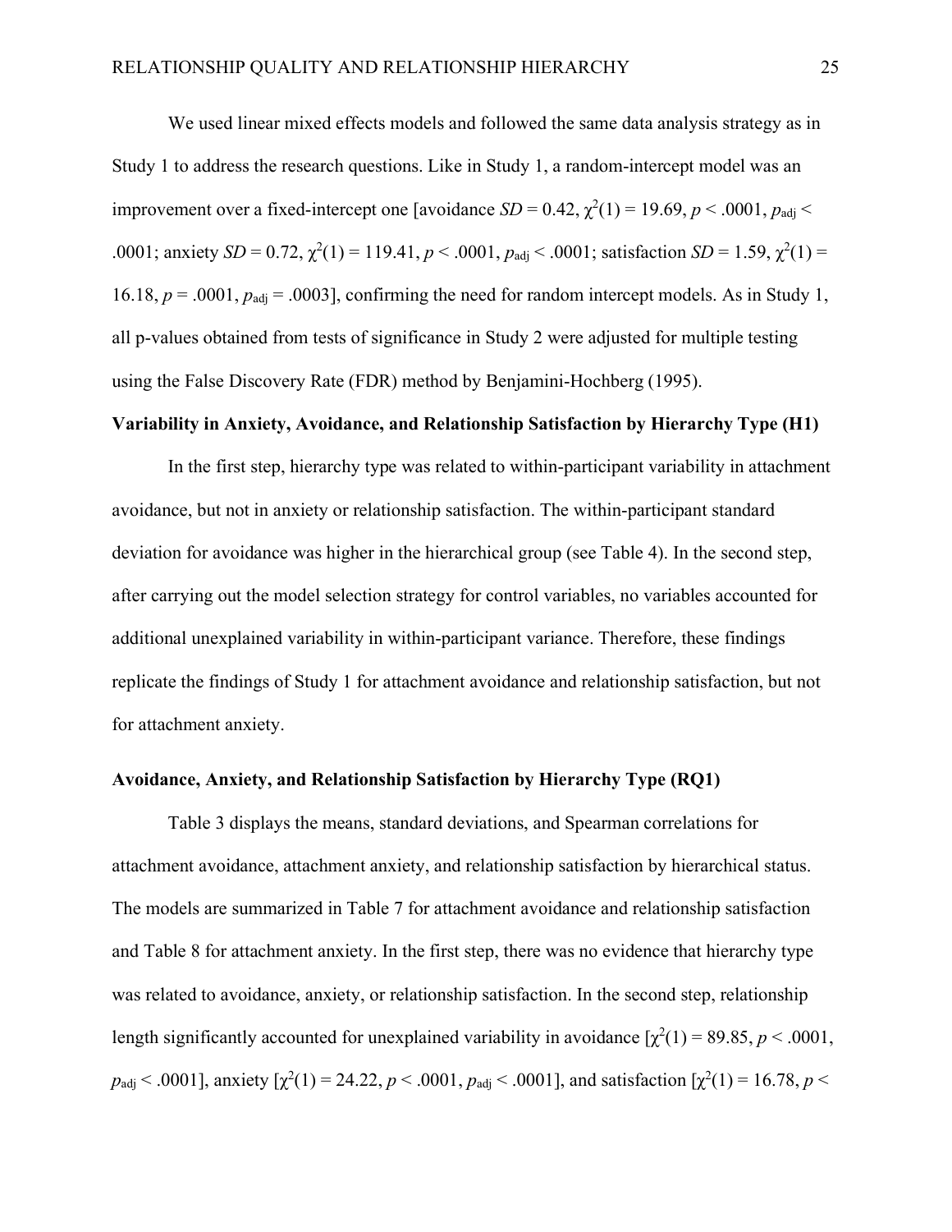We used linear mixed effects models and followed the same data analysis strategy as in Study 1 to address the research questions. Like in Study 1, a random-intercept model was an improvement over a fixed-intercept one [avoidance $SD = 0.42$, $\chi^2(1) = 19.69$, $p < .0001$, $p_{adj} < .0001$; anxiety $SD = 0.72$, $\chi^2(1) = 119.41$, $p < .0001$, $p_{adj} < .0001$; satisfaction $SD = 1.59$, $\chi^2(1) = 16.18$, $p = .0001$, $p_{adj} = .0003$], confirming the need for random intercept models. As in Study 1, all p-values obtained from tests of significance in Study 2 were adjusted for multiple testing using the False Discovery Rate (FDR) method by Benjamini-Hochberg (1995).

**Variability in Anxiety, Avoidance, and Relationship Satisfaction by Hierarchy Type (H1)**

In the first step, hierarchy type was related to within-participant variability in attachment avoidance, but not in anxiety or relationship satisfaction. The within-participant standard deviation for avoidance was higher in the hierarchical group (see Table 4). In the second step, after carrying out the model selection strategy for control variables, no variables accounted for additional unexplained variability in within-participant variance. Therefore, these findings replicate the findings of Study 1 for attachment avoidance and relationship satisfaction, but not for attachment anxiety.

**Avoidance, Anxiety, and Relationship Satisfaction by Hierarchy Type (RQ1)**

Table 3 displays the means, standard deviations, and Spearman correlations for attachment avoidance, attachment anxiety, and relationship satisfaction by hierarchical status. The models are summarized in Table 7 for attachment avoidance and relationship satisfaction and Table 8 for attachment anxiety. In the first step, there was no evidence that hierarchy type was related to avoidance, anxiety, or relationship satisfaction. In the second step, relationship length significantly accounted for unexplained variability in avoidance [$\chi^2(1) = 89.85$, $p < .0001$, $p_{adj} < .0001$], anxiety [$\chi^2(1) = 24.22$, $p < .0001$, $p_{adj} < .0001$], and satisfaction [$\chi^2(1) = 16.78$, $p <$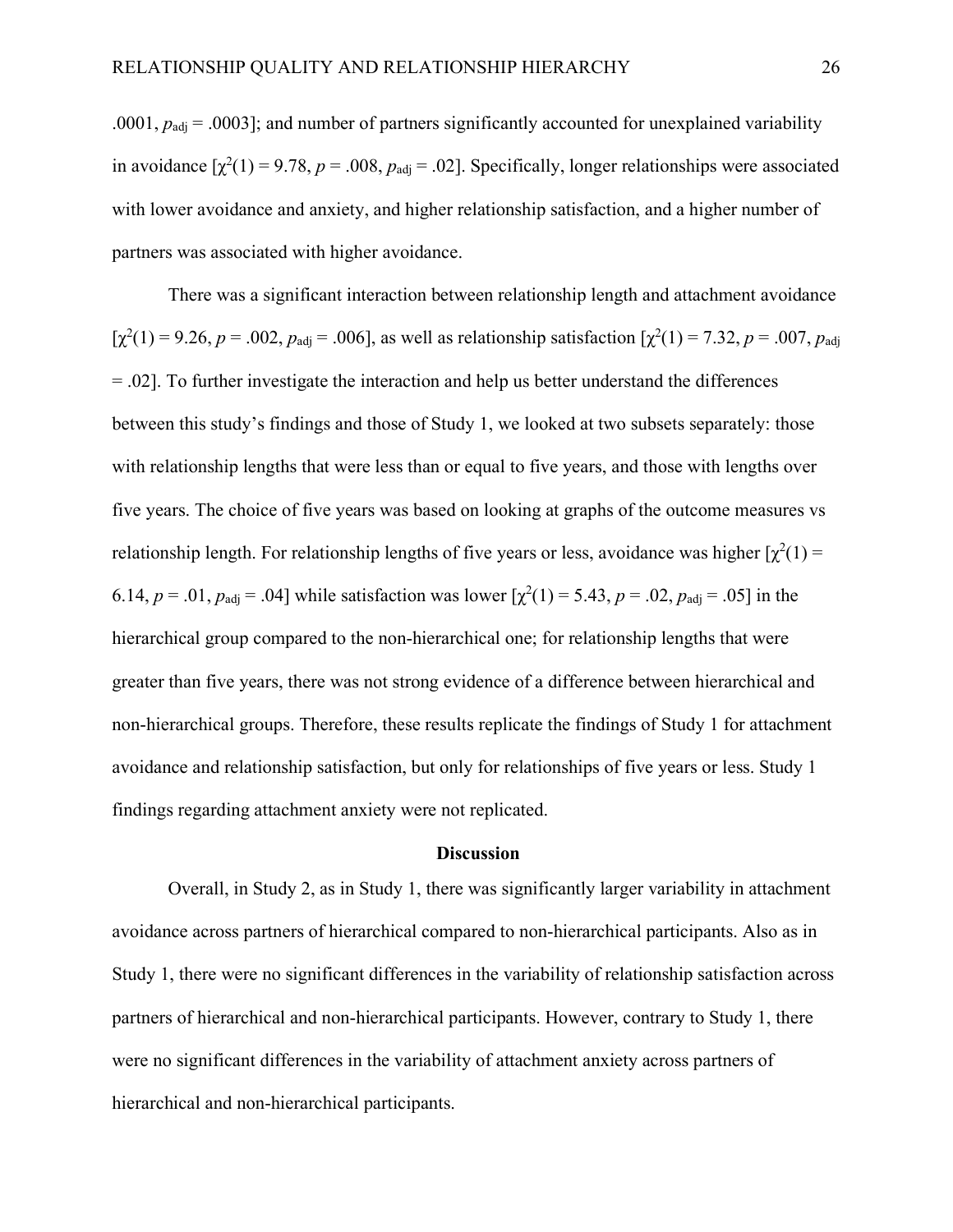.0001, $p_{adj}$ = .0003]; and number of partners significantly accounted for unexplained variability in avoidance [$\chi^2(1) = 9.78$, $p = .008$, $p_{adj} = .02$]. Specifically, longer relationships were associated with lower avoidance and anxiety, and higher relationship satisfaction, and a higher number of partners was associated with higher avoidance.

There was a significant interaction between relationship length and attachment avoidance [$\chi^2(1) = 9.26$, $p = .002$, $p_{adj} = .006$], as well as relationship satisfaction [$\chi^2(1) = 7.32$, $p = .007$, $p_{adj} = .02$]. To further investigate the interaction and help us better understand the differences between this study's findings and those of Study 1, we looked at two subsets separately: those with relationship lengths that were less than or equal to five years, and those with lengths over five years. The choice of five years was based on looking at graphs of the outcome measures vs relationship length. For relationship lengths of five years or less, avoidance was higher [$\chi^2(1) = 6.14$, $p = .01$, $p_{adj} = .04$] while satisfaction was lower [$\chi^2(1) = 5.43$, $p = .02$, $p_{adj} = .05$] in the hierarchical group compared to the non-hierarchical one; for relationship lengths that were greater than five years, there was not strong evidence of a difference between hierarchical and non-hierarchical groups. Therefore, these results replicate the findings of Study 1 for attachment avoidance and relationship satisfaction, but only for relationships of five years or less. Study 1 findings regarding attachment anxiety were not replicated.

## Discussion

Overall, in Study 2, as in Study 1, there was significantly larger variability in attachment avoidance across partners of hierarchical compared to non-hierarchical participants. Also as in Study 1, there were no significant differences in the variability of relationship satisfaction across partners of hierarchical and non-hierarchical participants. However, contrary to Study 1, there were no significant differences in the variability of attachment anxiety across partners of hierarchical and non-hierarchical participants.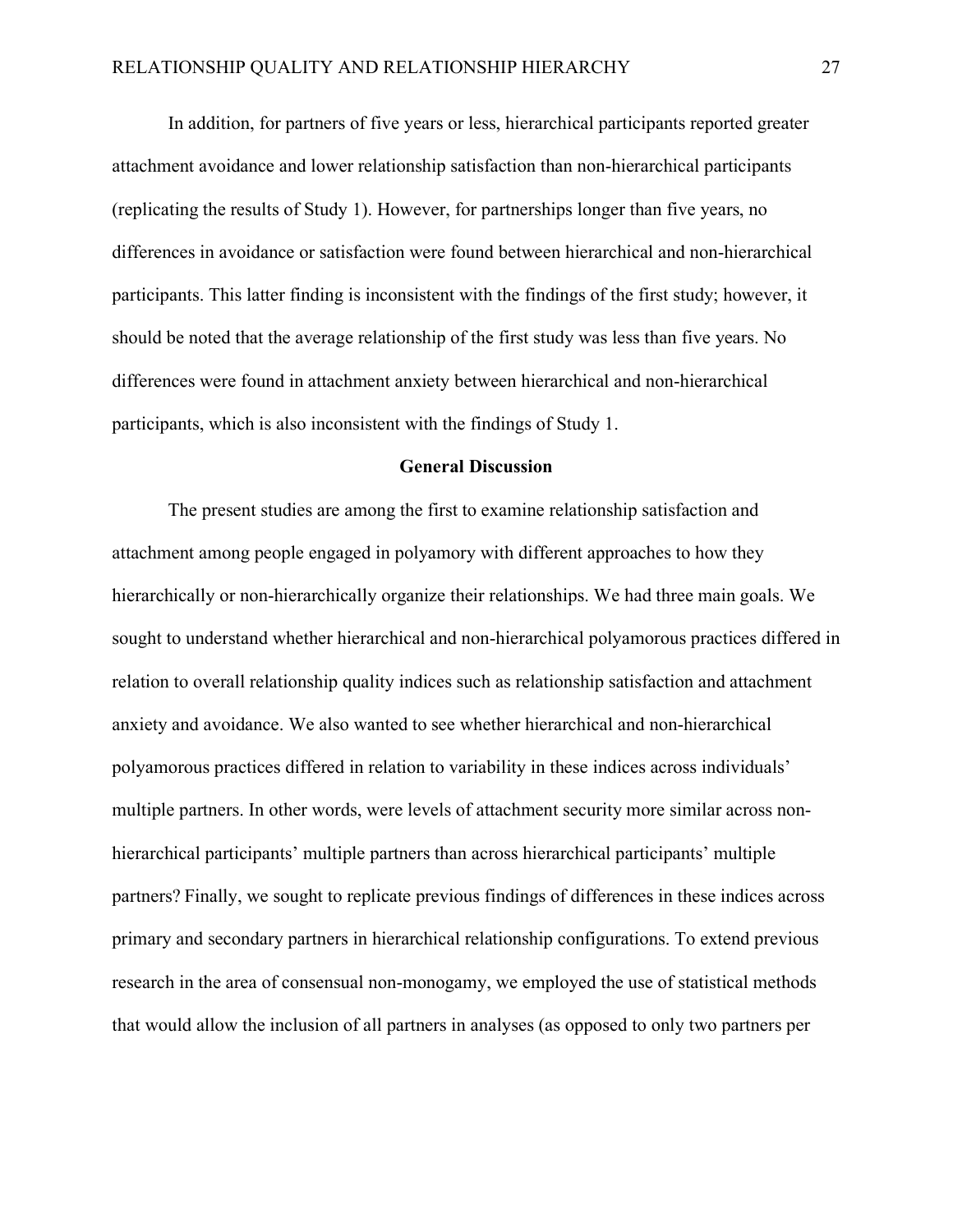In addition, for partners of five years or less, hierarchical participants reported greater attachment avoidance and lower relationship satisfaction than non-hierarchical participants (replicating the results of Study 1). However, for partnerships longer than five years, no differences in avoidance or satisfaction were found between hierarchical and non-hierarchical participants. This latter finding is inconsistent with the findings of the first study; however, it should be noted that the average relationship of the first study was less than five years. No differences were found in attachment anxiety between hierarchical and non-hierarchical participants, which is also inconsistent with the findings of Study 1.

## General Discussion

The present studies are among the first to examine relationship satisfaction and attachment among people engaged in polyamory with different approaches to how they hierarchically or non-hierarchically organize their relationships. We had three main goals. We sought to understand whether hierarchical and non-hierarchical polyamorous practices differed in relation to overall relationship quality indices such as relationship satisfaction and attachment anxiety and avoidance. We also wanted to see whether hierarchical and non-hierarchical polyamorous practices differed in relation to variability in these indices across individuals' multiple partners. In other words, were levels of attachment security more similar across non-hierarchical participants' multiple partners than across hierarchical participants' multiple partners? Finally, we sought to replicate previous findings of differences in these indices across primary and secondary partners in hierarchical relationship configurations. To extend previous research in the area of consensual non-monogamy, we employed the use of statistical methods that would allow the inclusion of all partners in analyses (as opposed to only two partners per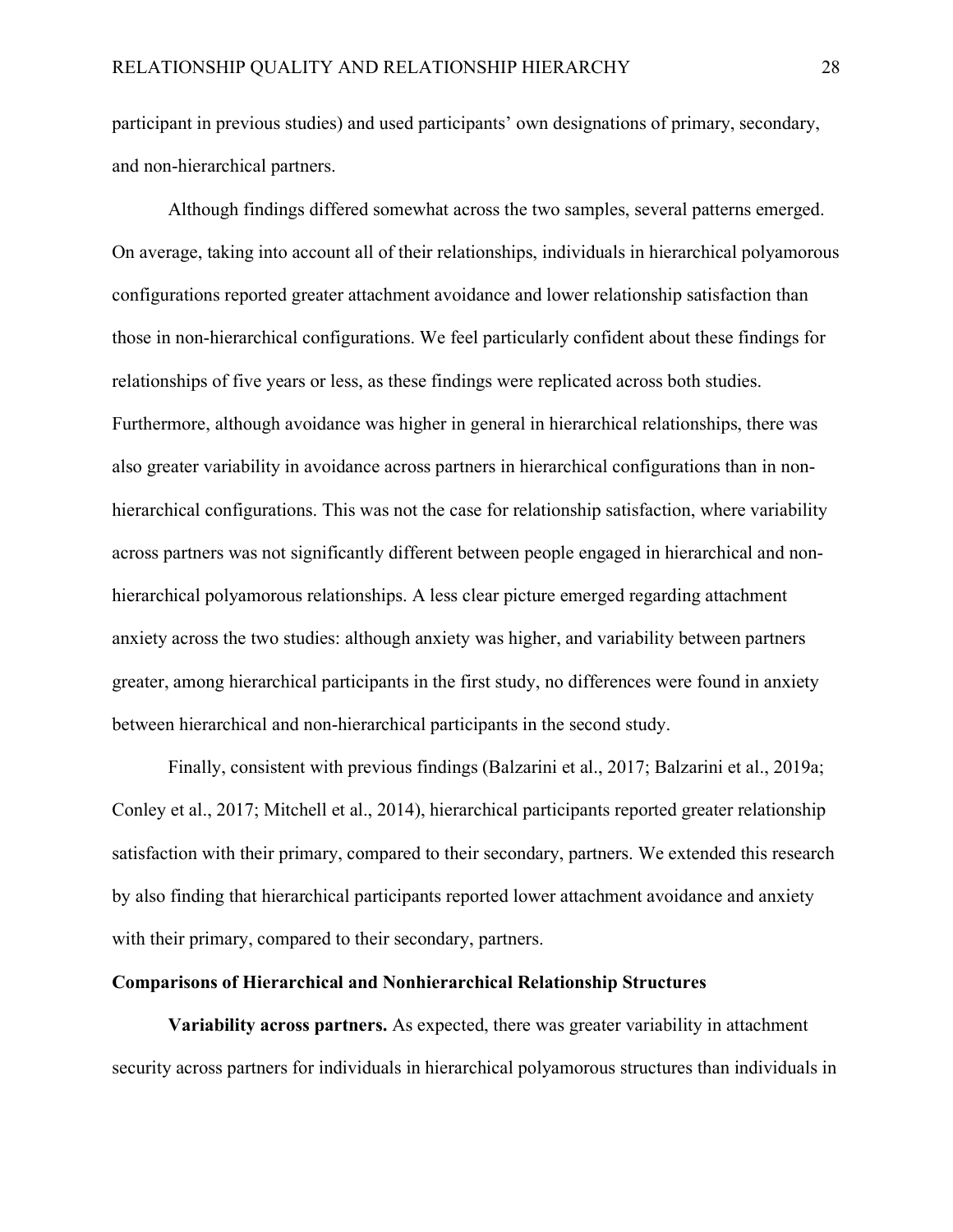participant in previous studies) and used participants' own designations of primary, secondary, and non-hierarchical partners.

Although findings differed somewhat across the two samples, several patterns emerged. On average, taking into account all of their relationships, individuals in hierarchical polyamorous configurations reported greater attachment avoidance and lower relationship satisfaction than those in non-hierarchical configurations. We feel particularly confident about these findings for relationships of five years or less, as these findings were replicated across both studies. Furthermore, although avoidance was higher in general in hierarchical relationships, there was also greater variability in avoidance across partners in hierarchical configurations than in non-hierarchical configurations. This was not the case for relationship satisfaction, where variability across partners was not significantly different between people engaged in hierarchical and non-hierarchical polyamorous relationships. A less clear picture emerged regarding attachment anxiety across the two studies: although anxiety was higher, and variability between partners greater, among hierarchical participants in the first study, no differences were found in anxiety between hierarchical and non-hierarchical participants in the second study.

Finally, consistent with previous findings (Balzarini et al., 2017; Balzarini et al., 2019a; Conley et al., 2017; Mitchell et al., 2014), hierarchical participants reported greater relationship satisfaction with their primary, compared to their secondary, partners. We extended this research by also finding that hierarchical participants reported lower attachment avoidance and anxiety with their primary, compared to their secondary, partners.

## Comparisons of Hierarchical and Nonhierarchical Relationship Structures

**Variability across partners.** As expected, there was greater variability in attachment security across partners for individuals in hierarchical polyamorous structures than individuals in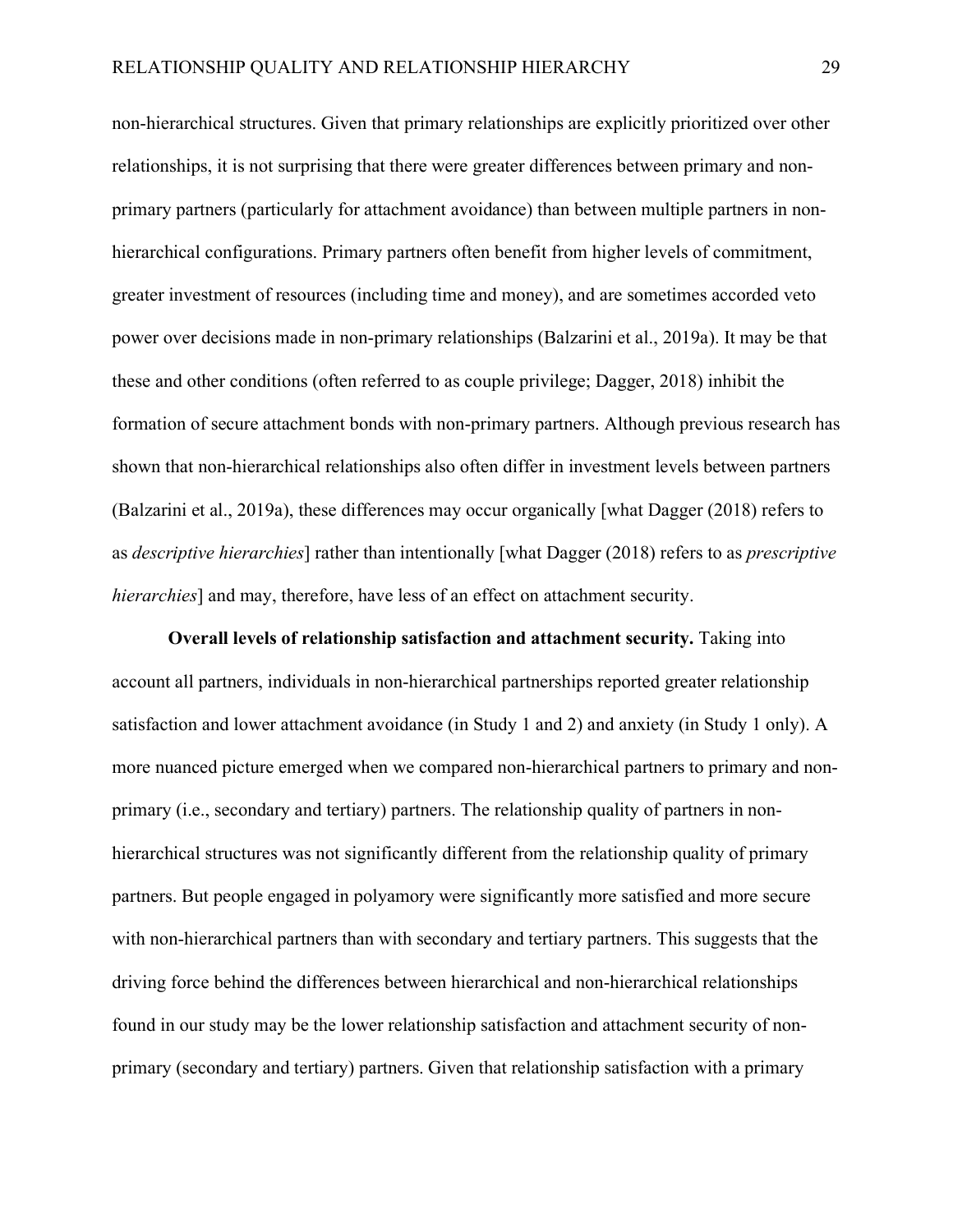non-hierarchical structures. Given that primary relationships are explicitly prioritized over other relationships, it is not surprising that there were greater differences between primary and non-primary partners (particularly for attachment avoidance) than between multiple partners in non-hierarchical configurations. Primary partners often benefit from higher levels of commitment, greater investment of resources (including time and money), and are sometimes accorded veto power over decisions made in non-primary relationships (Balzarini et al., 2019a). It may be that these and other conditions (often referred to as couple privilege; Dagger, 2018) inhibit the formation of secure attachment bonds with non-primary partners. Although previous research has shown that non-hierarchical relationships also often differ in investment levels between partners (Balzarini et al., 2019a), these differences may occur organically [what Dagger (2018) refers to as *descriptive hierarchies*] rather than intentionally [what Dagger (2018) refers to as *prescriptive hierarchies*] and may, therefore, have less of an effect on attachment security.

**Overall levels of relationship satisfaction and attachment security.** Taking into account all partners, individuals in non-hierarchical partnerships reported greater relationship satisfaction and lower attachment avoidance (in Study 1 and 2) and anxiety (in Study 1 only). A more nuanced picture emerged when we compared non-hierarchical partners to primary and non-primary (i.e., secondary and tertiary) partners. The relationship quality of partners in non-hierarchical structures was not significantly different from the relationship quality of primary partners. But people engaged in polyamory were significantly more satisfied and more secure with non-hierarchical partners than with secondary and tertiary partners. This suggests that the driving force behind the differences between hierarchical and non-hierarchical relationships found in our study may be the lower relationship satisfaction and attachment security of non-primary (secondary and tertiary) partners. Given that relationship satisfaction with a primary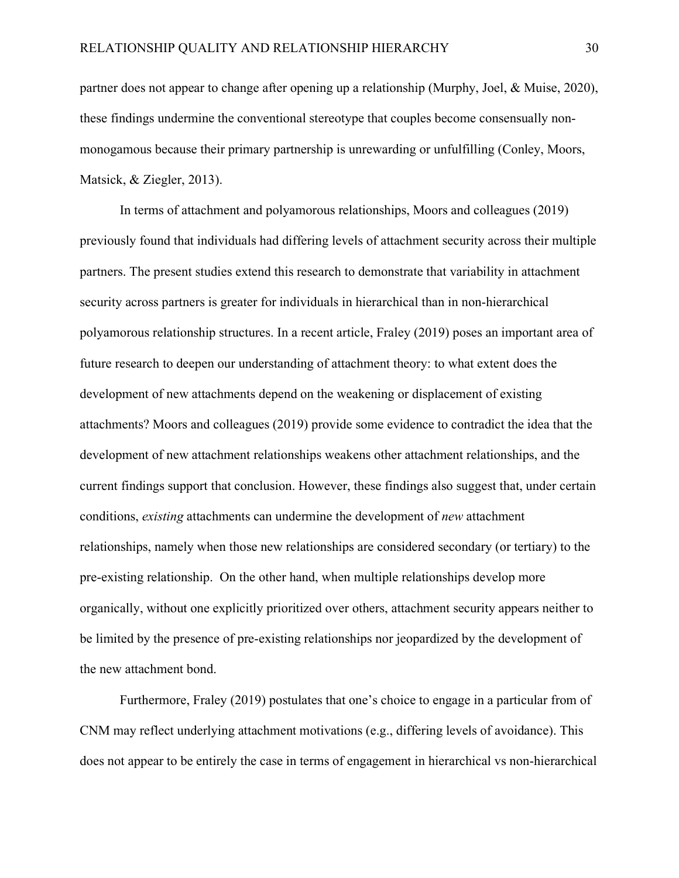partner does not appear to change after opening up a relationship (Murphy, Joel, & Muise, 2020), these findings undermine the conventional stereotype that couples become consensually non-monogamous because their primary partnership is unrewarding or unfulfilling (Conley, Moors, Matsick, & Ziegler, 2013).

In terms of attachment and polyamorous relationships, Moors and colleagues (2019) previously found that individuals had differing levels of attachment security across their multiple partners. The present studies extend this research to demonstrate that variability in attachment security across partners is greater for individuals in hierarchical than in non-hierarchical polyamorous relationship structures. In a recent article, Fraley (2019) poses an important area of future research to deepen our understanding of attachment theory: to what extent does the development of new attachments depend on the weakening or displacement of existing attachments? Moors and colleagues (2019) provide some evidence to contradict the idea that the development of new attachment relationships weakens other attachment relationships, and the current findings support that conclusion. However, these findings also suggest that, under certain conditions, *existing* attachments can undermine the development of *new* attachment relationships, namely when those new relationships are considered secondary (or tertiary) to the pre-existing relationship. On the other hand, when multiple relationships develop more organically, without one explicitly prioritized over others, attachment security appears neither to be limited by the presence of pre-existing relationships nor jeopardized by the development of the new attachment bond.

Furthermore, Fraley (2019) postulates that one's choice to engage in a particular from of CNM may reflect underlying attachment motivations (e.g., differing levels of avoidance). This does not appear to be entirely the case in terms of engagement in hierarchical vs non-hierarchical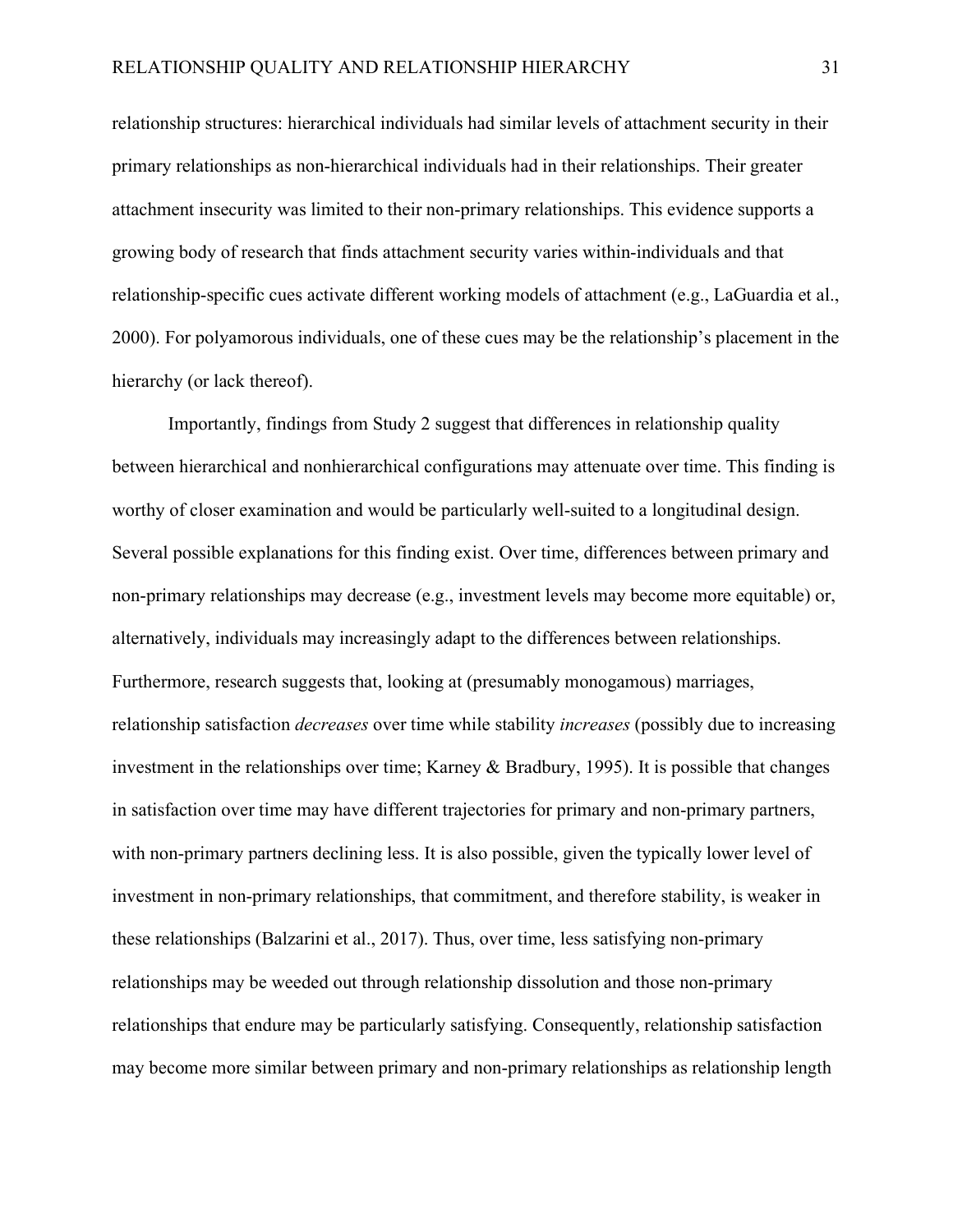relationship structures: hierarchical individuals had similar levels of attachment security in their primary relationships as non-hierarchical individuals had in their relationships. Their greater attachment insecurity was limited to their non-primary relationships. This evidence supports a growing body of research that finds attachment security varies within-individuals and that relationship-specific cues activate different working models of attachment (e.g., LaGuardia et al., 2000). For polyamorous individuals, one of these cues may be the relationship's placement in the hierarchy (or lack thereof).

Importantly, findings from Study 2 suggest that differences in relationship quality between hierarchical and nonhierarchical configurations may attenuate over time. This finding is worthy of closer examination and would be particularly well-suited to a longitudinal design. Several possible explanations for this finding exist. Over time, differences between primary and non-primary relationships may decrease (e.g., investment levels may become more equitable) or, alternatively, individuals may increasingly adapt to the differences between relationships. Furthermore, research suggests that, looking at (presumably monogamous) marriages, relationship satisfaction *decreases* over time while stability *increases* (possibly due to increasing investment in the relationships over time; Karney & Bradbury, 1995). It is possible that changes in satisfaction over time may have different trajectories for primary and non-primary partners, with non-primary partners declining less. It is also possible, given the typically lower level of investment in non-primary relationships, that commitment, and therefore stability, is weaker in these relationships (Balzarini et al., 2017). Thus, over time, less satisfying non-primary relationships may be weeded out through relationship dissolution and those non-primary relationships that endure may be particularly satisfying. Consequently, relationship satisfaction may become more similar between primary and non-primary relationships as relationship length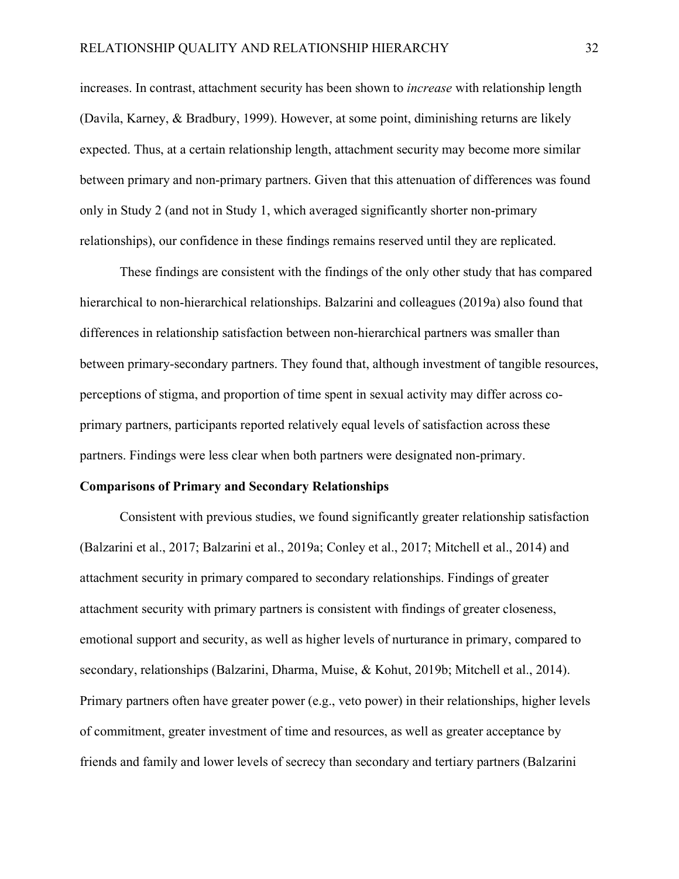increases. In contrast, attachment security has been shown to *increase* with relationship length (Davila, Karney, & Bradbury, 1999). However, at some point, diminishing returns are likely expected. Thus, at a certain relationship length, attachment security may become more similar between primary and non-primary partners. Given that this attenuation of differences was found only in Study 2 (and not in Study 1, which averaged significantly shorter non-primary relationships), our confidence in these findings remains reserved until they are replicated.

These findings are consistent with the findings of the only other study that has compared hierarchical to non-hierarchical relationships. Balzarini and colleagues (2019a) also found that differences in relationship satisfaction between non-hierarchical partners was smaller than between primary-secondary partners. They found that, although investment of tangible resources, perceptions of stigma, and proportion of time spent in sexual activity may differ across co-primary partners, participants reported relatively equal levels of satisfaction across these partners. Findings were less clear when both partners were designated non-primary.

**Comparisons of Primary and Secondary Relationships**

Consistent with previous studies, we found significantly greater relationship satisfaction (Balzarini et al., 2017; Balzarini et al., 2019a; Conley et al., 2017; Mitchell et al., 2014) and attachment security in primary compared to secondary relationships. Findings of greater attachment security with primary partners is consistent with findings of greater closeness, emotional support and security, as well as higher levels of nurturance in primary, compared to secondary, relationships (Balzarini, Dharma, Muise, & Kohut, 2019b; Mitchell et al., 2014). Primary partners often have greater power (e.g., veto power) in their relationships, higher levels of commitment, greater investment of time and resources, as well as greater acceptance by friends and family and lower levels of secrecy than secondary and tertiary partners (Balzarini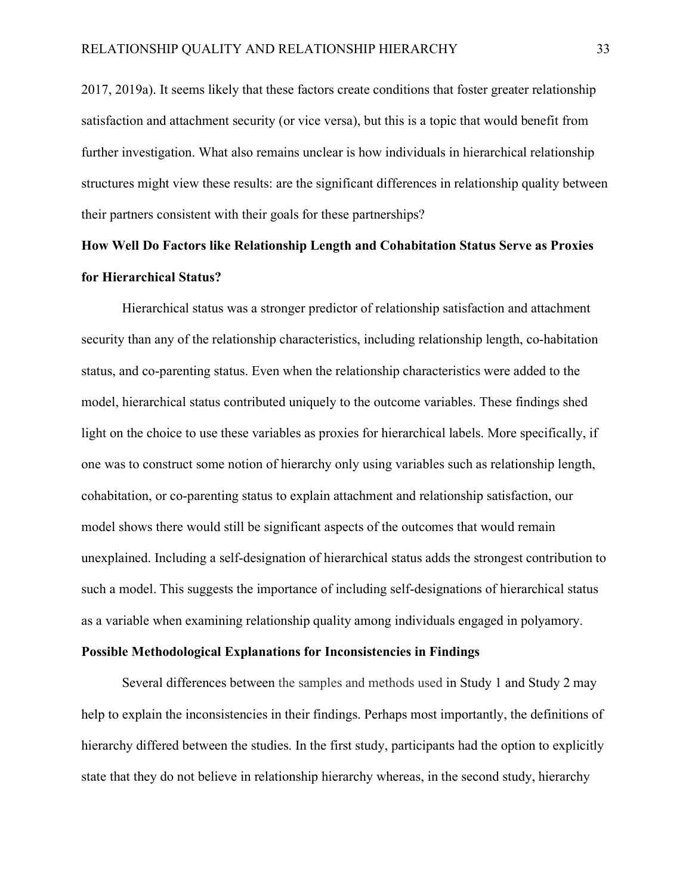2017, 2019a). It seems likely that these factors create conditions that foster greater relationship satisfaction and attachment security (or vice versa), but this is a topic that would benefit from further investigation. What also remains unclear is how individuals in hierarchical relationship structures might view these results: are the significant differences in relationship quality between their partners consistent with their goals for these partnerships?

## How Well Do Factors like Relationship Length and Cohabitation Status Serve as Proxies for Hierarchical Status?

Hierarchical status was a stronger predictor of relationship satisfaction and attachment security than any of the relationship characteristics, including relationship length, co-habitation status, and co-parenting status. Even when the relationship characteristics were added to the model, hierarchical status contributed uniquely to the outcome variables. These findings shed light on the choice to use these variables as proxies for hierarchical labels. More specifically, if one was to construct some notion of hierarchy only using variables such as relationship length, cohabitation, or co-parenting status to explain attachment and relationship satisfaction, our model shows there would still be significant aspects of the outcomes that would remain unexplained. Including a self-designation of hierarchical status adds the strongest contribution to such a model. This suggests the importance of including self-designations of hierarchical status as a variable when examining relationship quality among individuals engaged in polyamory.

## Possible Methodological Explanations for Inconsistencies in Findings

Several differences between the samples and methods used in Study 1 and Study 2 may help to explain the inconsistencies in their findings. Perhaps most importantly, the definitions of hierarchy differed between the studies. In the first study, participants had the option to explicitly state that they do not believe in relationship hierarchy whereas, in the second study, hierarchy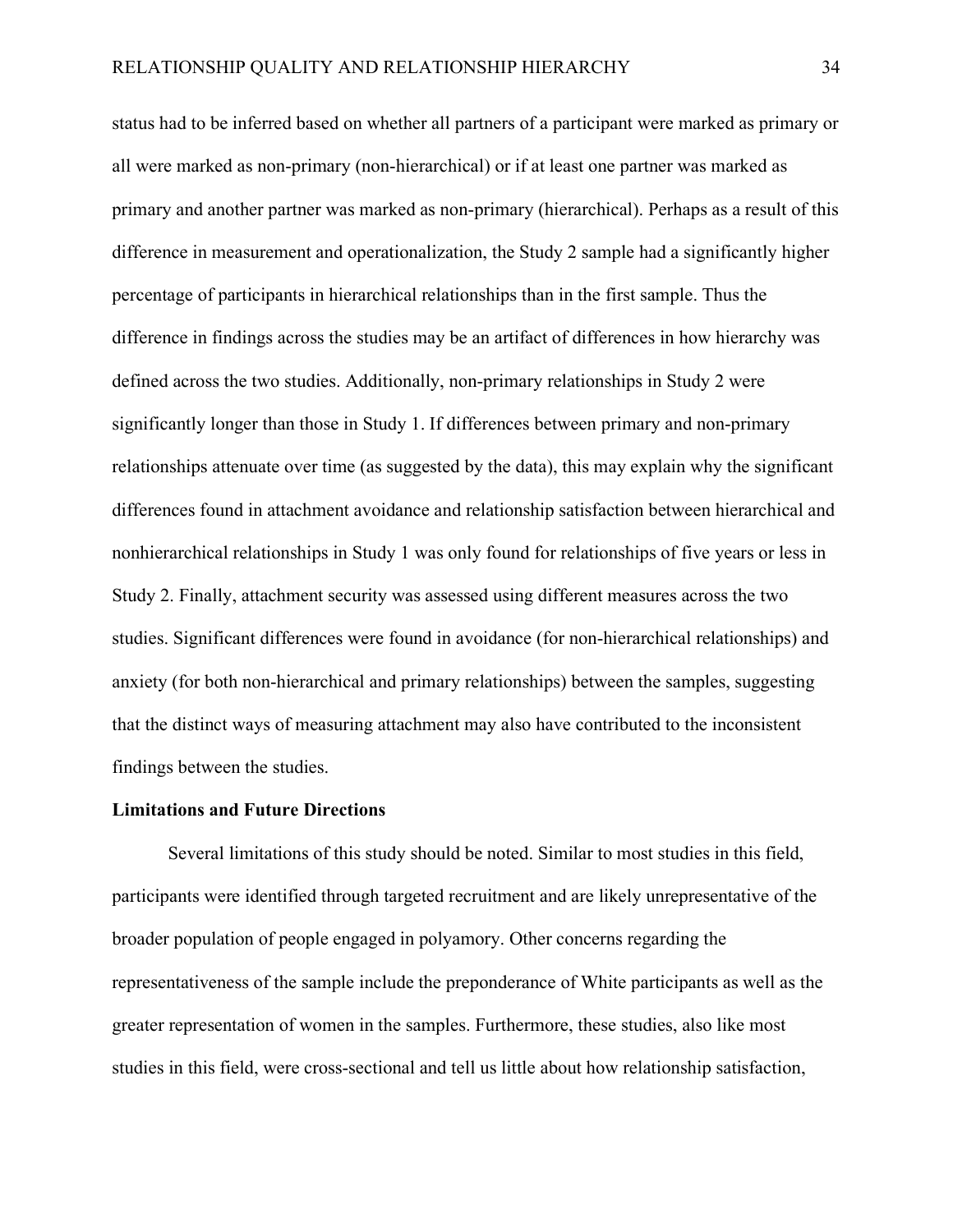status had to be inferred based on whether all partners of a participant were marked as primary or all were marked as non-primary (non-hierarchical) or if at least one partner was marked as primary and another partner was marked as non-primary (hierarchical). Perhaps as a result of this difference in measurement and operationalization, the Study 2 sample had a significantly higher percentage of participants in hierarchical relationships than in the first sample. Thus the difference in findings across the studies may be an artifact of differences in how hierarchy was defined across the two studies. Additionally, non-primary relationships in Study 2 were significantly longer than those in Study 1. If differences between primary and non-primary relationships attenuate over time (as suggested by the data), this may explain why the significant differences found in attachment avoidance and relationship satisfaction between hierarchical and nonhierarchical relationships in Study 1 was only found for relationships of five years or less in Study 2. Finally, attachment security was assessed using different measures across the two studies. Significant differences were found in avoidance (for non-hierarchical relationships) and anxiety (for both non-hierarchical and primary relationships) between the samples, suggesting that the distinct ways of measuring attachment may also have contributed to the inconsistent findings between the studies.

**Limitations and Future Directions**

Several limitations of this study should be noted. Similar to most studies in this field, participants were identified through targeted recruitment and are likely unrepresentative of the broader population of people engaged in polyamory. Other concerns regarding the representativeness of the sample include the preponderance of White participants as well as the greater representation of women in the samples. Furthermore, these studies, also like most studies in this field, were cross-sectional and tell us little about how relationship satisfaction,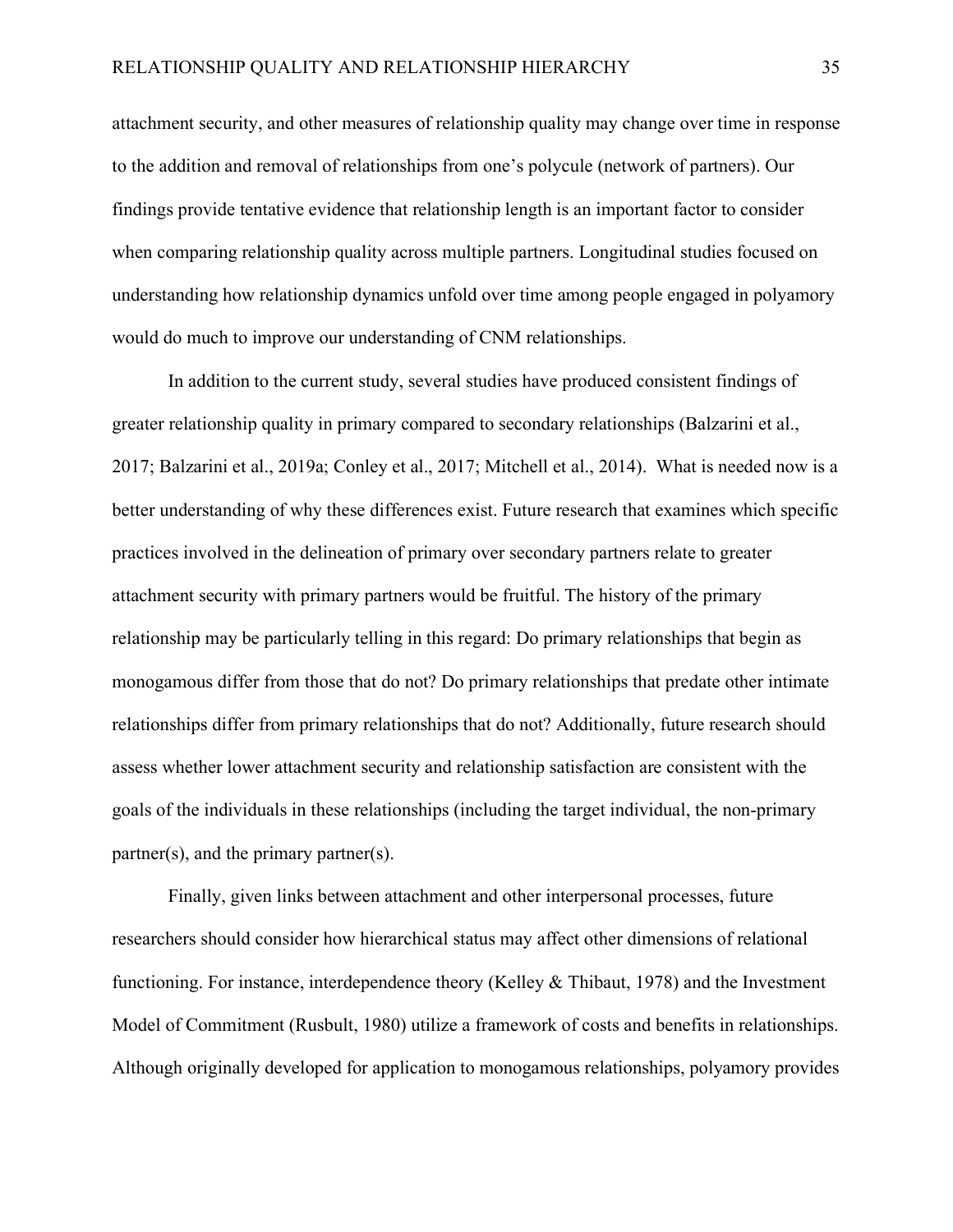attachment security, and other measures of relationship quality may change over time in response to the addition and removal of relationships from one's polycule (network of partners). Our findings provide tentative evidence that relationship length is an important factor to consider when comparing relationship quality across multiple partners. Longitudinal studies focused on understanding how relationship dynamics unfold over time among people engaged in polyamory would do much to improve our understanding of CNM relationships.

In addition to the current study, several studies have produced consistent findings of greater relationship quality in primary compared to secondary relationships (Balzarini et al., 2017; Balzarini et al., 2019a; Conley et al., 2017; Mitchell et al., 2014). What is needed now is a better understanding of why these differences exist. Future research that examines which specific practices involved in the delineation of primary over secondary partners relate to greater attachment security with primary partners would be fruitful. The history of the primary relationship may be particularly telling in this regard: Do primary relationships that begin as monogamous differ from those that do not? Do primary relationships that predate other intimate relationships differ from primary relationships that do not? Additionally, future research should assess whether lower attachment security and relationship satisfaction are consistent with the goals of the individuals in these relationships (including the target individual, the non-primary partner(s), and the primary partner(s).

Finally, given links between attachment and other interpersonal processes, future researchers should consider how hierarchical status may affect other dimensions of relational functioning. For instance, interdependence theory (Kelley & Thibaut, 1978) and the Investment Model of Commitment (Rusbult, 1980) utilize a framework of costs and benefits in relationships. Although originally developed for application to monogamous relationships, polyamory provides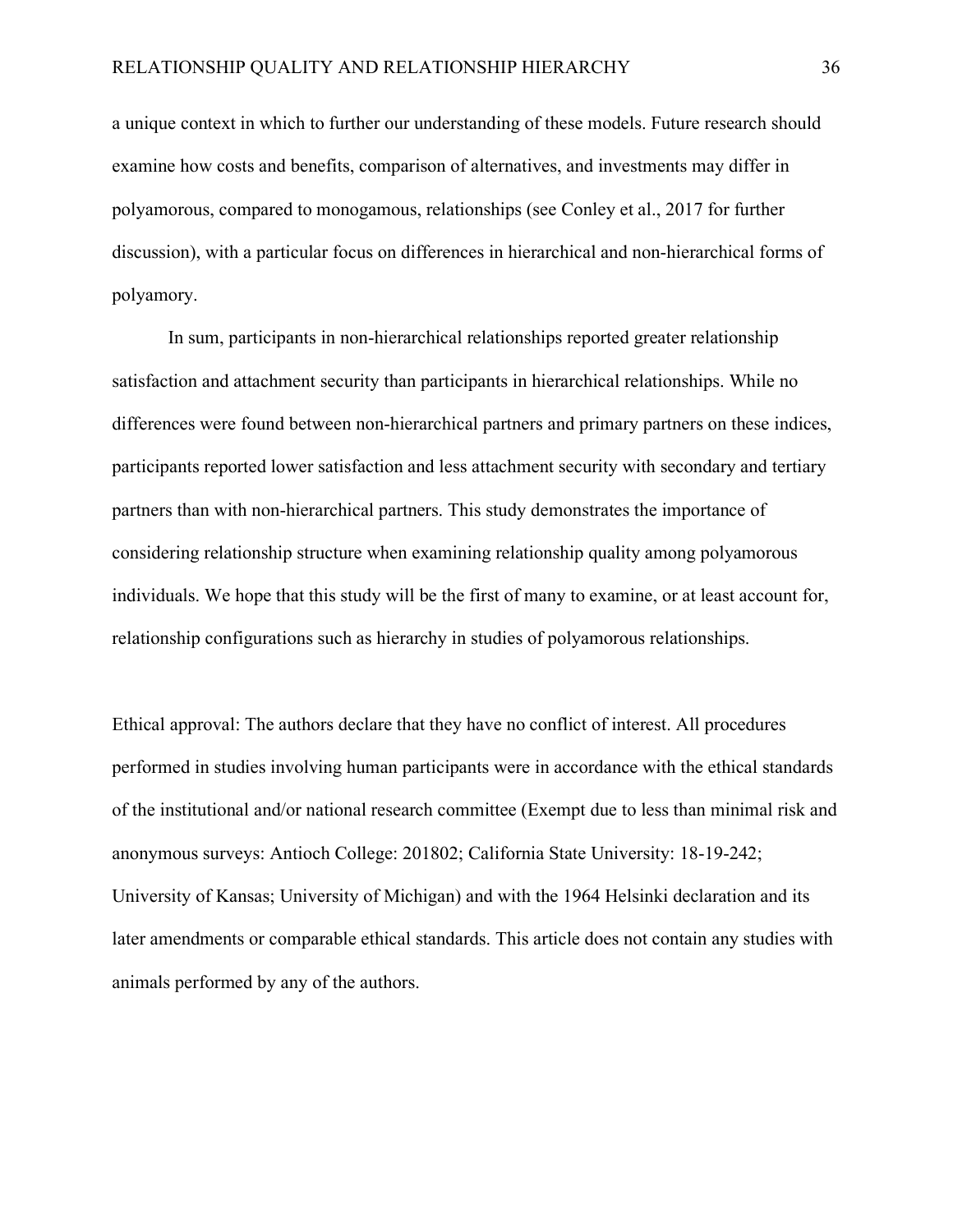a unique context in which to further our understanding of these models. Future research should examine how costs and benefits, comparison of alternatives, and investments may differ in polyamorous, compared to monogamous, relationships (see Conley et al., 2017 for further discussion), with a particular focus on differences in hierarchical and non-hierarchical forms of polyamory.

In sum, participants in non-hierarchical relationships reported greater relationship satisfaction and attachment security than participants in hierarchical relationships. While no differences were found between non-hierarchical partners and primary partners on these indices, participants reported lower satisfaction and less attachment security with secondary and tertiary partners than with non-hierarchical partners. This study demonstrates the importance of considering relationship structure when examining relationship quality among polyamorous individuals. We hope that this study will be the first of many to examine, or at least account for, relationship configurations such as hierarchy in studies of polyamorous relationships.

Ethical approval: The authors declare that they have no conflict of interest. All procedures performed in studies involving human participants were in accordance with the ethical standards of the institutional and/or national research committee (Exempt due to less than minimal risk and anonymous surveys: Antioch College: 201802; California State University: 18-19-242; University of Kansas; University of Michigan) and with the 1964 Helsinki declaration and its later amendments or comparable ethical standards. This article does not contain any studies with animals performed by any of the authors.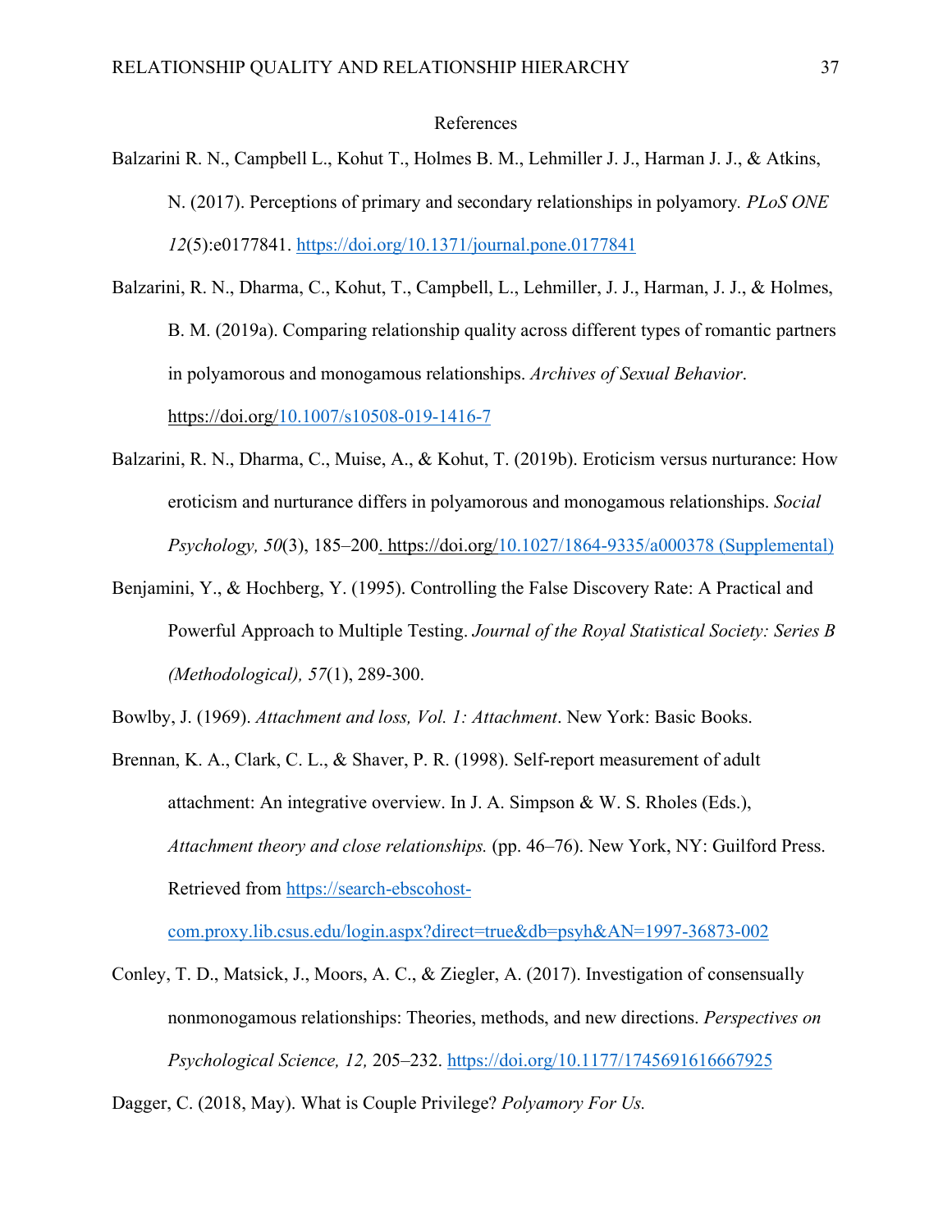# References

Balzarini R. N., Campbell L., Kohut T., Holmes B. M., Lehmiller J. J., Harman J. J., & Atkins, N. (2017). Perceptions of primary and secondary relationships in polyamory. *PLoS ONE 12*(5):e0177841. https://doi.org/10.1371/journal.pone.0177841

Balzarini, R. N., Dharma, C., Kohut, T., Campbell, L., Lehmiller, J. J., Harman, J. J., & Holmes, B. M. (2019a). Comparing relationship quality across different types of romantic partners in polyamorous and monogamous relationships. *Archives of Sexual Behavior*. https://doi.org/10.1007/s10508-019-1416-7

Balzarini, R. N., Dharma, C., Muise, A., & Kohut, T. (2019b). Eroticism versus nurturance: How eroticism and nurturance differs in polyamorous and monogamous relationships. *Social Psychology, 50*(3), 185–200. https://doi.org/10.1027/1864-9335/a000378 (Supplemental)

Benjamini, Y., & Hochberg, Y. (1995). Controlling the False Discovery Rate: A Practical and Powerful Approach to Multiple Testing. *Journal of the Royal Statistical Society: Series B (Methodological), 57*(1), 289-300.

Bowlby, J. (1969). *Attachment and loss, Vol. 1: Attachment*. New York: Basic Books.

Brennan, K. A., Clark, C. L., & Shaver, P. R. (1998). Self-report measurement of adult attachment: An integrative overview. In J. A. Simpson & W. S. Rholes (Eds.), *Attachment theory and close relationships.* (pp. 46–76). New York, NY: Guilford Press. Retrieved from https://search-ebscohost-com.proxy.lib.csus.edu/login.aspx?direct=true&db=psyh&AN=1997-36873-002

Conley, T. D., Matsick, J., Moors, A. C., & Ziegler, A. (2017). Investigation of consensually nonmonogamous relationships: Theories, methods, and new directions. *Perspectives on Psychological Science, 12,* 205–232. https://doi.org/10.1177/1745691616667925

Dagger, C. (2018, May). What is Couple Privilege? *Polyamory For Us.*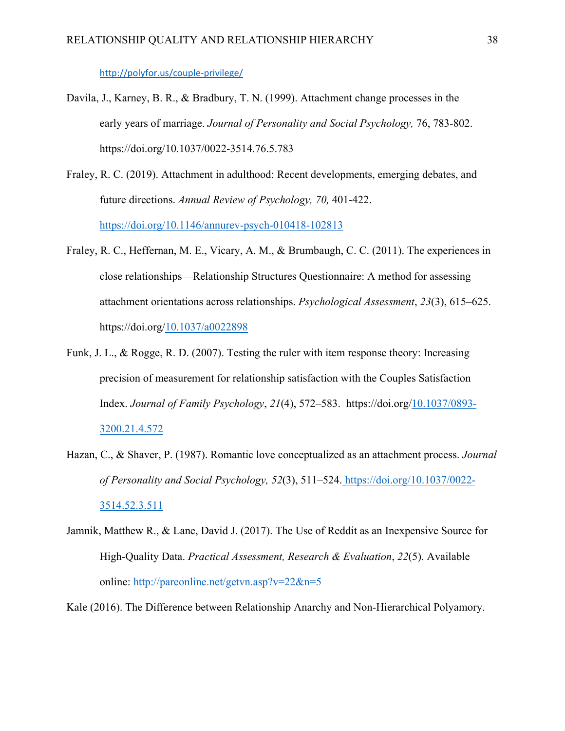http://polyfor.us/couple-privilege/

Davila, J., Karney, B. R., & Bradbury, T. N. (1999). Attachment change processes in the early years of marriage. *Journal of Personality and Social Psychology,* 76, 783-802. https://doi.org/10.1037/0022-3514.76.5.783

Fraley, R. C. (2019). Attachment in adulthood: Recent developments, emerging debates, and future directions. *Annual Review of Psychology, 70,* 401-422. https://doi.org/10.1146/annurev-psych-010418-102813

Fraley, R. C., Heffernan, M. E., Vicary, A. M., & Brumbaugh, C. C. (2011). The experiences in close relationships—Relationship Structures Questionnaire: A method for assessing attachment orientations across relationships. *Psychological Assessment*, *23*(3), 615–625. https://doi.org/10.1037/a0022898

Funk, J. L., & Rogge, R. D. (2007). Testing the ruler with item response theory: Increasing precision of measurement for relationship satisfaction with the Couples Satisfaction Index. *Journal of Family Psychology*, *21*(4), 572–583. https://doi.org/10.1037/0893-3200.21.4.572

Hazan, C., & Shaver, P. (1987). Romantic love conceptualized as an attachment process. *Journal of Personality and Social Psychology, 52*(3), 511–524. https://doi.org/10.1037/0022-3514.52.3.511

Jamnik, Matthew R., & Lane, David J. (2017). The Use of Reddit as an Inexpensive Source for High-Quality Data. *Practical Assessment, Research & Evaluation*, *22*(5). Available online: http://pareonline.net/getvn.asp?v=22&n=5

Kale (2016). The Difference between Relationship Anarchy and Non-Hierarchical Polyamory.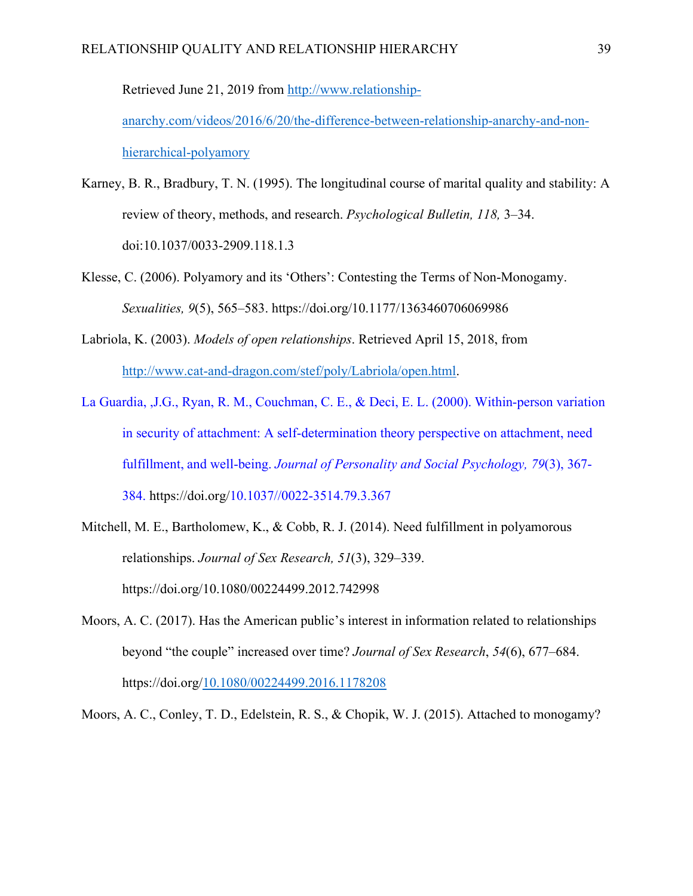Retrieved June 21, 2019 from http://www.relationship-anarchy.com/videos/2016/6/20/the-difference-between-relationship-anarchy-and-non-hierarchical-polyamory

Karney, B. R., Bradbury, T. N. (1995). The longitudinal course of marital quality and stability: A review of theory, methods, and research. *Psychological Bulletin, 118,* 3–34. doi:10.1037/0033-2909.118.1.3

Klesse, C. (2006). Polyamory and its 'Others': Contesting the Terms of Non-Monogamy. *Sexualities, 9*(5), 565–583. https://doi.org/10.1177/1363460706069986

Labriola, K. (2003). *Models of open relationships*. Retrieved April 15, 2018, from http://www.cat-and-dragon.com/stef/poly/Labriola/open.html.

La Guardia, ,J.G., Ryan, R. M., Couchman, C. E., & Deci, E. L. (2000). Within-person variation in security of attachment: A self-determination theory perspective on attachment, need fulfillment, and well-being. *Journal of Personality and Social Psychology, 79*(3), 367-384. https://doi.org/10.1037//0022-3514.79.3.367

Mitchell, M. E., Bartholomew, K., & Cobb, R. J. (2014). Need fulfillment in polyamorous relationships. *Journal of Sex Research, 51*(3), 329–339. https://doi.org/10.1080/00224499.2012.742998

Moors, A. C. (2017). Has the American public's interest in information related to relationships beyond "the couple" increased over time? *Journal of Sex Research*, *54*(6), 677–684. https://doi.org/10.1080/00224499.2016.1178208

Moors, A. C., Conley, T. D., Edelstein, R. S., & Chopik, W. J. (2015). Attached to monogamy?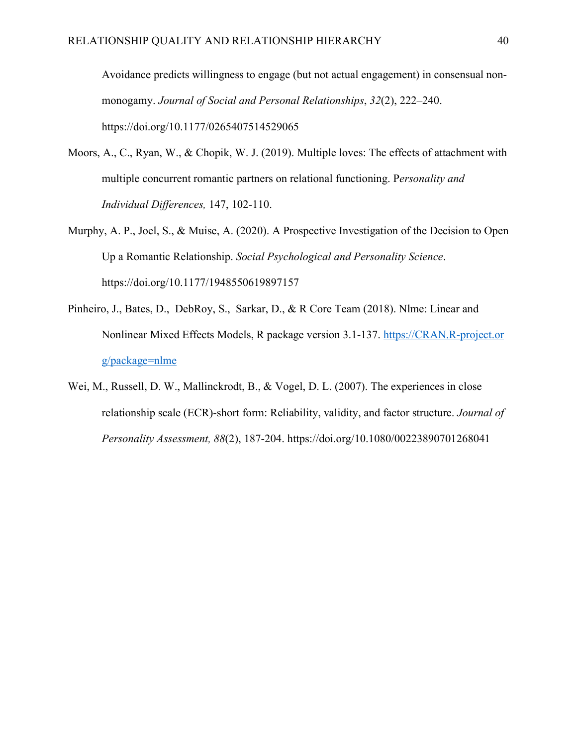Avoidance predicts willingness to engage (but not actual engagement) in consensual non-monogamy. *Journal of Social and Personal Relationships*, *32*(2), 222–240. https://doi.org/10.1177/0265407514529065

Moors, A., C., Ryan, W., & Chopik, W. J. (2019). Multiple loves: The effects of attachment with multiple concurrent romantic partners on relational functioning. P*ersonality and Individual Differences,* 147, 102-110.

Murphy, A. P., Joel, S., & Muise, A. (2020). A Prospective Investigation of the Decision to Open Up a Romantic Relationship. *Social Psychological and Personality Science*. https://doi.org/10.1177/1948550619897157

Pinheiro, J., Bates, D., DebRoy, S., Sarkar, D., & R Core Team (2018). Nlme: Linear and Nonlinear Mixed Effects Models, R package version 3.1-137. https://CRAN.R-project.org/package=nlme

Wei, M., Russell, D. W., Mallinckrodt, B., & Vogel, D. L. (2007). The experiences in close relationship scale (ECR)-short form: Reliability, validity, and factor structure. *Journal of Personality Assessment, 88*(2), 187-204. https://doi.org/10.1080/00223890701268041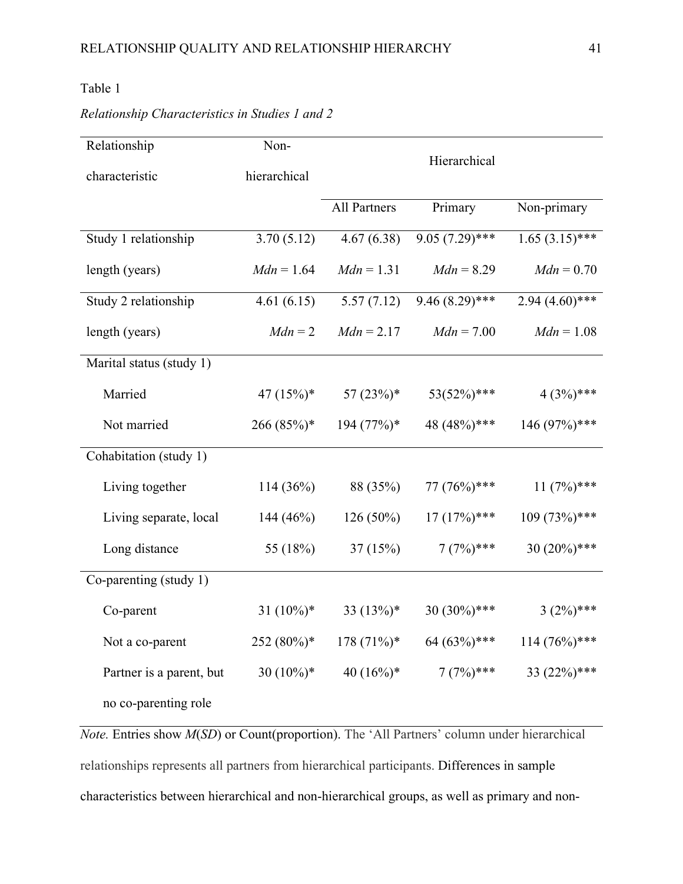Table 1

*Relationship Characteristics in Studies 1 and 2*

| Relationship characteristic | Non-hierarchical | Hierarchical | | |
|---|---|---|---|---|
| | | All Partners | Primary | Non-primary |
| Study 1 relationship length (years) | 3.70 (5.12) | 4.67 (6.38) | 9.05 (7.29)*** | 1.65 (3.15)*** |
| | *Mdn* = 1.64 | *Mdn* = 1.31 | *Mdn* = 8.29 | *Mdn* = 0.70 |
| Study 2 relationship length (years) | 4.61 (6.15) | 5.57 (7.12) | 9.46 (8.29)*** | 2.94 (4.60)*** |
| | *Mdn* = 2 | *Mdn* = 2.17 | *Mdn* = 7.00 | *Mdn* = 1.08 |
| Marital status (study 1) | | | | |
| Married | 47 (15%)* | 57 (23%)* | 53(52%)*** | 4 (3%)*** |
| Not married | 266 (85%)* | 194 (77%)* | 48 (48%)*** | 146 (97%)*** |
| Cohabitation (study 1) | | | | |
| Living together | 114 (36%) | 88 (35%) | 77 (76%)*** | 11 (7%)*** |
| Living separate, local | 144 (46%) | 126 (50%) | 17 (17%)*** | 109 (73%)*** |
| Long distance | 55 (18%) | 37 (15%) | 7 (7%)*** | 30 (20%)*** |
| Co-parenting (study 1) | | | | |
| Co-parent | 31 (10%)* | 33 (13%)* | 30 (30%)*** | 3 (2%)*** |
| Not a co-parent | 252 (80%)* | 178 (71%)* | 64 (63%)*** | 114 (76%)*** |
| Partner is a parent, but no co-parenting role | 30 (10%)* | 40 (16%)* | 7 (7%)*** | 33 (22%)*** |

*Note.* Entries show *M*(*SD*) or Count(proportion). The 'All Partners' column under hierarchical relationships represents all partners from hierarchical participants. Differences in sample characteristics between hierarchical and non-hierarchical groups, as well as primary and non-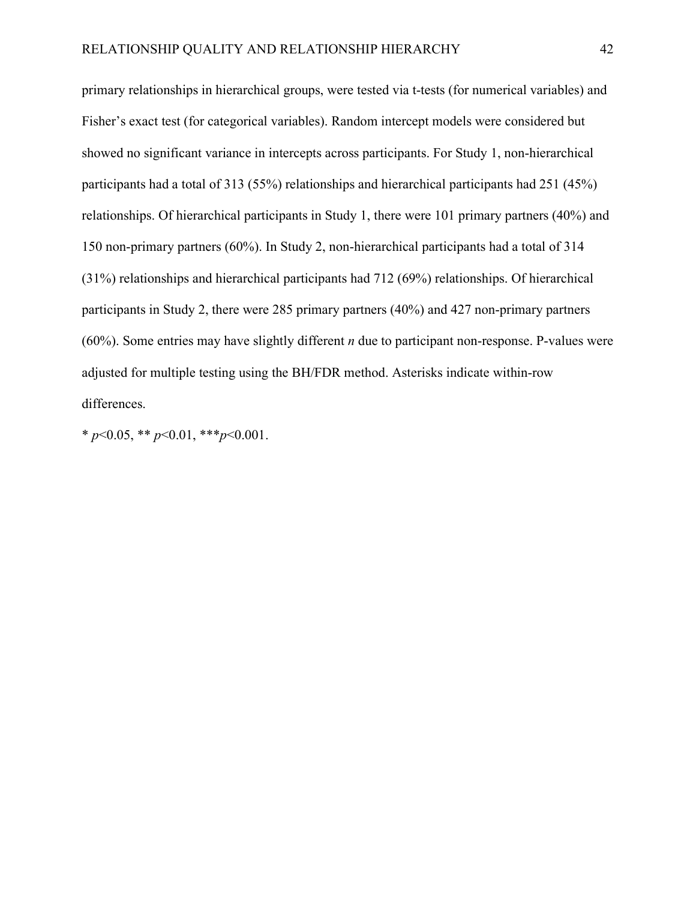primary relationships in hierarchical groups, were tested via t-tests (for numerical variables) and Fisher's exact test (for categorical variables). Random intercept models were considered but showed no significant variance in intercepts across participants. For Study 1, non-hierarchical participants had a total of 313 (55%) relationships and hierarchical participants had 251 (45%) relationships. Of hierarchical participants in Study 1, there were 101 primary partners (40%) and 150 non-primary partners (60%). In Study 2, non-hierarchical participants had a total of 314 (31%) relationships and hierarchical participants had 712 (69%) relationships. Of hierarchical participants in Study 2, there were 285 primary partners (40%) and 427 non-primary partners (60%). Some entries may have slightly different $n$ due to participant non-response. P-values were adjusted for multiple testing using the BH/FDR method. Asterisks indicate within-row differences.

* $p<0.05$, ** $p<0.01$, *** $p<0.001$.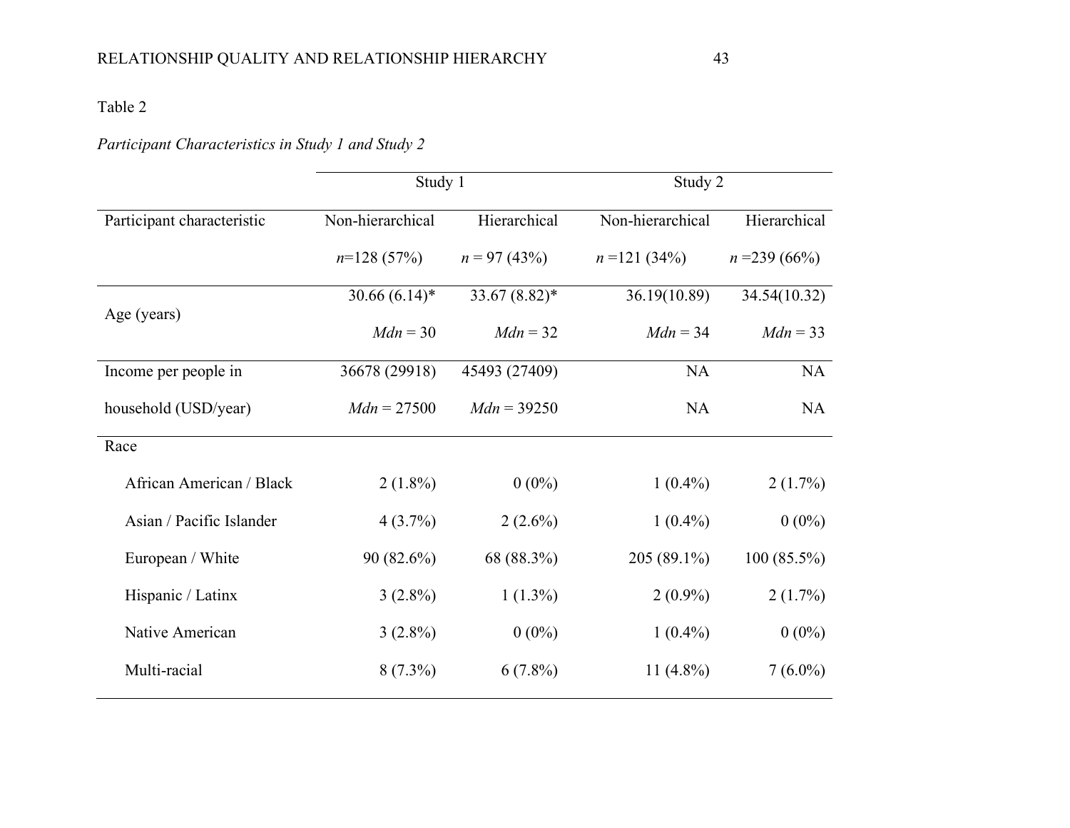Table 2

*Participant Characteristics in Study 1 and Study 2*

| | Study 1 | | Study 2 | |
|---|---|---|---|---|
| Participant characteristic | Non-hierarchical | Hierarchical | Non-hierarchical | Hierarchical |
| | *n*=128 (57%) | *n* = 97 (43%) | *n* =121 (34%) | *n* =239 (66%) |
| Age (years) | 30.66 (6.14)* | 33.67 (8.82)* | 36.19(10.89) | 34.54(10.32) |
| | *Mdn* = 30 | *Mdn* = 32 | *Mdn* = 34 | *Mdn* = 33 |
| Income per people in household (USD/year) | 36678 (29918) | 45493 (27409) | NA | NA |
| | *Mdn* = 27500 | *Mdn* = 39250 | NA | NA |
| Race | | | | |
| African American / Black | 2 (1.8%) | 0 (0%) | 1 (0.4%) | 2 (1.7%) |
| Asian / Pacific Islander | 4 (3.7%) | 2 (2.6%) | 1 (0.4%) | 0 (0%) |
| European / White | 90 (82.6%) | 68 (88.3%) | 205 (89.1%) | 100 (85.5%) |
| Hispanic / Latinx | 3 (2.8%) | 1 (1.3%) | 2 (0.9%) | 2 (1.7%) |
| Native American | 3 (2.8%) | 0 (0%) | 1 (0.4%) | 0 (0%) |
| Multi-racial | 8 (7.3%) | 6 (7.8%) | 11 (4.8%) | 7 (6.0%) |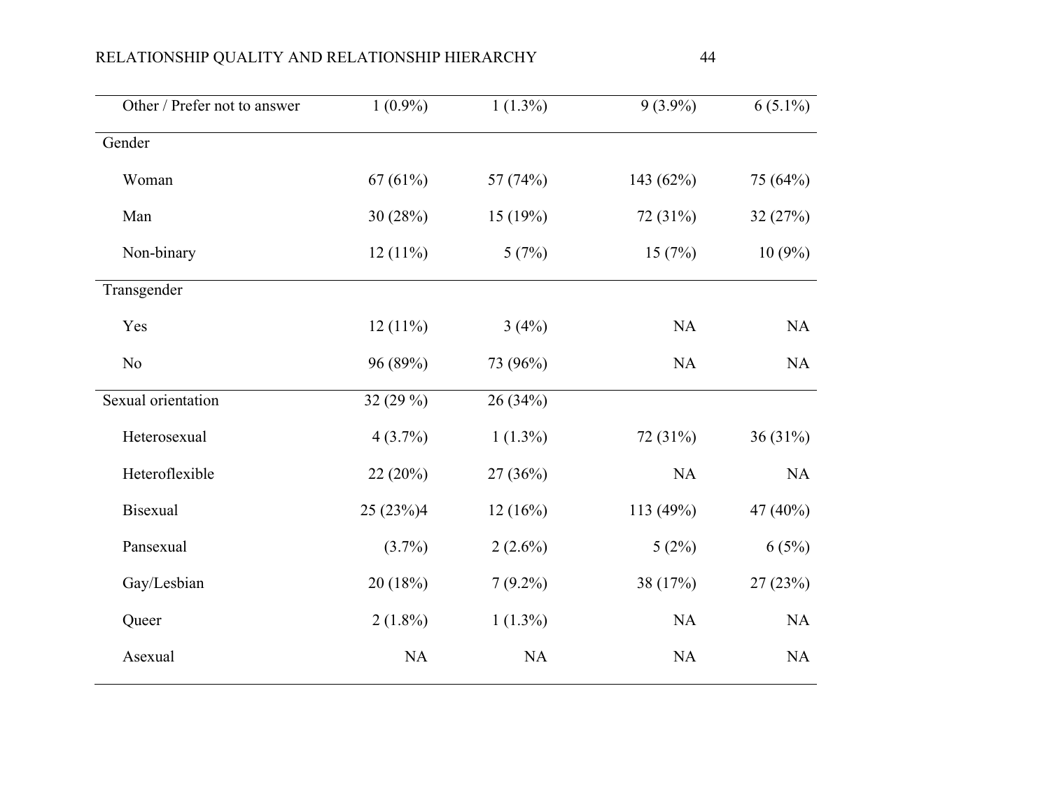| | | | | |
|---|---|---|---|---|
| Other / Prefer not to answer | 1 (0.9%) | 1 (1.3%) | 9 (3.9%) | 6 (5.1%) |
| Gender | | | | |
| Woman | 67 (61%) | 57 (74%) | 143 (62%) | 75 (64%) |
| Man | 30 (28%) | 15 (19%) | 72 (31%) | 32 (27%) |
| Non-binary | 12 (11%) | 5 (7%) | 15 (7%) | 10 (9%) |
| Transgender | | | | |
| Yes | 12 (11%) | 3 (4%) | NA | NA |
| No | 96 (89%) | 73 (96%) | NA | NA |
| Sexual orientation | 32 (29 %) | 26 (34%) | | |
| Heterosexual | 4 (3.7%) | 1 (1.3%) | 72 (31%) | 36 (31%) |
| Heteroflexible | 22 (20%) | 27 (36%) | NA | NA |
| Bisexual | 25 (23%)4 | 12 (16%) | 113 (49%) | 47 (40%) |
| Pansexual | (3.7%) | 2 (2.6%) | 5 (2%) | 6 (5%) |
| Gay/Lesbian | 20 (18%) | 7 (9.2%) | 38 (17%) | 27 (23%) |
| Queer | 2 (1.8%) | 1 (1.3%) | NA | NA |
| Asexual | NA | NA | NA | NA |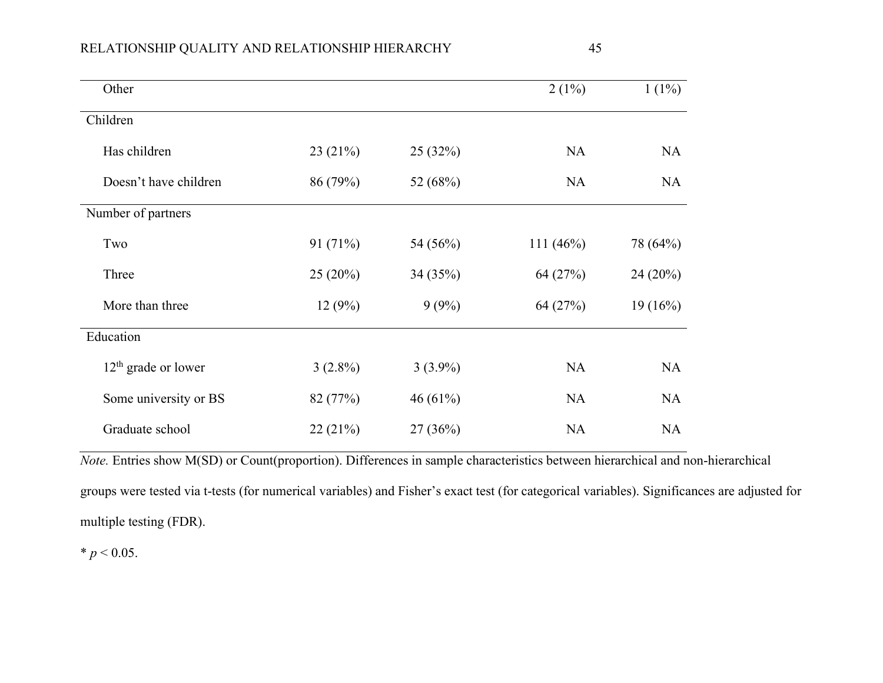| | | | | |
|---|---|---|---|---|
| Other | | | 2 (1%) | 1 (1%) |
| Children | | | | |
| Has children | 23 (21%) | 25 (32%) | NA | NA |
| Doesn't have children | 86 (79%) | 52 (68%) | NA | NA |
| Number of partners | | | | |
| Two | 91 (71%) | 54 (56%) | 111 (46%) | 78 (64%) |
| Three | 25 (20%) | 34 (35%) | 64 (27%) | 24 (20%) |
| More than three | 12 (9%) | 9 (9%) | 64 (27%) | 19 (16%) |
| Education | | | | |
| 12th grade or lower | 3 (2.8%) | 3 (3.9%) | NA | NA |
| Some university or BS | 82 (77%) | 46 (61%) | NA | NA |
| Graduate school | 22 (21%) | 27 (36%) | NA | NA |

*Note.* Entries show M(SD) or Count(proportion). Differences in sample characteristics between hierarchical and non-hierarchical groups were tested via t-tests (for numerical variables) and Fisher's exact test (for categorical variables). Significances are adjusted for multiple testing (FDR).

* $p < 0.05$.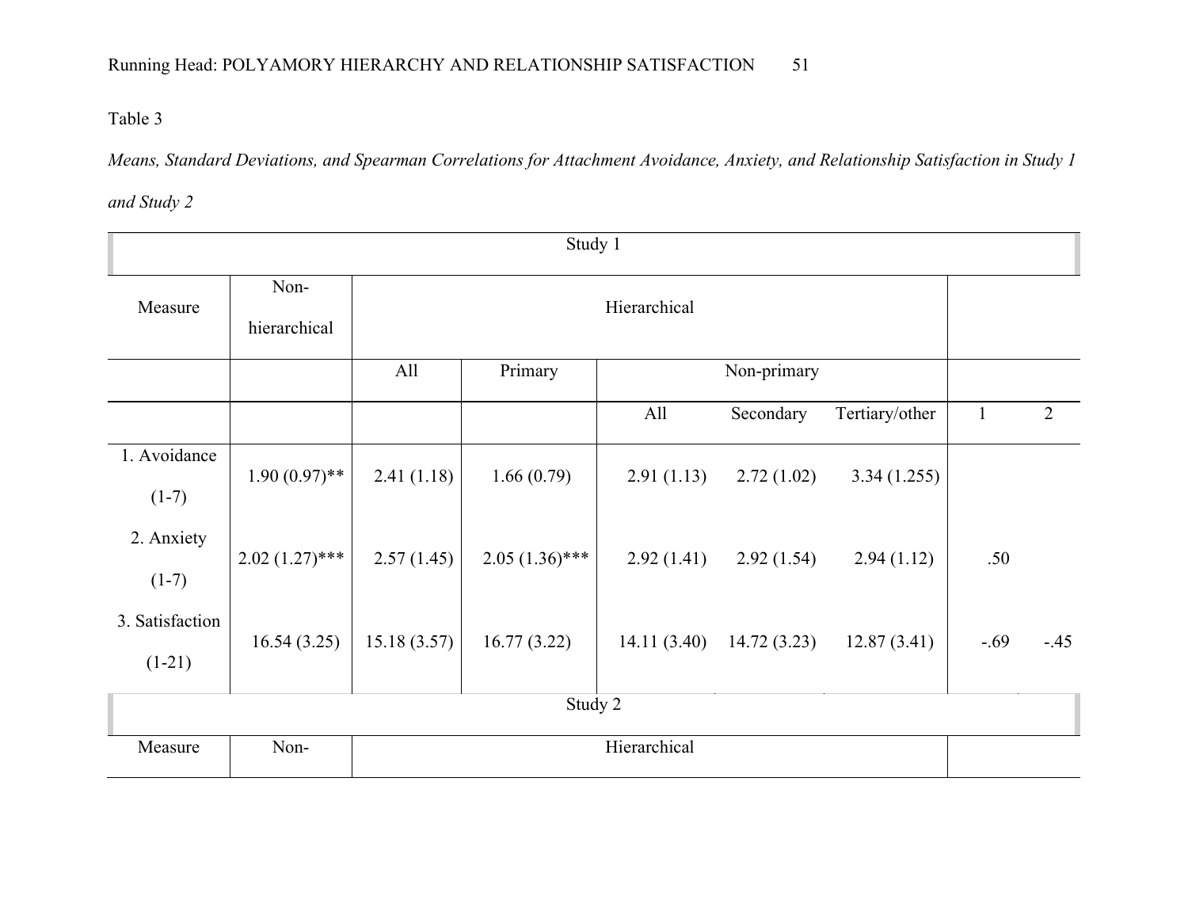Table 3

*Means, Standard Deviations, and Spearman Correlations for Attachment Avoidance, Anxiety, and Relationship Satisfaction in Study 1 and Study 2*

| Study 1 | | | | | | | | |
|---|---|---|---|---|---|---|---|---|
| Measure | Non-hierarchical | Hierarchical | | | | | | |
| | | All | Primary | Non-primary | | | | |
| | | | | All | Secondary | Tertiary/other | 1 | 2 |
| 1. Avoidance (1-7) | 1.90 (0.97)** | 2.41 (1.18) | 1.66 (0.79) | 2.91 (1.13) | 2.72 (1.02) | 3.34 (1.255) | | |
| 2. Anxiety (1-7) | 2.02 (1.27)*** | 2.57 (1.45) | 2.05 (1.36)*** | 2.92 (1.41) | 2.92 (1.54) | 2.94 (1.12) | .50 | |
| 3. Satisfaction (1-21) | 16.54 (3.25) | 15.18 (3.57) | 16.77 (3.22) | 14.11 (3.40) | 14.72 (3.23) | 12.87 (3.41) | -.69 | -.45 |
| Study 2 | | | | | | | | |
| Measure | Non- | Hierarchical | | | | | | |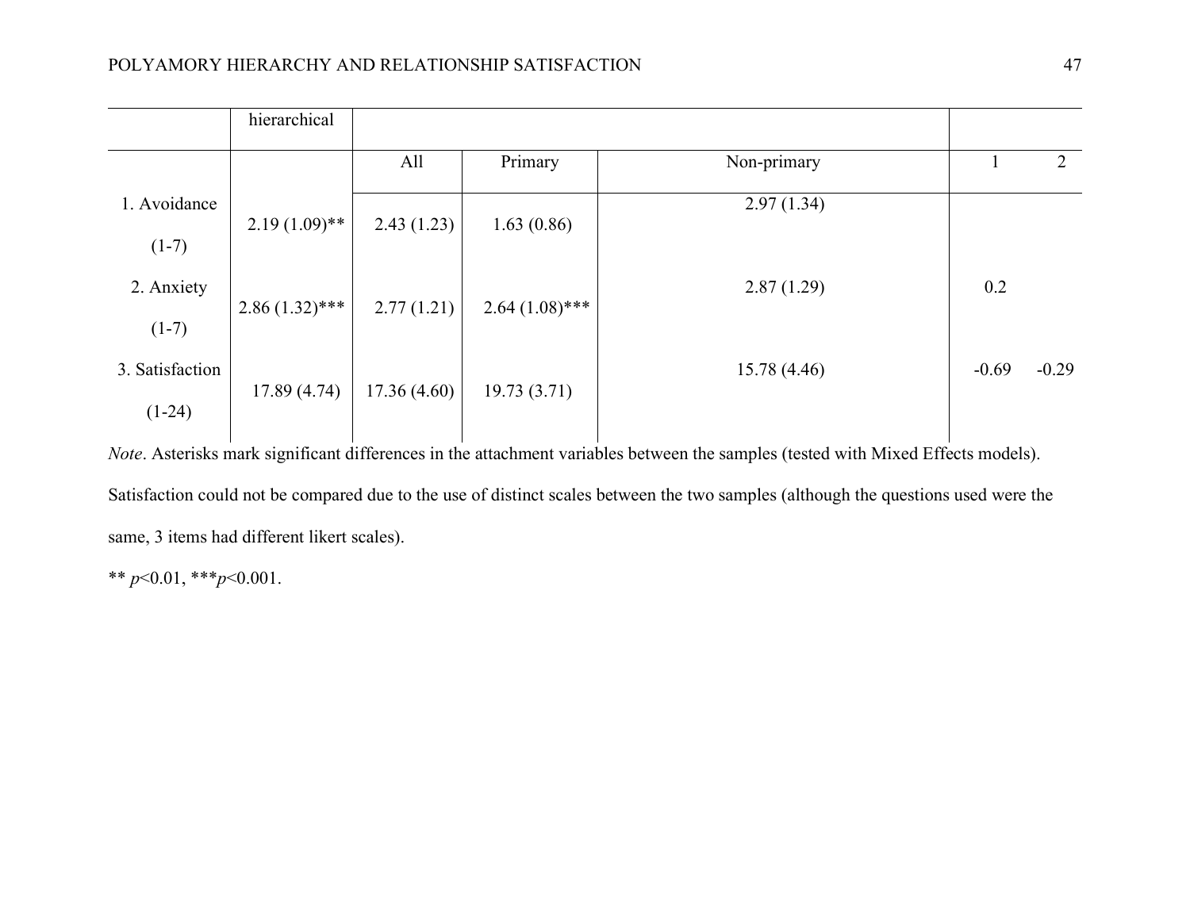| | hierarchical | | | | | |
|---|---|---|---|---|---|---|
| | | All | Primary | Non-primary | 1 | 2 |
| 1. Avoidance (1-7) | 2.19 (1.09)** | 2.43 (1.23) | 1.63 (0.86) | 2.97 (1.34) | | |
| 2. Anxiety (1-7) | 2.86 (1.32)*** | 2.77 (1.21) | 2.64 (1.08)*** | 2.87 (1.29) | 0.2 | |
| 3. Satisfaction (1-24) | 17.89 (4.74) | 17.36 (4.60) | 19.73 (3.71) | 15.78 (4.46) | -0.69 | -0.29 |

*Note*. Asterisks mark significant differences in the attachment variables between the samples (tested with Mixed Effects models). Satisfaction could not be compared due to the use of distinct scales between the two samples (although the questions used were the same, 3 items had different likert scales).

** $p<0.01$, *** $p<0.001$.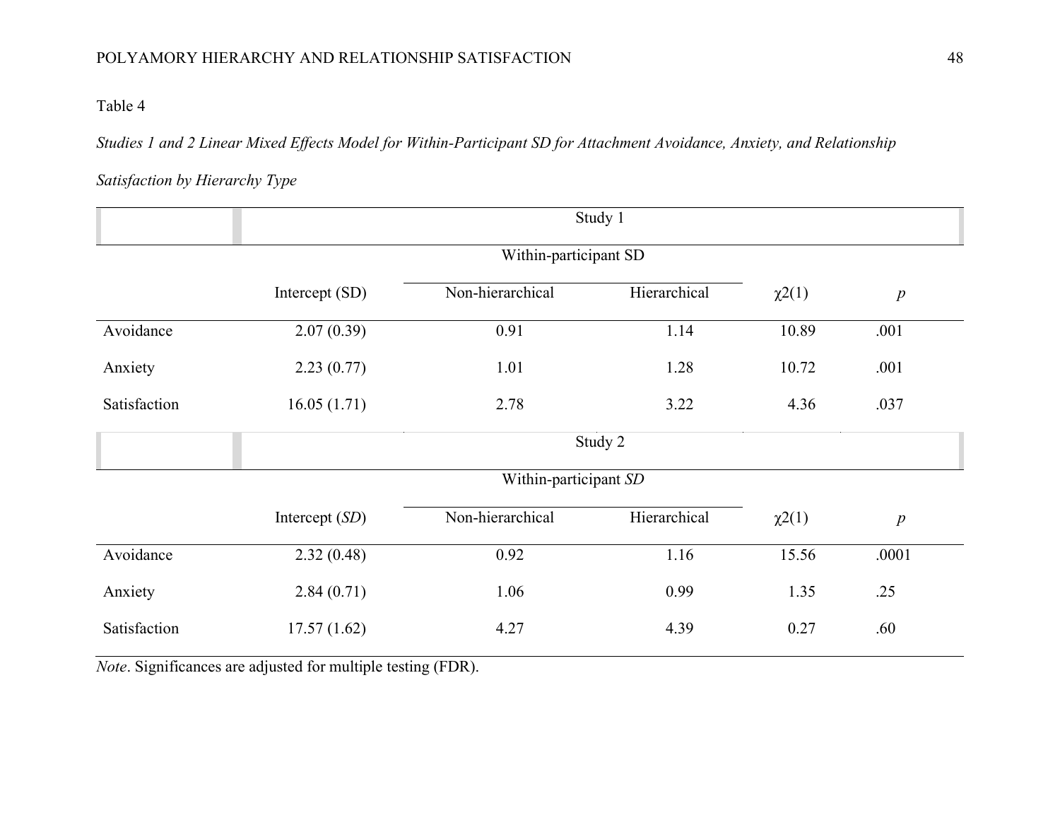Table 4

*Studies 1 and 2 Linear Mixed Effects Model for Within-Participant SD for Attachment Avoidance, Anxiety, and Relationship Satisfaction by Hierarchy Type*

| | Study 1 | | | | |
|---|---|---|---|---|---|
| | | Within-participant SD | | | |
| | Intercept (SD) | Non-hierarchical | Hierarchical | $\chi2(1)$ | *p* |
| Avoidance | 2.07 (0.39) | 0.91 | 1.14 | 10.89 | .001 |
| Anxiety | 2.23 (0.77) | 1.01 | 1.28 | 10.72 | .001 |
| Satisfaction | 16.05 (1.71) | 2.78 | 3.22 | 4.36 | .037 |
| | Study 2 | | | | |
| | | Within-participant *SD* | | | |
| | Intercept (*SD*) | Non-hierarchical | Hierarchical | $\chi2(1)$ | *p* |
| Avoidance | 2.32 (0.48) | 0.92 | 1.16 | 15.56 | .0001 |
| Anxiety | 2.84 (0.71) | 1.06 | 0.99 | 1.35 | .25 |
| Satisfaction | 17.57 (1.62) | 4.27 | 4.39 | 0.27 | .60 |

*Note*. Significances are adjusted for multiple testing (FDR).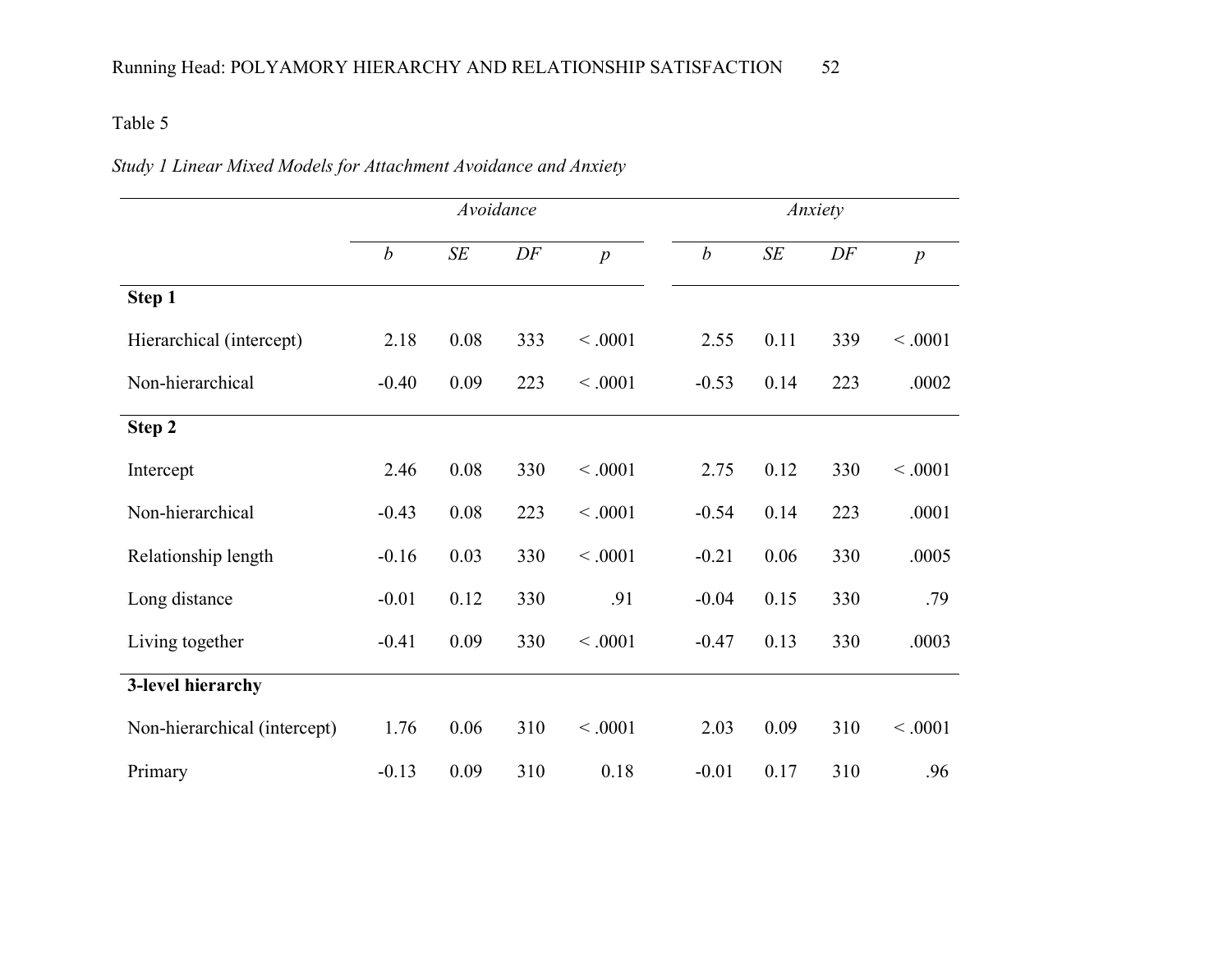Table 5

*Study 1 Linear Mixed Models for Attachment Avoidance and Anxiety*

| | *Avoidance* | | | | *Anxiety* | | | |
|---|---|---|---|---|---|---|---|---|
| | *b* | *SE* | *DF* | *p* | *b* | *SE* | *DF* | *p* |
| **Step 1** | | | | | | | | |
| Hierarchical (intercept) | 2.18 | 0.08 | 333 | < .0001 | 2.55 | 0.11 | 339 | < .0001 |
| Non-hierarchical | -0.40 | 0.09 | 223 | < .0001 | -0.53 | 0.14 | 223 | .0002 |
| **Step 2** | | | | | | | | |
| Intercept | 2.46 | 0.08 | 330 | < .0001 | 2.75 | 0.12 | 330 | < .0001 |
| Non-hierarchical | -0.43 | 0.08 | 223 | < .0001 | -0.54 | 0.14 | 223 | .0001 |
| Relationship length | -0.16 | 0.03 | 330 | < .0001 | -0.21 | 0.06 | 330 | .0005 |
| Long distance | -0.01 | 0.12 | 330 | .91 | -0.04 | 0.15 | 330 | .79 |
| Living together | -0.41 | 0.09 | 330 | < .0001 | -0.47 | 0.13 | 330 | .0003 |
| **3-level hierarchy** | | | | | | | | |
| Non-hierarchical (intercept) | 1.76 | 0.06 | 310 | < .0001 | 2.03 | 0.09 | 310 | < .0001 |
| Primary | -0.13 | 0.09 | 310 | 0.18 | -0.01 | 0.17 | 310 | .96 |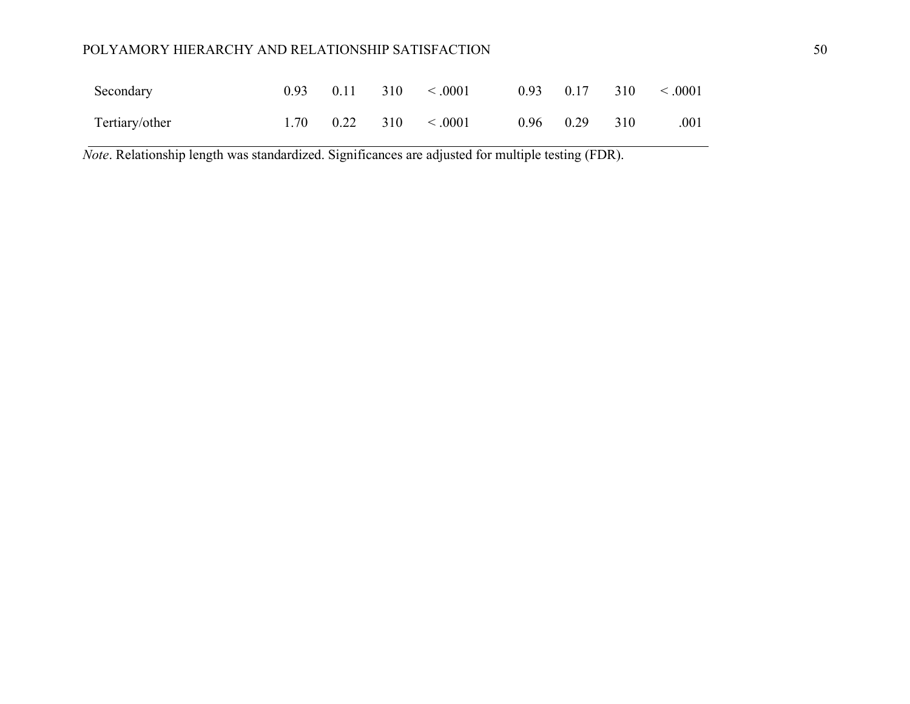| | | | | | | | | |
|---|---|---|---|---|---|---|---|---|
| Secondary | 0.93 | 0.11 | 310 | < .0001 | 0.93 | 0.17 | 310 | < .0001 |
| Tertiary/other | 1.70 | 0.22 | 310 | < .0001 | 0.96 | 0.29 | 310 | .001 |

*Note*. Relationship length was standardized. Significances are adjusted for multiple testing (FDR).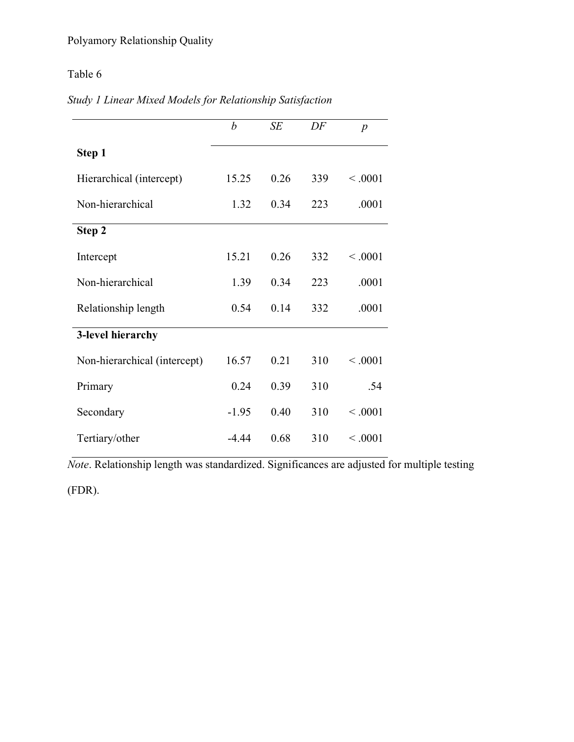Table 6

*Study 1 Linear Mixed Models for Relationship Satisfaction*

| | *b* | *SE* | *DF* | *p* |
|---|---|---|---|---|
| **Step 1** | | | | |
| Hierarchical (intercept) | 15.25 | 0.26 | 339 | < .0001 |
| Non-hierarchical | 1.32 | 0.34 | 223 | .0001 |
| **Step 2** | | | | |
| Intercept | 15.21 | 0.26 | 332 | < .0001 |
| Non-hierarchical | 1.39 | 0.34 | 223 | .0001 |
| Relationship length | 0.54 | 0.14 | 332 | .0001 |
| **3-level hierarchy** | | | | |
| Non-hierarchical (intercept) | 16.57 | 0.21 | 310 | < .0001 |
| Primary | 0.24 | 0.39 | 310 | .54 |
| Secondary | -1.95 | 0.40 | 310 | < .0001 |
| Tertiary/other | -4.44 | 0.68 | 310 | < .0001 |

*Note*. Relationship length was standardized. Significances are adjusted for multiple testing (FDR).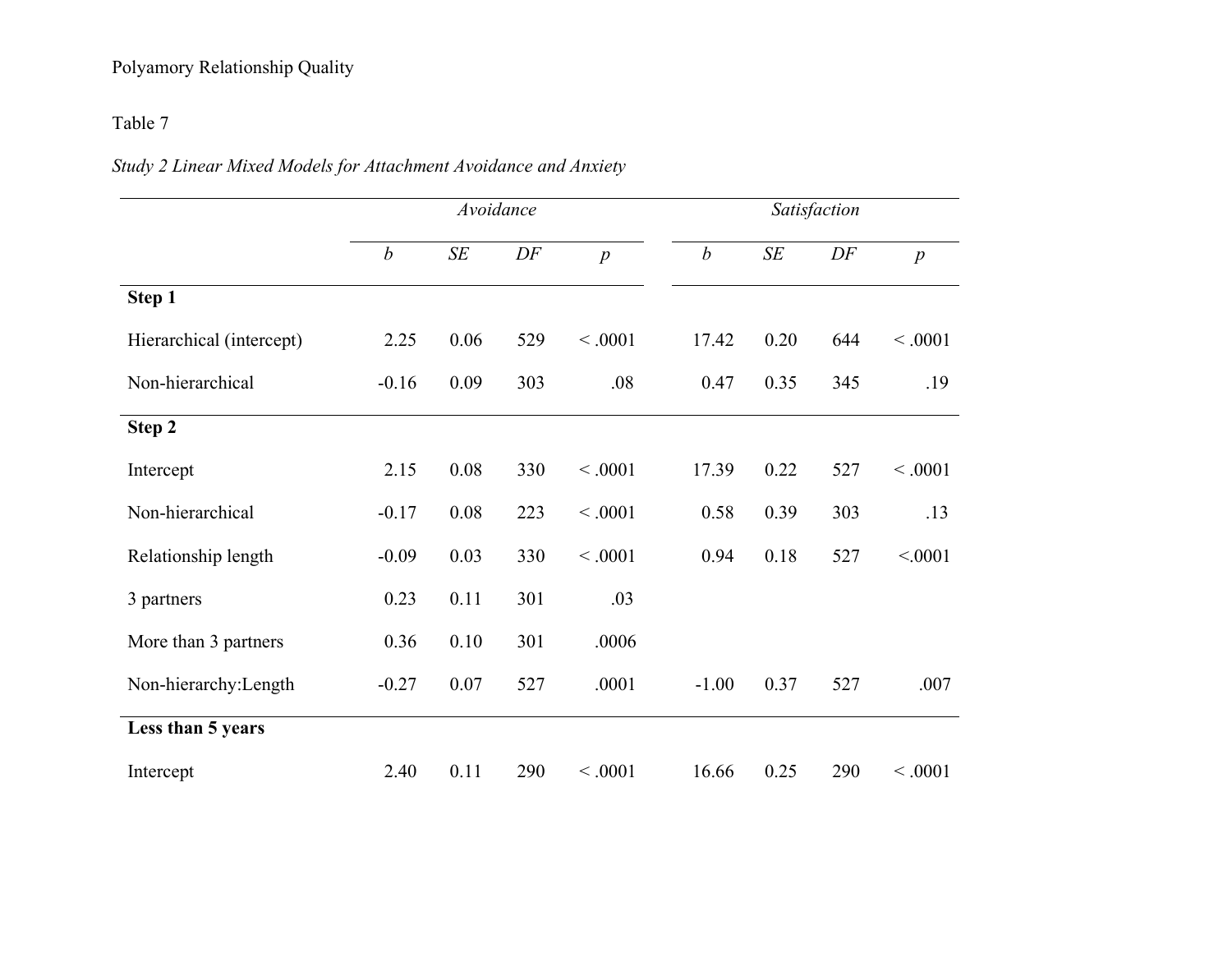Table 7

*Study 2 Linear Mixed Models for Attachment Avoidance and Anxiety*

| | *Avoidance* | | | | *Satisfaction* | | | |
|---|---|---|---|---|---|---|---|---|
| | *b* | *SE* | *DF* | *p* | *b* | *SE* | *DF* | *p* |
| **Step 1** | | | | | | | | |
| Hierarchical (intercept) | 2.25 | 0.06 | 529 | < .0001 | 17.42 | 0.20 | 644 | < .0001 |
| Non-hierarchical | -0.16 | 0.09 | 303 | .08 | 0.47 | 0.35 | 345 | .19 |
| **Step 2** | | | | | | | | |
| Intercept | 2.15 | 0.08 | 330 | < .0001 | 17.39 | 0.22 | 527 | < .0001 |
| Non-hierarchical | -0.17 | 0.08 | 223 | < .0001 | 0.58 | 0.39 | 303 | .13 |
| Relationship length | -0.09 | 0.03 | 330 | < .0001 | 0.94 | 0.18 | 527 | <.0001 |
| 3 partners | 0.23 | 0.11 | 301 | .03 | | | | |
| More than 3 partners | 0.36 | 0.10 | 301 | .0006 | | | | |
| Non-hierarchy:Length | -0.27 | 0.07 | 527 | .0001 | -1.00 | 0.37 | 527 | .007 |
| **Less than 5 years** | | | | | | | | |
| Intercept | 2.40 | 0.11 | 290 | < .0001 | 16.66 | 0.25 | 290 | < .0001 |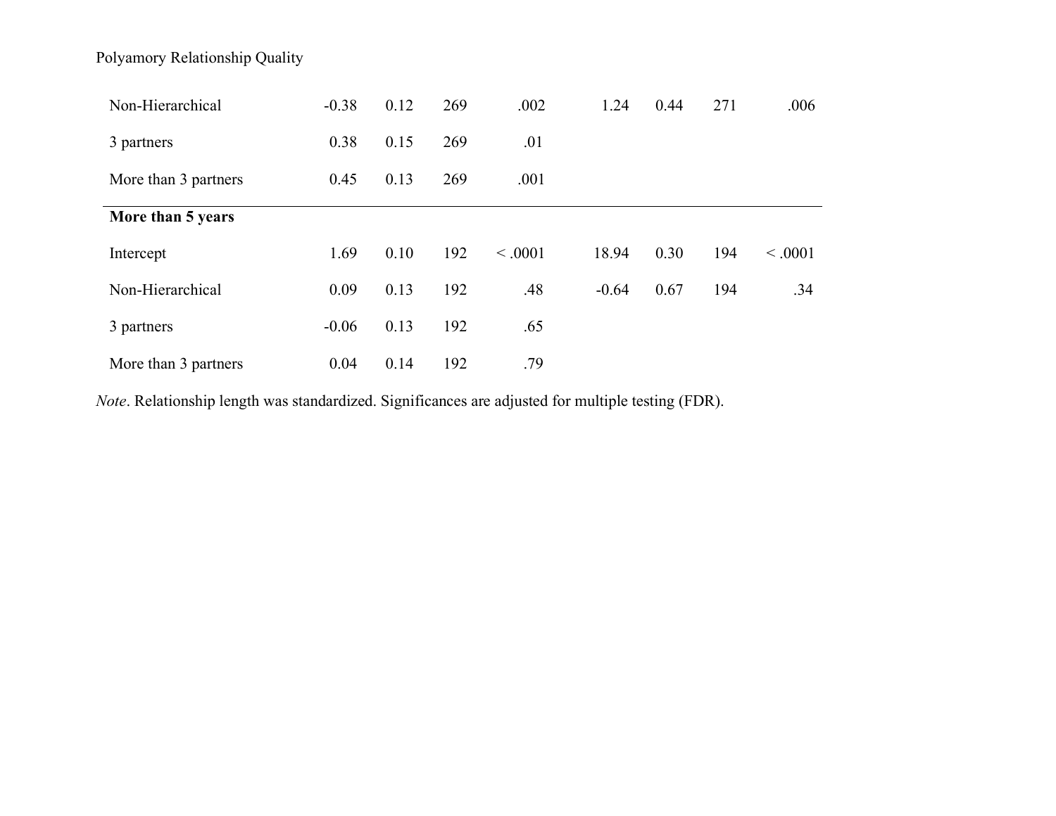| | | | | | | | | |
|---|---|---|---|---|---|---|---|---|
| Non-Hierarchical | -0.38 | 0.12 | 269 | .002 | 1.24 | 0.44 | 271 | .006 |
| 3 partners | 0.38 | 0.15 | 269 | .01 | | | | |
| More than 3 partners | 0.45 | 0.13 | 269 | .001 | | | | |
| **More than 5 years** | | | | | | | | |
| Intercept | 1.69 | 0.10 | 192 | < .0001 | 18.94 | 0.30 | 194 | < .0001 |
| Non-Hierarchical | 0.09 | 0.13 | 192 | .48 | -0.64 | 0.67 | 194 | .34 |
| 3 partners | -0.06 | 0.13 | 192 | .65 | | | | |
| More than 3 partners | 0.04 | 0.14 | 192 | .79 | | | | |

*Note*. Relationship length was standardized. Significances are adjusted for multiple testing (FDR).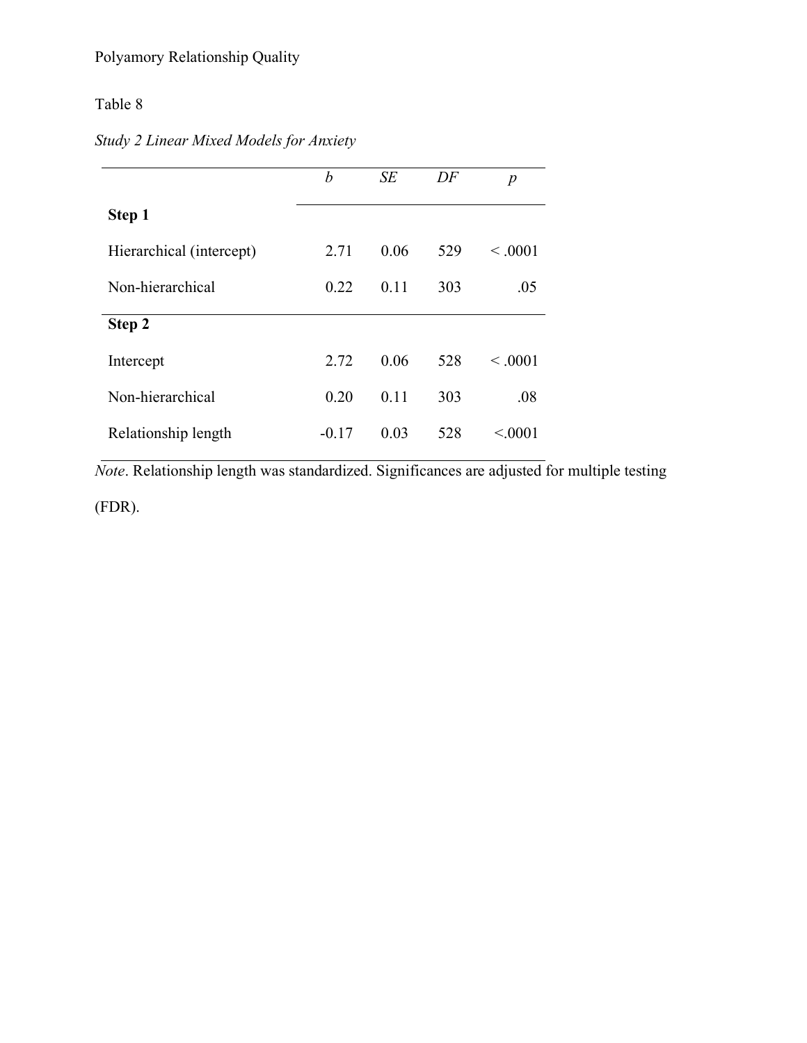Table 8

*Study 2 Linear Mixed Models for Anxiety*

| | $b$ | $SE$ | $DF$ | $p$ |
|---|---|---|---|---|
| **Step 1** | | | | |
| Hierarchical (intercept) | 2.71 | 0.06 | 529 | < .0001 |
| Non-hierarchical | 0.22 | 0.11 | 303 | .05 |
| **Step 2** | | | | |
| Intercept | 2.72 | 0.06 | 528 | < .0001 |
| Non-hierarchical | 0.20 | 0.11 | 303 | .08 |
| Relationship length | -0.17 | 0.03 | 528 | <.0001 |

*Note*. Relationship length was standardized. Significances are adjusted for multiple testing (FDR).